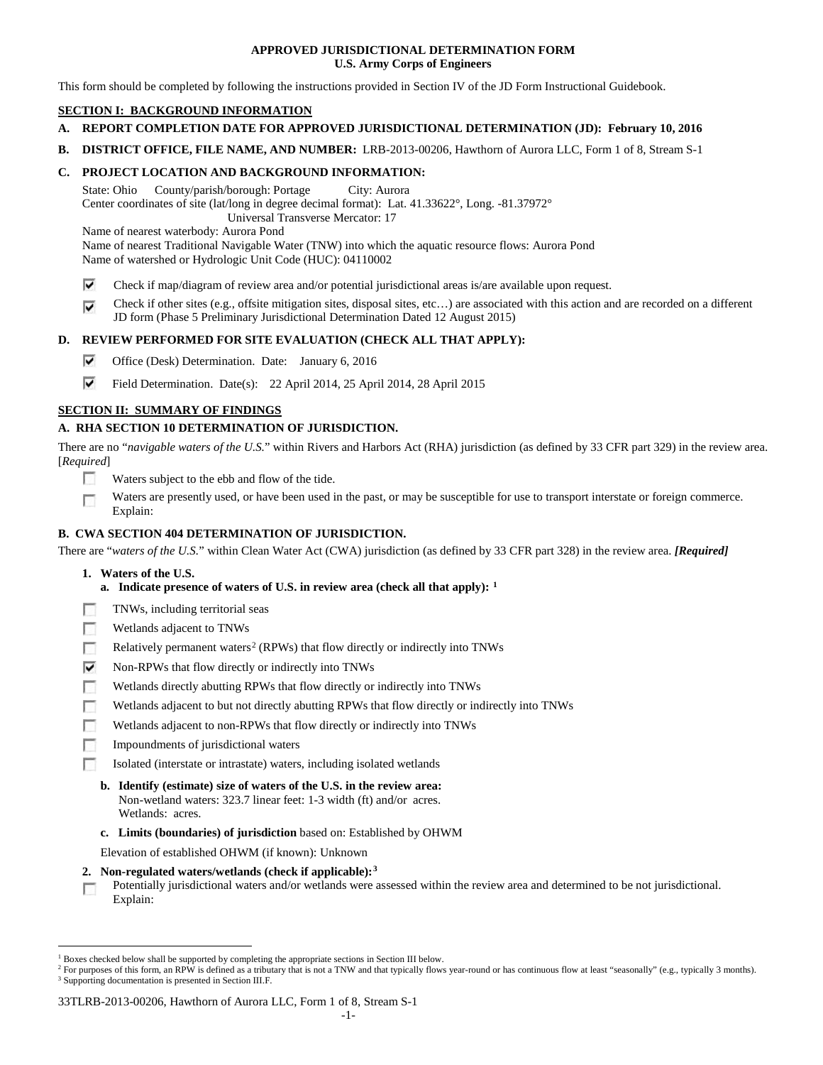**APPROVED JURISDICTIONAL DETERMINATION FORM**
**U.S. Army Corps of Engineers**

This form should be completed by following the instructions provided in Section IV of the JD Form Instructional Guidebook.

## SECTION I: BACKGROUND INFORMATION

**A. REPORT COMPLETION DATE FOR APPROVED JURISDICTIONAL DETERMINATION (JD): February 10, 2016**

**B. DISTRICT OFFICE, FILE NAME, AND NUMBER:** LRB-2013-00206, Hawthorn of Aurora LLC, Form 1 of 8, Stream S-1

**C. PROJECT LOCATION AND BACKGROUND INFORMATION:**

State: Ohio County/parish/borough: Portage City: Aurora
Center coordinates of site (lat/long in degree decimal format): Lat. 41.33622°, Long. -81.37972°
Universal Transverse Mercator: 17
Name of nearest waterbody: Aurora Pond
Name of nearest Traditional Navigable Water (TNW) into which the aquatic resource flows: Aurora Pond
Name of watershed or Hydrologic Unit Code (HUC): 04110002

☑ Check if map/diagram of review area and/or potential jurisdictional areas is/are available upon request.

☑ Check if other sites (e.g., offsite mitigation sites, disposal sites, etc…) are associated with this action and are recorded on a different JD form (Phase 5 Preliminary Jurisdictional Determination Dated 12 August 2015)

**D. REVIEW PERFORMED FOR SITE EVALUATION (CHECK ALL THAT APPLY):**

☑ Office (Desk) Determination. Date: January 6, 2016

☑ Field Determination. Date(s): 22 April 2014, 25 April 2014, 28 April 2015

## SECTION II: SUMMARY OF FINDINGS

**A. RHA SECTION 10 DETERMINATION OF JURISDICTION.**

There are no "*navigable waters of the U.S.*" within Rivers and Harbors Act (RHA) jurisdiction (as defined by 33 CFR part 329) in the review area. [*Required*]

☐ Waters subject to the ebb and flow of the tide.

☐ Waters are presently used, or have been used in the past, or may be susceptible for use to transport interstate or foreign commerce. Explain:

**B. CWA SECTION 404 DETERMINATION OF JURISDICTION.**

There are "*waters of the U.S.*" within Clean Water Act (CWA) jurisdiction (as defined by 33 CFR part 328) in the review area. ***[Required]***

**1. Waters of the U.S.**

**a. Indicate presence of waters of U.S. in review area (check all that apply):** [1]

☐ TNWs, including territorial seas

☐ Wetlands adjacent to TNWs

☐ Relatively permanent waters[2] (RPWs) that flow directly or indirectly into TNWs

☑ Non-RPWs that flow directly or indirectly into TNWs

☐ Wetlands directly abutting RPWs that flow directly or indirectly into TNWs

☐ Wetlands adjacent to but not directly abutting RPWs that flow directly or indirectly into TNWs

☐ Wetlands adjacent to non-RPWs that flow directly or indirectly into TNWs

☐ Impoundments of jurisdictional waters

☐ Isolated (interstate or intrastate) waters, including isolated wetlands

**b. Identify (estimate) size of waters of the U.S. in the review area:**
Non-wetland waters: 323.7 linear feet: 1-3 width (ft) and/or acres.
Wetlands: acres.

**c. Limits (boundaries) of jurisdiction** based on: Established by OHWM

Elevation of established OHWM (if known): Unknown

**2. Non-regulated waters/wetlands (check if applicable):**[3]

☐ Potentially jurisdictional waters and/or wetlands were assessed within the review area and determined to be not jurisdictional. Explain:

---

[1] Boxes checked below shall be supported by completing the appropriate sections in Section III below.
[2] For purposes of this form, an RPW is defined as a tributary that is not a TNW and that typically flows year-round or has continuous flow at least "seasonally" (e.g., typically 3 months).
[3] Supporting documentation is presented in Section III.F.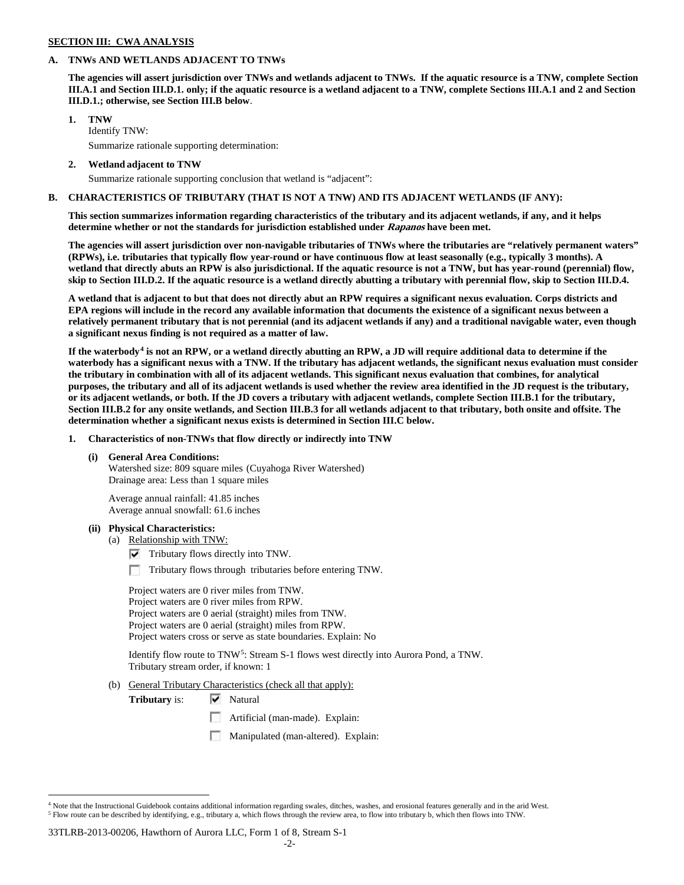**SECTION III: CWA ANALYSIS**

**A. TNWs AND WETLANDS ADJACENT TO TNWs**

**The agencies will assert jurisdiction over TNWs and wetlands adjacent to TNWs. If the aquatic resource is a TNW, complete Section III.A.1 and Section III.D.1. only; if the aquatic resource is a wetland adjacent to a TNW, complete Sections III.A.1 and 2 and Section III.D.1.; otherwise, see Section III.B below**.

**1. TNW**

Identify TNW:

Summarize rationale supporting determination:

**2. Wetland adjacent to TNW**

Summarize rationale supporting conclusion that wetland is "adjacent":

**B. CHARACTERISTICS OF TRIBUTARY (THAT IS NOT A TNW) AND ITS ADJACENT WETLANDS (IF ANY):**

**This section summarizes information regarding characteristics of the tributary and its adjacent wetlands, if any, and it helps determine whether or not the standards for jurisdiction established under *Rapanos* have been met.**

**The agencies will assert jurisdiction over non-navigable tributaries of TNWs where the tributaries are "relatively permanent waters" (RPWs), i.e. tributaries that typically flow year-round or have continuous flow at least seasonally (e.g., typically 3 months). A wetland that directly abuts an RPW is also jurisdictional. If the aquatic resource is not a TNW, but has year-round (perennial) flow, skip to Section III.D.2. If the aquatic resource is a wetland directly abutting a tributary with perennial flow, skip to Section III.D.4.**

**A wetland that is adjacent to but that does not directly abut an RPW requires a significant nexus evaluation. Corps districts and EPA regions will include in the record any available information that documents the existence of a significant nexus between a relatively permanent tributary that is not perennial (and its adjacent wetlands if any) and a traditional navigable water, even though a significant nexus finding is not required as a matter of law.**

**If the waterbody[4] is not an RPW, or a wetland directly abutting an RPW, a JD will require additional data to determine if the waterbody has a significant nexus with a TNW. If the tributary has adjacent wetlands, the significant nexus evaluation must consider the tributary in combination with all of its adjacent wetlands. This significant nexus evaluation that combines, for analytical purposes, the tributary and all of its adjacent wetlands is used whether the review area identified in the JD request is the tributary, or its adjacent wetlands, or both. If the JD covers a tributary with adjacent wetlands, complete Section III.B.1 for the tributary, Section III.B.2 for any onsite wetlands, and Section III.B.3 for all wetlands adjacent to that tributary, both onsite and offsite. The determination whether a significant nexus exists is determined in Section III.C below.**

**1. Characteristics of non-TNWs that flow directly or indirectly into TNW**

**(i) General Area Conditions:**

Watershed size: 809 square miles (Cuyahoga River Watershed)
Drainage area: Less than 1 square miles

Average annual rainfall: 41.85 inches
Average annual snowfall: 61.6 inches

**(ii) Physical Characteristics:**

(a) Relationship with TNW:

- ☑ Tributary flows directly into TNW.
- ☐ Tributary flows through tributaries before entering TNW.

Project waters are 0 river miles from TNW.
Project waters are 0 river miles from RPW.
Project waters are 0 aerial (straight) miles from TNW.
Project waters are 0 aerial (straight) miles from RPW.
Project waters cross or serve as state boundaries. Explain: No

Identify flow route to TNW[5]: Stream S-1 flows west directly into Aurora Pond, a TNW.
Tributary stream order, if known: 1

(b) General Tributary Characteristics (check all that apply):

**Tributary** is:
- ☑ Natural
- ☐ Artificial (man-made). Explain:
- ☐ Manipulated (man-altered). Explain:

---

[4] Note that the Instructional Guidebook contains additional information regarding swales, ditches, washes, and erosional features generally and in the arid West.
[5] Flow route can be described by identifying, e.g., tributary a, which flows through the review area, to flow into tributary b, which then flows into TNW.

33TLRB-2013-00206, Hawthorn of Aurora LLC, Form 1 of 8, Stream S-1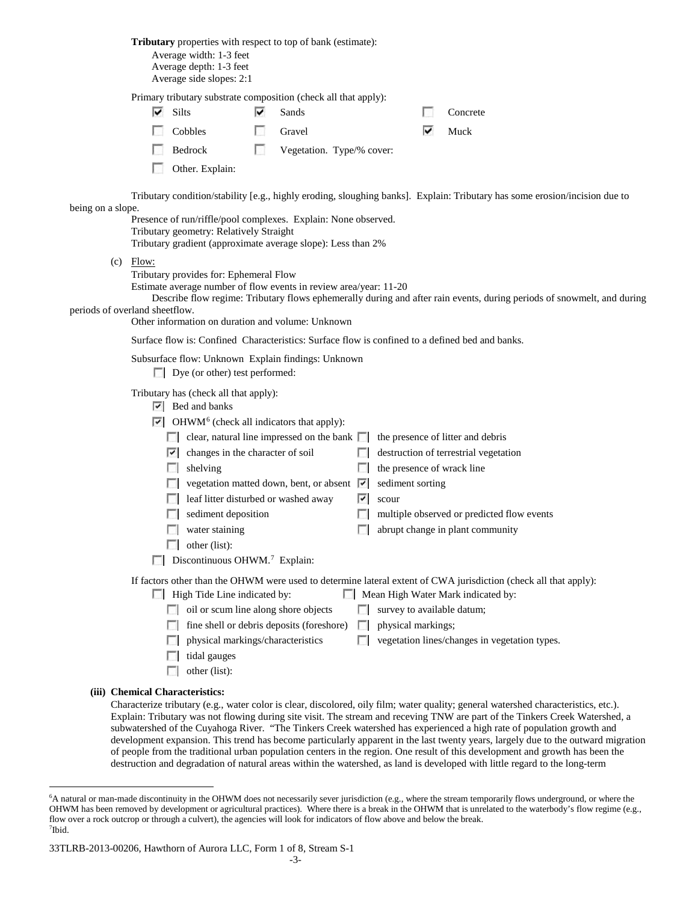**Tributary** properties with respect to top of bank (estimate):

Average width: 1-3 feet
Average depth: 1-3 feet
Average side slopes: 2:1

Primary tributary substrate composition (check all that apply):

- ☑ Silts
- ☑ Sands
- ☐ Concrete
- ☐ Cobbles
- ☐ Gravel
- ☑ Muck
- ☐ Bedrock
- ☐ Vegetation. Type/% cover:
- ☐ Other. Explain:

Tributary condition/stability [e.g., highly eroding, sloughing banks]. Explain: Tributary has some erosion/incision due to being on a slope.

Presence of run/riffle/pool complexes. Explain: None observed.
Tributary geometry: Relatively Straight
Tributary gradient (approximate average slope): Less than 2%

(c) Flow:

Tributary provides for: Ephemeral Flow
Estimate average number of flow events in review area/year: 11-20
Describe flow regime: Tributary flows ephemerally during and after rain events, during periods of snowmelt, and during periods of overland sheetflow.
Other information on duration and volume: Unknown

Surface flow is: Confined Characteristics: Surface flow is confined to a defined bed and banks.

Subsurface flow: Unknown Explain findings: Unknown

- ☐ Dye (or other) test performed:

Tributary has (check all that apply):

- ☑ Bed and banks
- ☑ OHWM[6] (check all indicators that apply):
  - ☐ clear, natural line impressed on the bank
  - ☐ the presence of litter and debris
  - ☑ changes in the character of soil
  - ☐ destruction of terrestrial vegetation
  - ☐ shelving
  - ☐ the presence of wrack line
  - ☐ vegetation matted down, bent, or absent
  - ☑ sediment sorting
  - ☐ leaf litter disturbed or washed away
  - ☑ scour
  - ☐ sediment deposition
  - ☐ multiple observed or predicted flow events
  - ☐ water staining
  - ☐ abrupt change in plant community
  - ☐ other (list):
- ☐ Discontinuous OHWM.[7] Explain:

If factors other than the OHWM were used to determine lateral extent of CWA jurisdiction (check all that apply):

- ☐ High Tide Line indicated by:
  - ☐ oil or scum line along shore objects
  - ☐ fine shell or debris deposits (foreshore)
  - ☐ physical markings/characteristics
  - ☐ tidal gauges
  - ☐ other (list):
- ☐ Mean High Water Mark indicated by:
  - ☐ survey to available datum;
  - ☐ physical markings;
  - ☐ vegetation lines/changes in vegetation types.

**(iii) Chemical Characteristics:**

Characterize tributary (e.g., water color is clear, discolored, oily film; water quality; general watershed characteristics, etc.). Explain: Tributary was not flowing during site visit. The stream and receving TNW are part of the Tinkers Creek Watershed, a subwatershed of the Cuyahoga River. "The Tinkers Creek watershed has experienced a high rate of population growth and development expansion. This trend has become particularly apparent in the last twenty years, largely due to the outward migration of people from the traditional urban population centers in the region. One result of this development and growth has been the destruction and degradation of natural areas within the watershed, as land is developed with little regard to the long-term

---

[6] A natural or man-made discontinuity in the OHWM does not necessarily sever jurisdiction (e.g., where the stream temporarily flows underground, or where the OHWM has been removed by development or agricultural practices). Where there is a break in the OHWM that is unrelated to the waterbody's flow regime (e.g., flow over a rock outcrop or through a culvert), the agencies will look for indicators of flow above and below the break.

[7] Ibid.

33TLRB-2013-00206, Hawthorn of Aurora LLC, Form 1 of 8, Stream S-1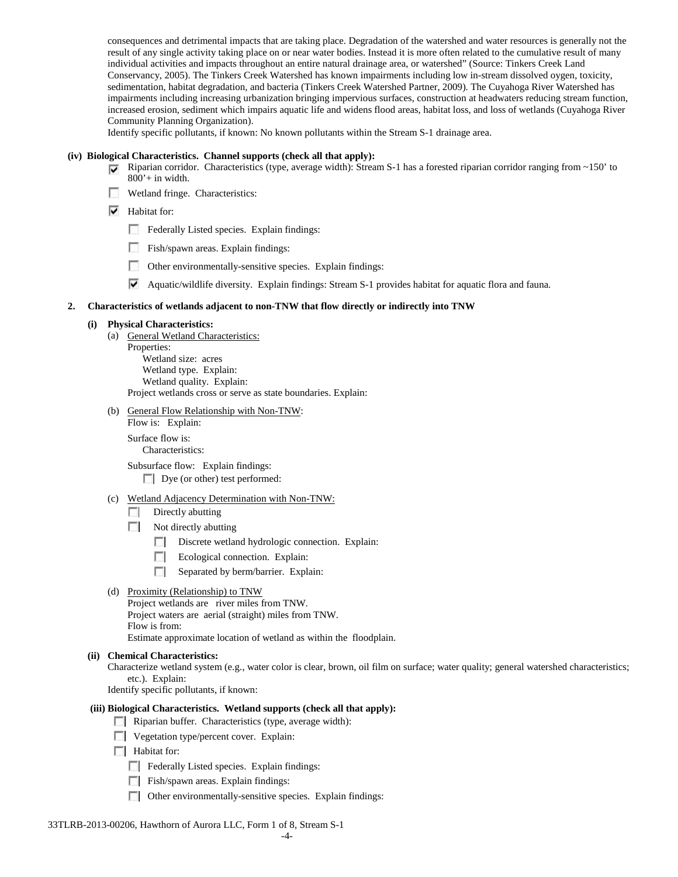consequences and detrimental impacts that are taking place. Degradation of the watershed and water resources is generally not the result of any single activity taking place on or near water bodies. Instead it is more often related to the cumulative result of many individual activities and impacts throughout an entire natural drainage area, or watershed" (Source: Tinkers Creek Land Conservancy, 2005). The Tinkers Creek Watershed has known impairments including low in-stream dissolved oxygen, toxicity, sedimentation, habitat degradation, and bacteria (Tinkers Creek Watershed Partner, 2009). The Cuyahoga River Watershed has impairments including increasing urbanization bringing impervious surfaces, construction at headwaters reducing stream function, increased erosion, sediment which impairs aquatic life and widens flood areas, habitat loss, and loss of wetlands (Cuyahoga River Community Planning Organization).

Identify specific pollutants, if known: No known pollutants within the Stream S-1 drainage area.

**(iv) Biological Characteristics. Channel supports (check all that apply):**

- [x] Riparian corridor. Characteristics (type, average width): Stream S-1 has a forested riparian corridor ranging from ~150' to 800'+ in width.
- [ ] Wetland fringe. Characteristics:
- [x] Habitat for:
  - [ ] Federally Listed species. Explain findings:
  - [ ] Fish/spawn areas. Explain findings:
  - [ ] Other environmentally-sensitive species. Explain findings:
  - [x] Aquatic/wildlife diversity. Explain findings: Stream S-1 provides habitat for aquatic flora and fauna.

**2. Characteristics of wetlands adjacent to non-TNW that flow directly or indirectly into TNW**

**(i) Physical Characteristics:**

(a) General Wetland Characteristics:
Properties:
Wetland size: acres
Wetland type. Explain:
Wetland quality. Explain:
Project wetlands cross or serve as state boundaries. Explain:

(b) General Flow Relationship with Non-TNW:
Flow is: Explain:

Surface flow is:
Characteristics:

Subsurface flow: Explain findings:
- [ ] Dye (or other) test performed:

(c) Wetland Adjacency Determination with Non-TNW:
- [ ] Directly abutting
- [ ] Not directly abutting
  - [ ] Discrete wetland hydrologic connection. Explain:
  - [ ] Ecological connection. Explain:
  - [ ] Separated by berm/barrier. Explain:

(d) Proximity (Relationship) to TNW
Project wetlands are river miles from TNW.
Project waters are aerial (straight) miles from TNW.
Flow is from:
Estimate approximate location of wetland as within the floodplain.

**(ii) Chemical Characteristics:**

Characterize wetland system (e.g., water color is clear, brown, oil film on surface; water quality; general watershed characteristics; etc.). Explain:

Identify specific pollutants, if known:

**(iii) Biological Characteristics. Wetland supports (check all that apply):**

- [ ] Riparian buffer. Characteristics (type, average width):
- [ ] Vegetation type/percent cover. Explain:
- [ ] Habitat for:
  - [ ] Federally Listed species. Explain findings:
  - [ ] Fish/spawn areas. Explain findings:
  - [ ] Other environmentally-sensitive species. Explain findings: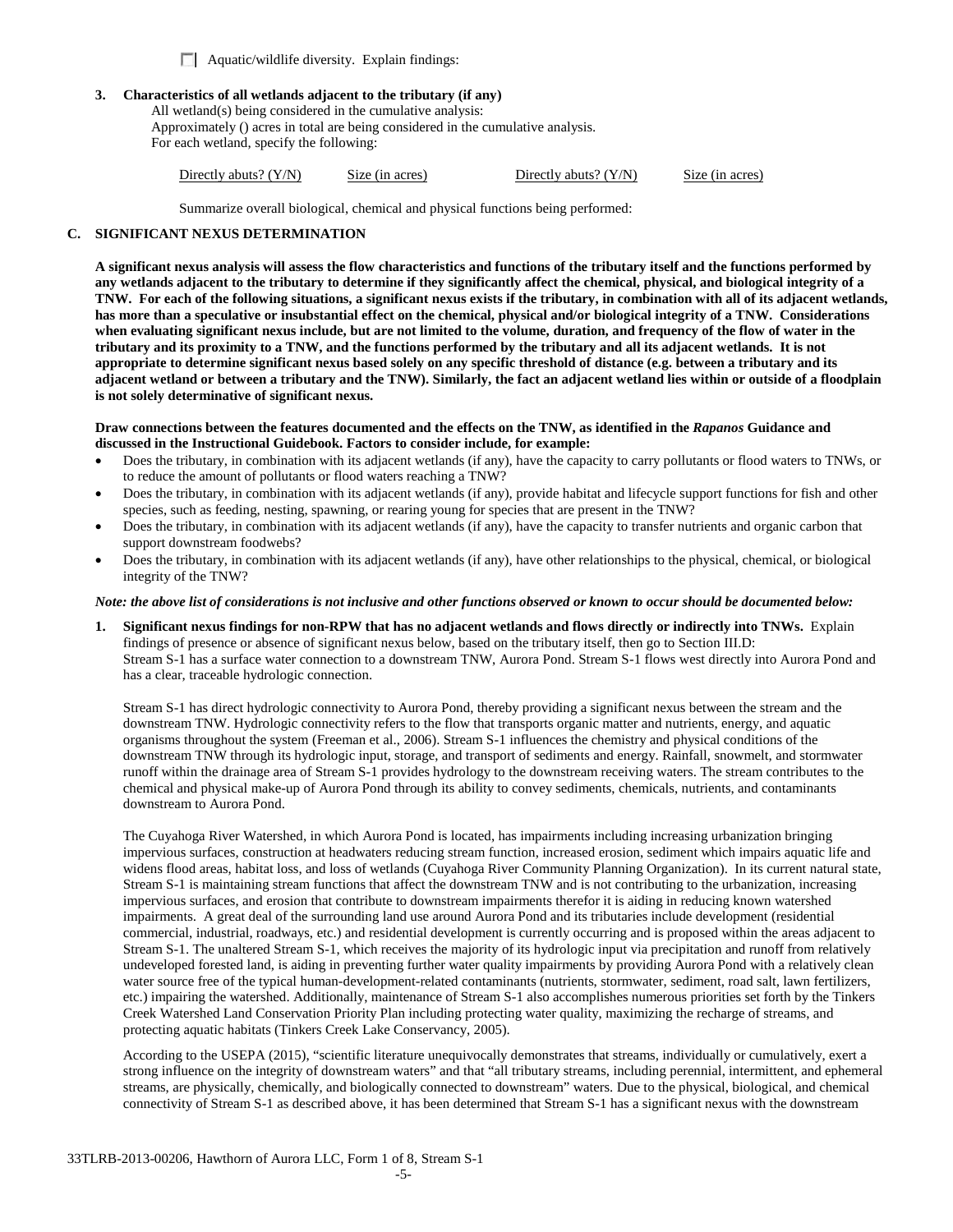☐ Aquatic/wildlife diversity. Explain findings:

**3. Characteristics of all wetlands adjacent to the tributary (if any)**

All wetland(s) being considered in the cumulative analysis:
Approximately () acres in total are being considered in the cumulative analysis.
For each wetland, specify the following:

| Directly abuts? (Y/N) | Size (in acres) | Directly abuts? (Y/N) | Size (in acres) |
|---|---|---|---|

Summarize overall biological, chemical and physical functions being performed:

**C. SIGNIFICANT NEXUS DETERMINATION**

**A significant nexus analysis will assess the flow characteristics and functions of the tributary itself and the functions performed by any wetlands adjacent to the tributary to determine if they significantly affect the chemical, physical, and biological integrity of a TNW. For each of the following situations, a significant nexus exists if the tributary, in combination with all of its adjacent wetlands, has more than a speculative or insubstantial effect on the chemical, physical and/or biological integrity of a TNW. Considerations when evaluating significant nexus include, but are not limited to the volume, duration, and frequency of the flow of water in the tributary and its proximity to a TNW, and the functions performed by the tributary and all its adjacent wetlands. It is not appropriate to determine significant nexus based solely on any specific threshold of distance (e.g. between a tributary and its adjacent wetland or between a tributary and the TNW). Similarly, the fact an adjacent wetland lies within or outside of a floodplain is not solely determinative of significant nexus.**

**Draw connections between the features documented and the effects on the TNW, as identified in the *Rapanos* Guidance and discussed in the Instructional Guidebook. Factors to consider include, for example:**

- Does the tributary, in combination with its adjacent wetlands (if any), have the capacity to carry pollutants or flood waters to TNWs, or to reduce the amount of pollutants or flood waters reaching a TNW?
- Does the tributary, in combination with its adjacent wetlands (if any), provide habitat and lifecycle support functions for fish and other species, such as feeding, nesting, spawning, or rearing young for species that are present in the TNW?
- Does the tributary, in combination with its adjacent wetlands (if any), have the capacity to transfer nutrients and organic carbon that support downstream foodwebs?
- Does the tributary, in combination with its adjacent wetlands (if any), have other relationships to the physical, chemical, or biological integrity of the TNW?

***Note: the above list of considerations is not inclusive and other functions observed or known to occur should be documented below:***

1. **Significant nexus findings for non-RPW that has no adjacent wetlands and flows directly or indirectly into TNWs.** Explain findings of presence or absence of significant nexus below, based on the tributary itself, then go to Section III.D: Stream S-1 has a surface water connection to a downstream TNW, Aurora Pond. Stream S-1 flows west directly into Aurora Pond and has a clear, traceable hydrologic connection.

   Stream S-1 has direct hydrologic connectivity to Aurora Pond, thereby providing a significant nexus between the stream and the downstream TNW. Hydrologic connectivity refers to the flow that transports organic matter and nutrients, energy, and aquatic organisms throughout the system (Freeman et al., 2006). Stream S-1 influences the chemistry and physical conditions of the downstream TNW through its hydrologic input, storage, and transport of sediments and energy. Rainfall, snowmelt, and stormwater runoff within the drainage area of Stream S-1 provides hydrology to the downstream receiving waters. The stream contributes to the chemical and physical make-up of Aurora Pond through its ability to convey sediments, chemicals, nutrients, and contaminants downstream to Aurora Pond.

   The Cuyahoga River Watershed, in which Aurora Pond is located, has impairments including increasing urbanization bringing impervious surfaces, construction at headwaters reducing stream function, increased erosion, sediment which impairs aquatic life and widens flood areas, habitat loss, and loss of wetlands (Cuyahoga River Community Planning Organization). In its current natural state, Stream S-1 is maintaining stream functions that affect the downstream TNW and is not contributing to the urbanization, increasing impervious surfaces, and erosion that contribute to downstream impairments therefor it is aiding in reducing known watershed impairments. A great deal of the surrounding land use around Aurora Pond and its tributaries include development (residential commercial, industrial, roadways, etc.) and residential development is currently occurring and is proposed within the areas adjacent to Stream S-1. The unaltered Stream S-1, which receives the majority of its hydrologic input via precipitation and runoff from relatively undeveloped forested land, is aiding in preventing further water quality impairments by providing Aurora Pond with a relatively clean water source free of the typical human-development-related contaminants (nutrients, stormwater, sediment, road salt, lawn fertilizers, etc.) impairing the watershed. Additionally, maintenance of Stream S-1 also accomplishes numerous priorities set forth by the Tinkers Creek Watershed Land Conservation Priority Plan including protecting water quality, maximizing the recharge of streams, and protecting aquatic habitats (Tinkers Creek Lake Conservancy, 2005).

   According to the USEPA (2015), "scientific literature unequivocally demonstrates that streams, individually or cumulatively, exert a strong influence on the integrity of downstream waters" and that "all tributary streams, including perennial, intermittent, and ephemeral streams, are physically, chemically, and biologically connected to downstream" waters. Due to the physical, biological, and chemical connectivity of Stream S-1 as described above, it has been determined that Stream S-1 has a significant nexus with the downstream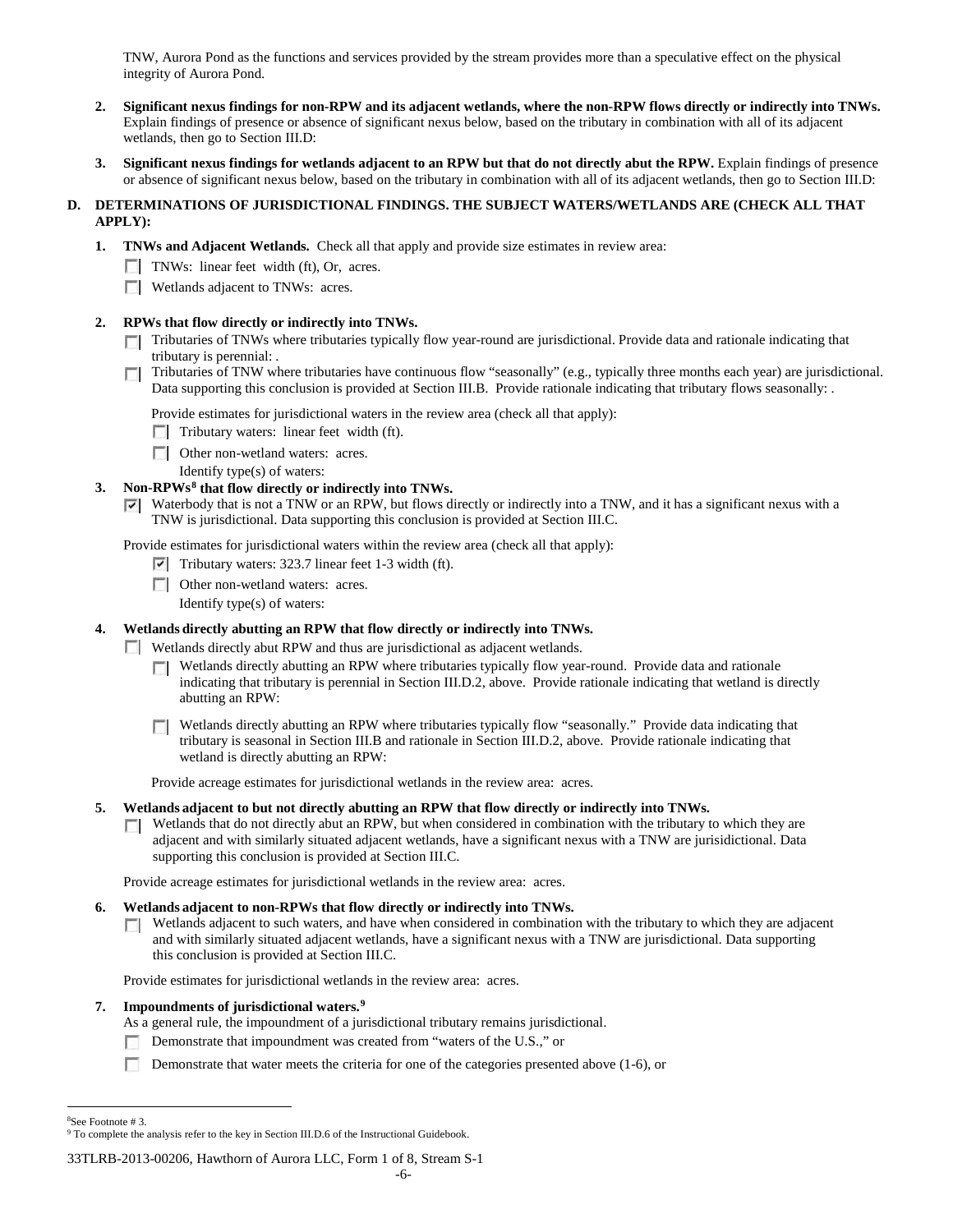TNW, Aurora Pond as the functions and services provided by the stream provides more than a speculative effect on the physical integrity of Aurora Pond.

2. **Significant nexus findings for non-RPW and its adjacent wetlands, where the non-RPW flows directly or indirectly into TNWs.** Explain findings of presence or absence of significant nexus below, based on the tributary in combination with all of its adjacent wetlands, then go to Section III.D:

3. **Significant nexus findings for wetlands adjacent to an RPW but that do not directly abut the RPW.** Explain findings of presence or absence of significant nexus below, based on the tributary in combination with all of its adjacent wetlands, then go to Section III.D:

**D. DETERMINATIONS OF JURISDICTIONAL FINDINGS. THE SUBJECT WATERS/WETLANDS ARE (CHECK ALL THAT APPLY):**

1. **TNWs and Adjacent Wetlands.** Check all that apply and provide size estimates in review area:
   - ☐ TNWs: linear feet width (ft), Or, acres.
   - ☐ Wetlands adjacent to TNWs: acres.

2. **RPWs that flow directly or indirectly into TNWs.**
   - ☐ Tributaries of TNWs where tributaries typically flow year-round are jurisdictional. Provide data and rationale indicating that tributary is perennial: .
   - ☐ Tributaries of TNW where tributaries have continuous flow "seasonally" (e.g., typically three months each year) are jurisdictional. Data supporting this conclusion is provided at Section III.B. Provide rationale indicating that tributary flows seasonally: .

   Provide estimates for jurisdictional waters in the review area (check all that apply):
   - ☐ Tributary waters: linear feet width (ft).
   - ☐ Other non-wetland waters: acres.
     Identify type(s) of waters:

3. **Non-RPWs[8] that flow directly or indirectly into TNWs.**
   - ☑ Waterbody that is not a TNW or an RPW, but flows directly or indirectly into a TNW, and it has a significant nexus with a TNW is jurisdictional. Data supporting this conclusion is provided at Section III.C.

   Provide estimates for jurisdictional waters within the review area (check all that apply):
   - ☑ Tributary waters: 323.7 linear feet 1-3 width (ft).
   - ☐ Other non-wetland waters: acres.
     Identify type(s) of waters:

4. **Wetlands directly abutting an RPW that flow directly or indirectly into TNWs.**
   - ☐ Wetlands directly abut RPW and thus are jurisdictional as adjacent wetlands.
     - ☐ Wetlands directly abutting an RPW where tributaries typically flow year-round. Provide data and rationale indicating that tributary is perennial in Section III.D.2, above. Provide rationale indicating that wetland is directly abutting an RPW:
     - ☐ Wetlands directly abutting an RPW where tributaries typically flow "seasonally." Provide data indicating that tributary is seasonal in Section III.B and rationale in Section III.D.2, above. Provide rationale indicating that wetland is directly abutting an RPW:

   Provide acreage estimates for jurisdictional wetlands in the review area: acres.

5. **Wetlands adjacent to but not directly abutting an RPW that flow directly or indirectly into TNWs.**
   - ☐ Wetlands that do not directly abut an RPW, but when considered in combination with the tributary to which they are adjacent and with similarly situated adjacent wetlands, have a significant nexus with a TNW are jurisidictional. Data supporting this conclusion is provided at Section III.C.

   Provide acreage estimates for jurisdictional wetlands in the review area: acres.

6. **Wetlands adjacent to non-RPWs that flow directly or indirectly into TNWs.**
   - ☐ Wetlands adjacent to such waters, and have when considered in combination with the tributary to which they are adjacent and with similarly situated adjacent wetlands, have a significant nexus with a TNW are jurisdictional. Data supporting this conclusion is provided at Section III.C.

   Provide estimates for jurisdictional wetlands in the review area: acres.

7. **Impoundments of jurisdictional waters.[9]**
   As a general rule, the impoundment of a jurisdictional tributary remains jurisdictional.
   - ☐ Demonstrate that impoundment was created from "waters of the U.S.," or
   - ☐ Demonstrate that water meets the criteria for one of the categories presented above (1-6), or

---

[8]See Footnote # 3.
[9] To complete the analysis refer to the key in Section III.D.6 of the Instructional Guidebook.

33TLRB-2013-00206, Hawthorn of Aurora LLC, Form 1 of 8, Stream S-1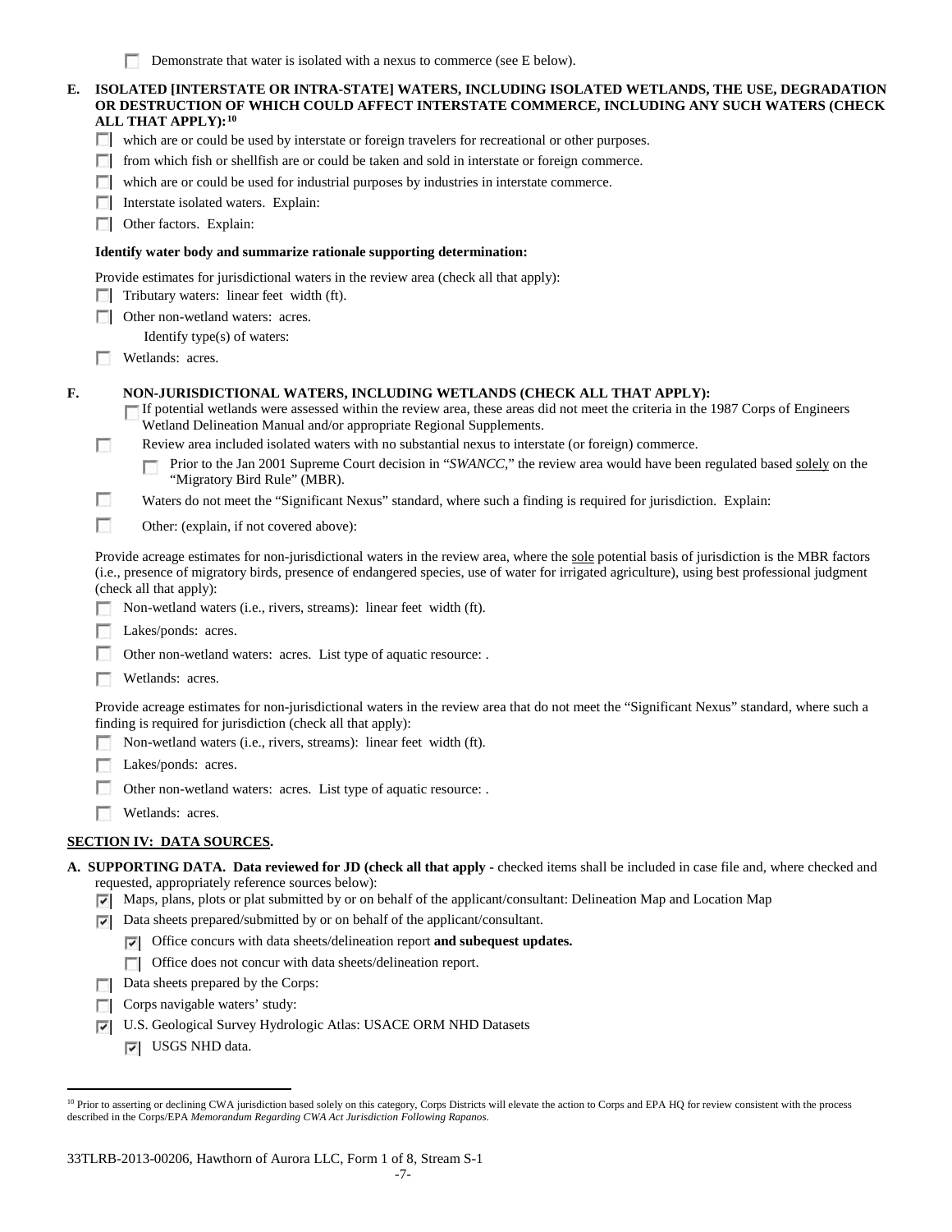☐ Demonstrate that water is isolated with a nexus to commerce (see E below).

**E. ISOLATED [INTERSTATE OR INTRA-STATE] WATERS, INCLUDING ISOLATED WETLANDS, THE USE, DEGRADATION OR DESTRUCTION OF WHICH COULD AFFECT INTERSTATE COMMERCE, INCLUDING ANY SUCH WATERS (CHECK ALL THAT APPLY):[10]**

☐ which are or could be used by interstate or foreign travelers for recreational or other purposes.

☐ from which fish or shellfish are or could be taken and sold in interstate or foreign commerce.

☐ which are or could be used for industrial purposes by industries in interstate commerce.

☐ Interstate isolated waters. Explain:

☐ Other factors. Explain:

**Identify water body and summarize rationale supporting determination:**

Provide estimates for jurisdictional waters in the review area (check all that apply):

☐ Tributary waters: linear feet width (ft).

☐ Other non-wetland waters: acres.

Identify type(s) of waters:

☐ Wetlands: acres.

**F. NON-JURISDICTIONAL WATERS, INCLUDING WETLANDS (CHECK ALL THAT APPLY):**

☐ If potential wetlands were assessed within the review area, these areas did not meet the criteria in the 1987 Corps of Engineers Wetland Delineation Manual and/or appropriate Regional Supplements.

☐ Review area included isolated waters with no substantial nexus to interstate (or foreign) commerce.

☐ Prior to the Jan 2001 Supreme Court decision in "*SWANCC*," the review area would have been regulated based solely on the "Migratory Bird Rule" (MBR).

☐ Waters do not meet the "Significant Nexus" standard, where such a finding is required for jurisdiction. Explain:

☐ Other: (explain, if not covered above):

Provide acreage estimates for non-jurisdictional waters in the review area, where the sole potential basis of jurisdiction is the MBR factors (i.e., presence of migratory birds, presence of endangered species, use of water for irrigated agriculture), using best professional judgment (check all that apply):

☐ Non-wetland waters (i.e., rivers, streams): linear feet width (ft).

☐ Lakes/ponds: acres.

☐ Other non-wetland waters: acres. List type of aquatic resource: .

☐ Wetlands: acres.

Provide acreage estimates for non-jurisdictional waters in the review area that do not meet the "Significant Nexus" standard, where such a finding is required for jurisdiction (check all that apply):

☐ Non-wetland waters (i.e., rivers, streams): linear feet width (ft).

☐ Lakes/ponds: acres.

☐ Other non-wetland waters: acres. List type of aquatic resource: .

☐ Wetlands: acres.

## SECTION IV: DATA SOURCES.

**A. SUPPORTING DATA. Data reviewed for JD (check all that apply** - checked items shall be included in case file and, where checked and requested, appropriately reference sources below):

☑ Maps, plans, plots or plat submitted by or on behalf of the applicant/consultant: Delineation Map and Location Map

☑ Data sheets prepared/submitted by or on behalf of the applicant/consultant.

☑ Office concurs with data sheets/delineation report **and subequest updates.**

☐ Office does not concur with data sheets/delineation report.

☐ Data sheets prepared by the Corps:

☐ Corps navigable waters' study:

☑ U.S. Geological Survey Hydrologic Atlas: USACE ORM NHD Datasets

☑ USGS NHD data.

---

[10] Prior to asserting or declining CWA jurisdiction based solely on this category, Corps Districts will elevate the action to Corps and EPA HQ for review consistent with the process described in the Corps/EPA *Memorandum Regarding CWA Act Jurisdiction Following Rapanos.*

33TLRB-2013-00206, Hawthorn of Aurora LLC, Form 1 of 8, Stream S-1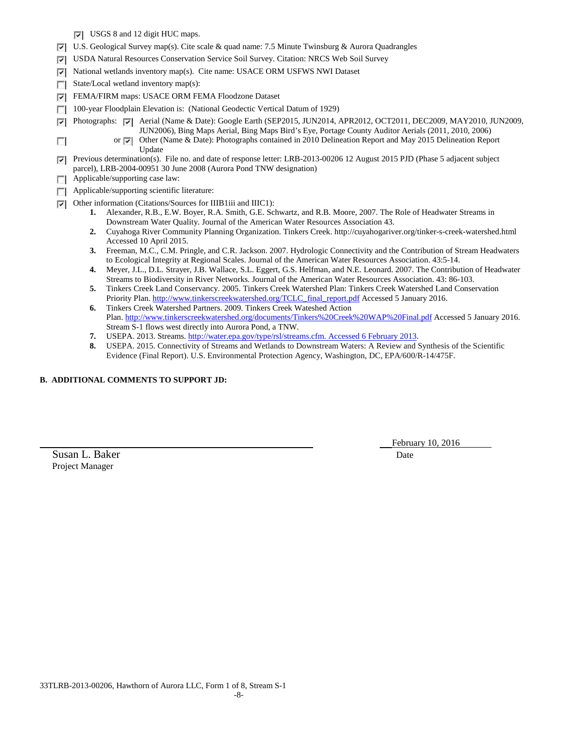- ☑ USGS 8 and 12 digit HUC maps.
- ☑ U.S. Geological Survey map(s). Cite scale & quad name: 7.5 Minute Twinsburg & Aurora Quadrangles
- ☑ USDA Natural Resources Conservation Service Soil Survey. Citation: NRCS Web Soil Survey
- ☑ National wetlands inventory map(s). Cite name: USACE ORM USFWS NWI Dataset
- ☐ State/Local wetland inventory map(s):
- ☑ FEMA/FIRM maps: USACE ORM FEMA Floodzone Dataset
- ☐ 100-year Floodplain Elevation is: (National Geodectic Vertical Datum of 1929)
- ☑ Photographs: ☑ Aerial (Name & Date): Google Earth (SEP2015, JUN2014, APR2012, OCT2011, DEC2009, MAY2010, JUN2009, JUN2006), Bing Maps Aerial, Bing Maps Bird's Eye, Portage County Auditor Aerials (2011, 2010, 2006)
- ☐ or ☑ Other (Name & Date): Photographs contained in 2010 Delineation Report and May 2015 Delineation Report Update
- ☑ Previous determination(s). File no. and date of response letter: LRB-2013-00206 12 August 2015 PJD (Phase 5 adjacent subject parcel), LRB-2004-00951 30 June 2008 (Aurora Pond TNW designation)
- ☐ Applicable/supporting case law:
- ☐ Applicable/supporting scientific literature:
- ☑ Other information (Citations/Sources for IIIB1iii and IIIC1):
  1. Alexander, R.B., E.W. Boyer, R.A. Smith, G.E. Schwartz, and R.B. Moore, 2007. The Role of Headwater Streams in Downstream Water Quality. Journal of the American Water Resources Association 43.
  2. Cuyahoga River Community Planning Organization. Tinkers Creek. http://cuyahogariver.org/tinker-s-creek-watershed.html Accessed 10 April 2015.
  3. Freeman, M.C., C.M. Pringle, and C.R. Jackson. 2007. Hydrologic Connectivity and the Contribution of Stream Headwaters to Ecological Integrity at Regional Scales. Journal of the American Water Resources Association. 43:5-14.
  4. Meyer, J.L., D.L. Strayer, J.B. Wallace, S.L. Eggert, G.S. Helfman, and N.E. Leonard. 2007. The Contribution of Headwater Streams to Biodiversity in River Networks. Journal of the American Water Resources Association. 43: 86-103.
  5. Tinkers Creek Land Conservancy. 2005. Tinkers Creek Watershed Plan: Tinkers Creek Watershed Land Conservation Priority Plan. http://www.tinkerscreekwatershed.org/TCLC_final_report.pdf Accessed 5 January 2016.
  6. Tinkers Creek Watershed Partners. 2009. Tinkers Creek Wateshed Action Plan. http://www.tinkerscreekwatershed.org/documents/Tinkers%20Creek%20WAP%20Final.pdf Accessed 5 January 2016. Stream S-1 flows west directly into Aurora Pond, a TNW.
  7. USEPA. 2013. Streams. http://water.epa.gov/type/rsl/streams.cfm. Accessed 6 February 2013.
  8. USEPA. 2015. Connectivity of Streams and Wetlands to Downstream Waters: A Review and Synthesis of the Scientific Evidence (Final Report). U.S. Environmental Protection Agency, Washington, DC, EPA/600/R-14/475F.

**B. ADDITIONAL COMMENTS TO SUPPORT JD:**

Susan L. Baker
Project Manager

February 10, 2016
Date

33TLRB-2013-00206, Hawthorn of Aurora LLC, Form 1 of 8, Stream S-1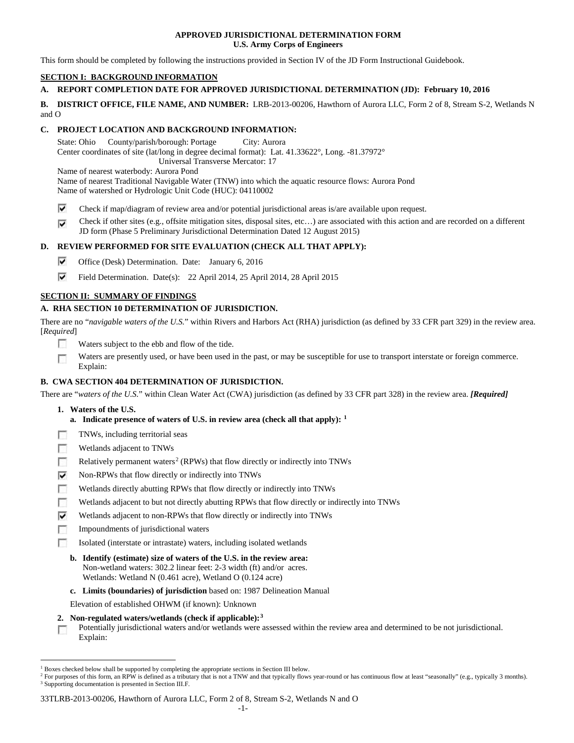**APPROVED JURISDICTIONAL DETERMINATION FORM**
**U.S. Army Corps of Engineers**

This form should be completed by following the instructions provided in Section IV of the JD Form Instructional Guidebook.

## SECTION I: BACKGROUND INFORMATION

**A. REPORT COMPLETION DATE FOR APPROVED JURISDICTIONAL DETERMINATION (JD): February 10, 2016**

**B. DISTRICT OFFICE, FILE NAME, AND NUMBER:** LRB-2013-00206, Hawthorn of Aurora LLC, Form 2 of 8, Stream S-2, Wetlands N and O

**C. PROJECT LOCATION AND BACKGROUND INFORMATION:**

State: Ohio County/parish/borough: Portage City: Aurora
Center coordinates of site (lat/long in degree decimal format): Lat. 41.33622°, Long. -81.37972°
Universal Transverse Mercator: 17
Name of nearest waterbody: Aurora Pond
Name of nearest Traditional Navigable Water (TNW) into which the aquatic resource flows: Aurora Pond
Name of watershed or Hydrologic Unit Code (HUC): 04110002

☑ Check if map/diagram of review area and/or potential jurisdictional areas is/are available upon request.

☑ Check if other sites (e.g., offsite mitigation sites, disposal sites, etc…) are associated with this action and are recorded on a different JD form (Phase 5 Preliminary Jurisdictional Determination Dated 12 August 2015)

**D. REVIEW PERFORMED FOR SITE EVALUATION (CHECK ALL THAT APPLY):**

☑ Office (Desk) Determination. Date: January 6, 2016

☑ Field Determination. Date(s): 22 April 2014, 25 April 2014, 28 April 2015

## SECTION II: SUMMARY OF FINDINGS

**A. RHA SECTION 10 DETERMINATION OF JURISDICTION.**

There are no "*navigable waters of the U.S.*" within Rivers and Harbors Act (RHA) jurisdiction (as defined by 33 CFR part 329) in the review area. [*Required*]

☐ Waters subject to the ebb and flow of the tide.

☐ Waters are presently used, or have been used in the past, or may be susceptible for use to transport interstate or foreign commerce. Explain:

**B. CWA SECTION 404 DETERMINATION OF JURISDICTION.**

There are "*waters of the U.S.*" within Clean Water Act (CWA) jurisdiction (as defined by 33 CFR part 328) in the review area. ***[Required]***

**1. Waters of the U.S.**

**a. Indicate presence of waters of U.S. in review area (check all that apply):** [1]

☐ TNWs, including territorial seas
☐ Wetlands adjacent to TNWs
☐ Relatively permanent waters[2] (RPWs) that flow directly or indirectly into TNWs
☑ Non-RPWs that flow directly or indirectly into TNWs
☐ Wetlands directly abutting RPWs that flow directly or indirectly into TNWs
☐ Wetlands adjacent to but not directly abutting RPWs that flow directly or indirectly into TNWs
☑ Wetlands adjacent to non-RPWs that flow directly or indirectly into TNWs
☐ Impoundments of jurisdictional waters
☐ Isolated (interstate or intrastate) waters, including isolated wetlands

**b. Identify (estimate) size of waters of the U.S. in the review area:**
Non-wetland waters: 302.2 linear feet: 2-3 width (ft) and/or acres.
Wetlands: Wetland N (0.461 acre), Wetland O (0.124 acre)

**c. Limits (boundaries) of jurisdiction** based on: 1987 Delineation Manual

Elevation of established OHWM (if known): Unknown

**2. Non-regulated waters/wetlands (check if applicable):**[3]

☐ Potentially jurisdictional waters and/or wetlands were assessed within the review area and determined to be not jurisdictional. Explain:

---

[1] Boxes checked below shall be supported by completing the appropriate sections in Section III below.
[2] For purposes of this form, an RPW is defined as a tributary that is not a TNW and that typically flows year-round or has continuous flow at least "seasonally" (e.g., typically 3 months).
[3] Supporting documentation is presented in Section III.F.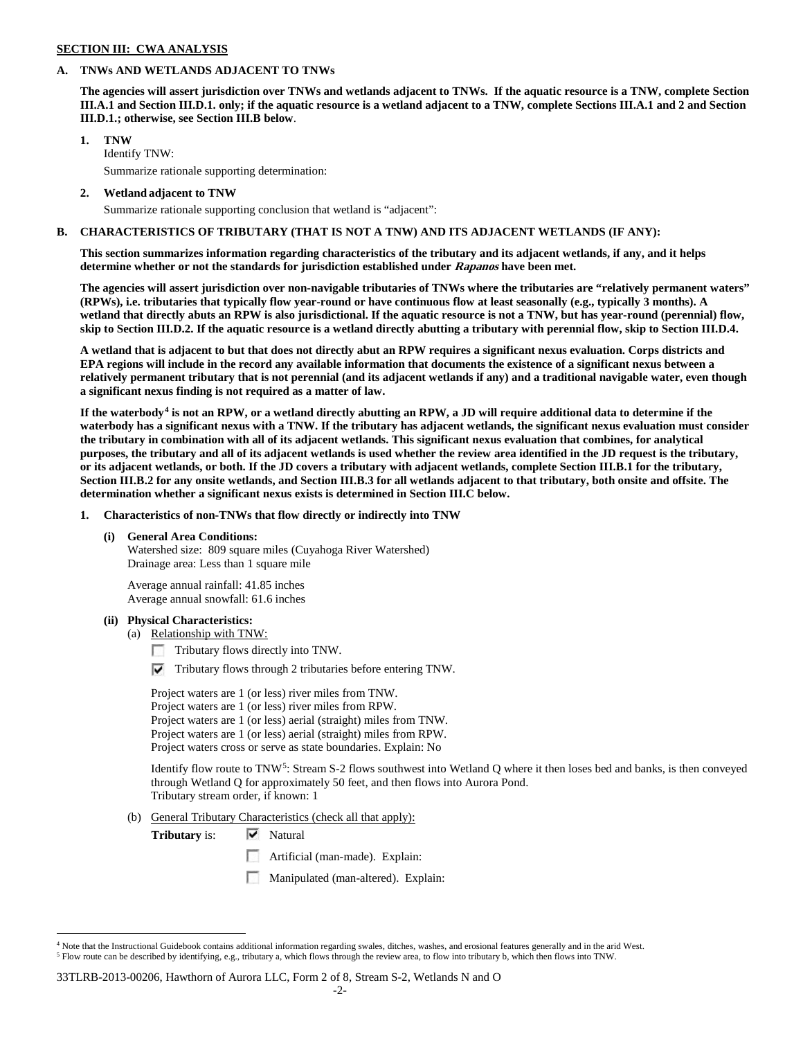**SECTION III: CWA ANALYSIS**

**A. TNWs AND WETLANDS ADJACENT TO TNWs**

**The agencies will assert jurisdiction over TNWs and wetlands adjacent to TNWs. If the aquatic resource is a TNW, complete Section III.A.1 and Section III.D.1. only; if the aquatic resource is a wetland adjacent to a TNW, complete Sections III.A.1 and 2 and Section III.D.1.; otherwise, see Section III.B below**.

**1. TNW**

Identify TNW:

Summarize rationale supporting determination:

**2. Wetland adjacent to TNW**

Summarize rationale supporting conclusion that wetland is "adjacent":

**B. CHARACTERISTICS OF TRIBUTARY (THAT IS NOT A TNW) AND ITS ADJACENT WETLANDS (IF ANY):**

**This section summarizes information regarding characteristics of the tributary and its adjacent wetlands, if any, and it helps determine whether or not the standards for jurisdiction established under *Rapanos* have been met.**

**The agencies will assert jurisdiction over non-navigable tributaries of TNWs where the tributaries are "relatively permanent waters" (RPWs), i.e. tributaries that typically flow year-round or have continuous flow at least seasonally (e.g., typically 3 months). A wetland that directly abuts an RPW is also jurisdictional. If the aquatic resource is not a TNW, but has year-round (perennial) flow, skip to Section III.D.2. If the aquatic resource is a wetland directly abutting a tributary with perennial flow, skip to Section III.D.4.**

**A wetland that is adjacent to but that does not directly abut an RPW requires a significant nexus evaluation. Corps districts and EPA regions will include in the record any available information that documents the existence of a significant nexus between a relatively permanent tributary that is not perennial (and its adjacent wetlands if any) and a traditional navigable water, even though a significant nexus finding is not required as a matter of law.**

**If the waterbody[4] is not an RPW, or a wetland directly abutting an RPW, a JD will require additional data to determine if the waterbody has a significant nexus with a TNW. If the tributary has adjacent wetlands, the significant nexus evaluation must consider the tributary in combination with all of its adjacent wetlands. This significant nexus evaluation that combines, for analytical purposes, the tributary and all of its adjacent wetlands is used whether the review area identified in the JD request is the tributary, or its adjacent wetlands, or both. If the JD covers a tributary with adjacent wetlands, complete Section III.B.1 for the tributary, Section III.B.2 for any onsite wetlands, and Section III.B.3 for all wetlands adjacent to that tributary, both onsite and offsite. The determination whether a significant nexus exists is determined in Section III.C below.**

**1. Characteristics of non-TNWs that flow directly or indirectly into TNW**

**(i) General Area Conditions:**

Watershed size: 809 square miles (Cuyahoga River Watershed)
Drainage area: Less than 1 square mile

Average annual rainfall: 41.85 inches
Average annual snowfall: 61.6 inches

**(ii) Physical Characteristics:**

(a) Relationship with TNW:

- ☐ Tributary flows directly into TNW.
- ☑ Tributary flows through 2 tributaries before entering TNW.

Project waters are 1 (or less) river miles from TNW.
Project waters are 1 (or less) river miles from RPW.
Project waters are 1 (or less) aerial (straight) miles from TNW.
Project waters are 1 (or less) aerial (straight) miles from RPW.
Project waters cross or serve as state boundaries. Explain: No

Identify flow route to TNW[5]: Stream S-2 flows southwest into Wetland Q where it then loses bed and banks, is then conveyed through Wetland Q for approximately 50 feet, and then flows into Aurora Pond.
Tributary stream order, if known: 1

(b) General Tributary Characteristics (check all that apply):

**Tributary** is:
- ☑ Natural
- ☐ Artificial (man-made). Explain:
- ☐ Manipulated (man-altered). Explain:

---

[4] Note that the Instructional Guidebook contains additional information regarding swales, ditches, washes, and erosional features generally and in the arid West.
[5] Flow route can be described by identifying, e.g., tributary a, which flows through the review area, to flow into tributary b, which then flows into TNW.

33TLRB-2013-00206, Hawthorn of Aurora LLC, Form 2 of 8, Stream S-2, Wetlands N and O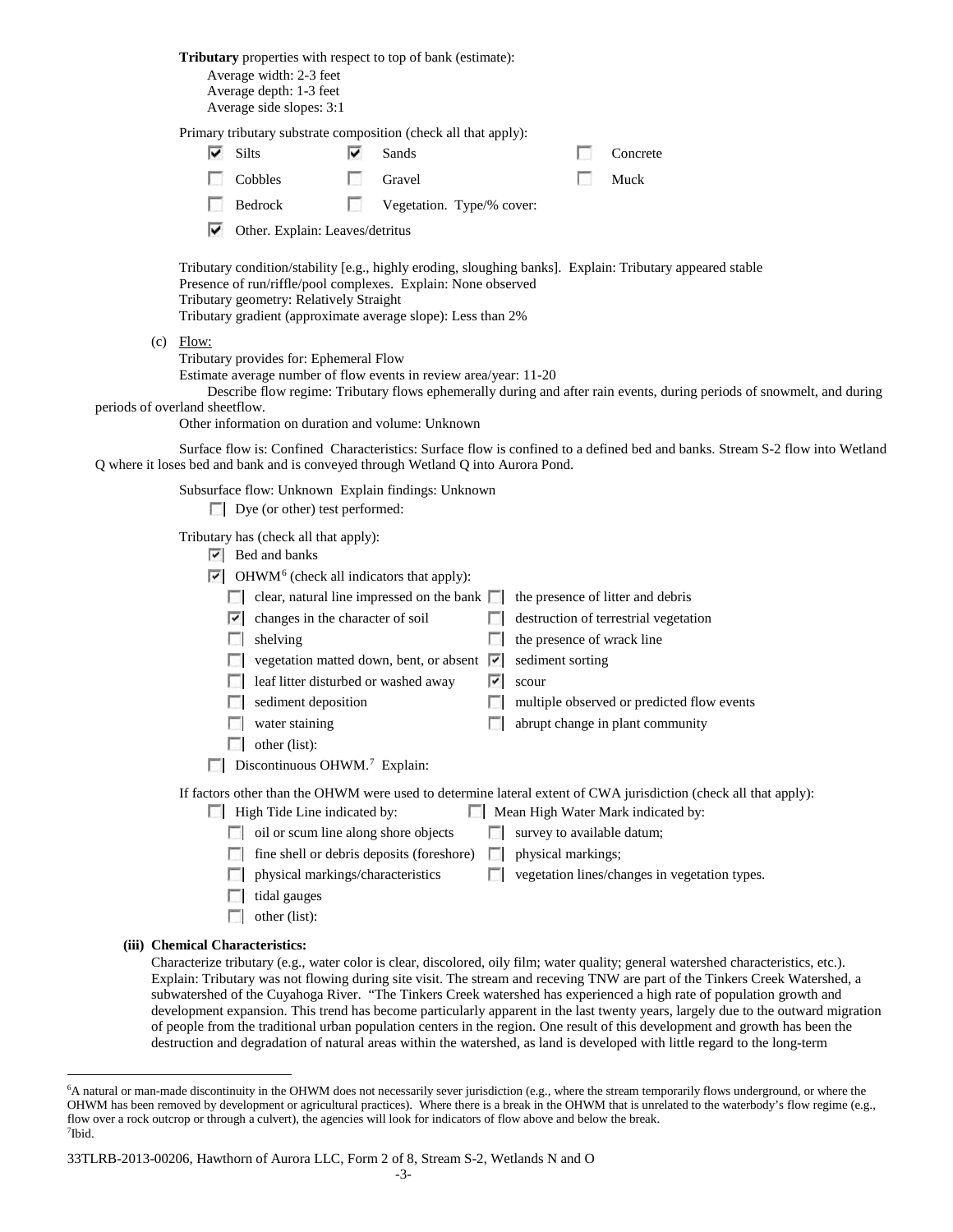**Tributary** properties with respect to top of bank (estimate):

Average width: 2-3 feet
Average depth: 1-3 feet
Average side slopes: 3:1

Primary tributary substrate composition (check all that apply):

- [x] Silts
- [x] Sands
- [ ] Concrete
- [ ] Cobbles
- [ ] Gravel
- [ ] Muck
- [ ] Bedrock
- [ ] Vegetation. Type/% cover:
- [x] Other. Explain: Leaves/detritus

Tributary condition/stability [e.g., highly eroding, sloughing banks]. Explain: Tributary appeared stable
Presence of run/riffle/pool complexes. Explain: None observed
Tributary geometry: Relatively Straight
Tributary gradient (approximate average slope): Less than 2%

(c) Flow:

Tributary provides for: Ephemeral Flow
Estimate average number of flow events in review area/year: 11-20
Describe flow regime: Tributary flows ephemerally during and after rain events, during periods of snowmelt, and during periods of overland sheetflow.
Other information on duration and volume: Unknown

Surface flow is: Confined Characteristics: Surface flow is confined to a defined bed and banks. Stream S-2 flow into Wetland Q where it loses bed and bank and is conveyed through Wetland Q into Aurora Pond.

Subsurface flow: Unknown Explain findings: Unknown

- [ ] Dye (or other) test performed:

Tributary has (check all that apply):

- [x] Bed and banks
- [x] OHWM[6] (check all indicators that apply):
  - [ ] clear, natural line impressed on the bank
  - [ ] the presence of litter and debris
  - [x] changes in the character of soil
  - [ ] destruction of terrestrial vegetation
  - [ ] shelving
  - [ ] the presence of wrack line
  - [ ] vegetation matted down, bent, or absent
  - [x] sediment sorting
  - [ ] leaf litter disturbed or washed away
  - [x] scour
  - [ ] sediment deposition
  - [ ] multiple observed or predicted flow events
  - [ ] water staining
  - [ ] abrupt change in plant community
  - [ ] other (list):
- [ ] Discontinuous OHWM.[7] Explain:

If factors other than the OHWM were used to determine lateral extent of CWA jurisdiction (check all that apply):

- [ ] High Tide Line indicated by:
  - [ ] oil or scum line along shore objects
  - [ ] fine shell or debris deposits (foreshore)
  - [ ] physical markings/characteristics
  - [ ] tidal gauges
  - [ ] other (list):
- [ ] Mean High Water Mark indicated by:
  - [ ] survey to available datum;
  - [ ] physical markings;
  - [ ] vegetation lines/changes in vegetation types.

**(iii) Chemical Characteristics:**

Characterize tributary (e.g., water color is clear, discolored, oily film; water quality; general watershed characteristics, etc.). Explain: Tributary was not flowing during site visit. The stream and receving TNW are part of the Tinkers Creek Watershed, a subwatershed of the Cuyahoga River. "The Tinkers Creek watershed has experienced a high rate of population growth and development expansion. This trend has become particularly apparent in the last twenty years, largely due to the outward migration of people from the traditional urban population centers in the region. One result of this development and growth has been the destruction and degradation of natural areas within the watershed, as land is developed with little regard to the long-term

---

[6] A natural or man-made discontinuity in the OHWM does not necessarily sever jurisdiction (e.g., where the stream temporarily flows underground, or where the OHWM has been removed by development or agricultural practices). Where there is a break in the OHWM that is unrelated to the waterbody's flow regime (e.g., flow over a rock outcrop or through a culvert), the agencies will look for indicators of flow above and below the break.
[7] Ibid.

33TLRB-2013-00206, Hawthorn of Aurora LLC, Form 2 of 8, Stream S-2, Wetlands N and O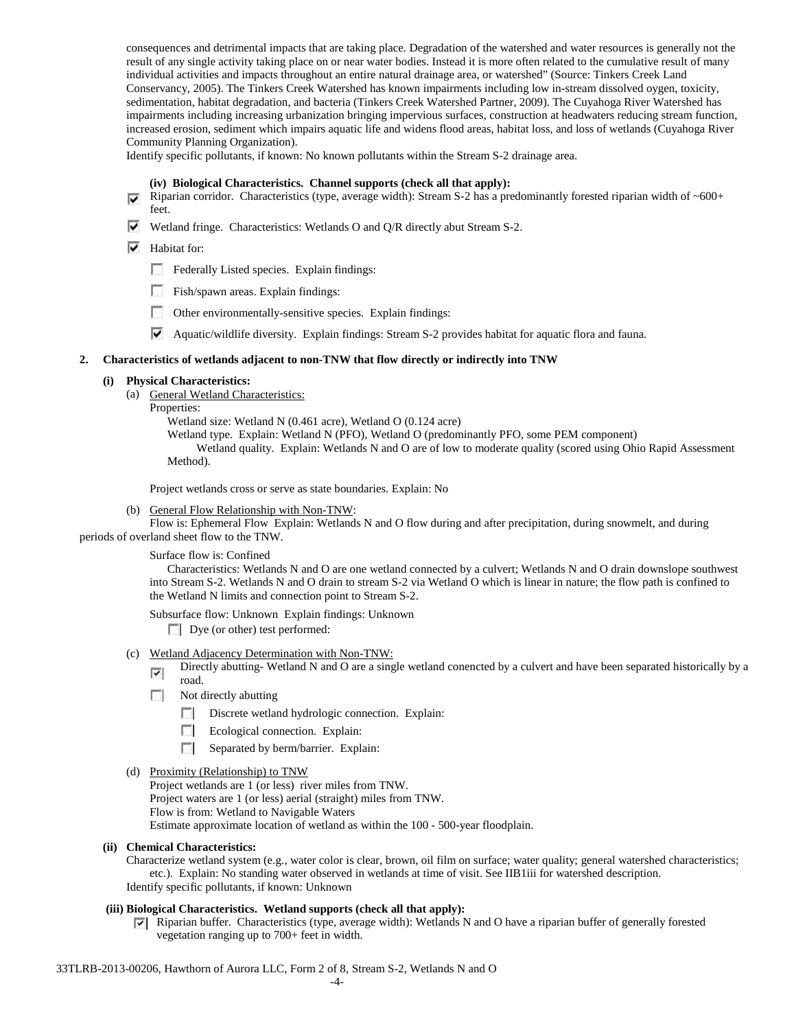consequences and detrimental impacts that are taking place. Degradation of the watershed and water resources is generally not the result of any single activity taking place on or near water bodies. Instead it is more often related to the cumulative result of many individual activities and impacts throughout an entire natural drainage area, or watershed" (Source: Tinkers Creek Land Conservancy, 2005). The Tinkers Creek Watershed has known impairments including low in-stream dissolved oxygen, toxicity, sedimentation, habitat degradation, and bacteria (Tinkers Creek Watershed Partner, 2009). The Cuyahoga River Watershed has impairments including increasing urbanization bringing impervious surfaces, construction at headwaters reducing stream function, increased erosion, sediment which impairs aquatic life and widens flood areas, habitat loss, and loss of wetlands (Cuyahoga River Community Planning Organization).

Identify specific pollutants, if known: No known pollutants within the Stream S-2 drainage area.

**(iv) Biological Characteristics. Channel supports (check all that apply):**

- ☑ Riparian corridor. Characteristics (type, average width): Stream S-2 has a predominantly forested riparian width of ~600+ feet.
- ☑ Wetland fringe. Characteristics: Wetlands O and Q/R directly abut Stream S-2.
- ☑ Habitat for:
  - ☐ Federally Listed species. Explain findings:
  - ☐ Fish/spawn areas. Explain findings:
  - ☐ Other environmentally-sensitive species. Explain findings:
  - ☑ Aquatic/wildlife diversity. Explain findings: Stream S-2 provides habitat for aquatic flora and fauna.

**2. Characteristics of wetlands adjacent to non-TNW that flow directly or indirectly into TNW**

**(i) Physical Characteristics:**

(a) General Wetland Characteristics:

Properties:

Wetland size: Wetland N (0.461 acre), Wetland O (0.124 acre)

Wetland type. Explain: Wetland N (PFO), Wetland O (predominantly PFO, some PEM component)

Wetland quality. Explain: Wetlands N and O are of low to moderate quality (scored using Ohio Rapid Assessment Method).

Project wetlands cross or serve as state boundaries. Explain: No

(b) General Flow Relationship with Non-TNW:

Flow is: Ephemeral Flow Explain: Wetlands N and O flow during and after precipitation, during snowmelt, and during periods of overland sheet flow to the TNW.

Surface flow is: Confined

Characteristics: Wetlands N and O are one wetland connected by a culvert; Wetlands N and O drain downslope southwest into Stream S-2. Wetlands N and O drain to stream S-2 via Wetland O which is linear in nature; the flow path is confined to the Wetland N limits and connection point to Stream S-2.

Subsurface flow: Unknown Explain findings: Unknown

- ☐ Dye (or other) test performed:

(c) Wetland Adjacency Determination with Non-TNW:

- ☑ Directly abutting- Wetland N and O are a single wetland conencted by a culvert and have been separated historically by a road.
- ☐ Not directly abutting
  - ☐ Discrete wetland hydrologic connection. Explain:
  - ☐ Ecological connection. Explain:
  - ☐ Separated by berm/barrier. Explain:

(d) Proximity (Relationship) to TNW

Project wetlands are 1 (or less) river miles from TNW.
Project waters are 1 (or less) aerial (straight) miles from TNW.
Flow is from: Wetland to Navigable Waters
Estimate approximate location of wetland as within the 100 - 500-year floodplain.

**(ii) Chemical Characteristics:**

Characterize wetland system (e.g., water color is clear, brown, oil film on surface; water quality; general watershed characteristics; etc.). Explain: No standing water observed in wetlands at time of visit. See IIB1iii for watershed description.

Identify specific pollutants, if known: Unknown

**(iii) Biological Characteristics. Wetland supports (check all that apply):**

- ☑ Riparian buffer. Characteristics (type, average width): Wetlands N and O have a riparian buffer of generally forested vegetation ranging up to 700+ feet in width.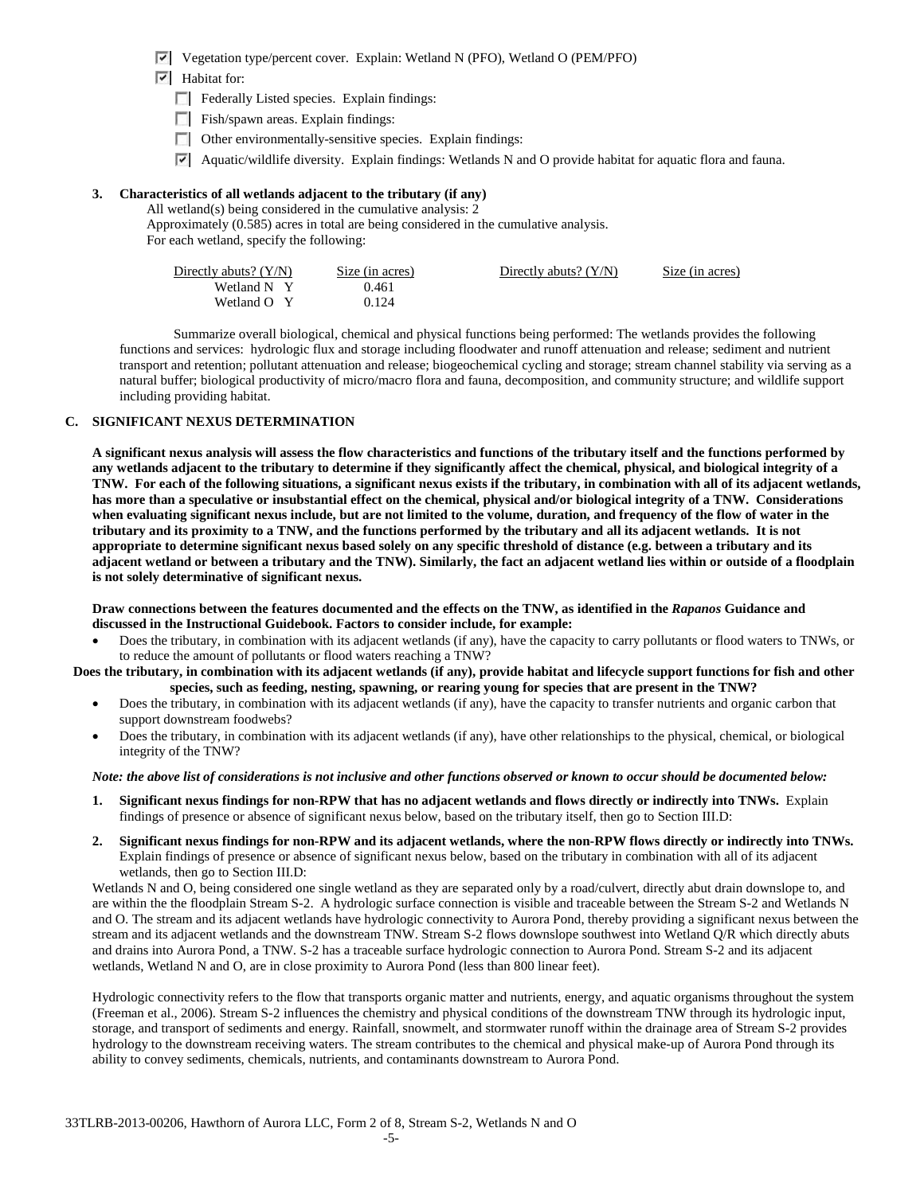- ☑ Vegetation type/percent cover. Explain: Wetland N (PFO), Wetland O (PEM/PFO)
- ☑ Habitat for:
  - ☐ Federally Listed species. Explain findings:
  - ☐ Fish/spawn areas. Explain findings:
  - ☐ Other environmentally-sensitive species. Explain findings:
  - ☑ Aquatic/wildlife diversity. Explain findings: Wetlands N and O provide habitat for aquatic flora and fauna.

**3. Characteristics of all wetlands adjacent to the tributary (if any)**

All wetland(s) being considered in the cumulative analysis: 2

Approximately (0.585) acres in total are being considered in the cumulative analysis.

For each wetland, specify the following:

| Directly abuts? (Y/N) | Size (in acres) | Directly abuts? (Y/N) | Size (in acres) |
|---|---|---|---|
| Wetland N Y | 0.461 | | |
| Wetland O Y | 0.124 | | |

Summarize overall biological, chemical and physical functions being performed: The wetlands provides the following functions and services: hydrologic flux and storage including floodwater and runoff attenuation and release; sediment and nutrient transport and retention; pollutant attenuation and release; biogeochemical cycling and storage; stream channel stability via serving as a natural buffer; biological productivity of micro/macro flora and fauna, decomposition, and community structure; and wildlife support including providing habitat.

## C. SIGNIFICANT NEXUS DETERMINATION

**A significant nexus analysis will assess the flow characteristics and functions of the tributary itself and the functions performed by any wetlands adjacent to the tributary to determine if they significantly affect the chemical, physical, and biological integrity of a TNW. For each of the following situations, a significant nexus exists if the tributary, in combination with all of its adjacent wetlands, has more than a speculative or insubstantial effect on the chemical, physical and/or biological integrity of a TNW. Considerations when evaluating significant nexus include, but are not limited to the volume, duration, and frequency of the flow of water in the tributary and its proximity to a TNW, and the functions performed by the tributary and all its adjacent wetlands. It is not appropriate to determine significant nexus based solely on any specific threshold of distance (e.g. between a tributary and its adjacent wetland or between a tributary and the TNW). Similarly, the fact an adjacent wetland lies within or outside of a floodplain is not solely determinative of significant nexus.**

**Draw connections between the features documented and the effects on the TNW, as identified in the *Rapanos* Guidance and discussed in the Instructional Guidebook. Factors to consider include, for example:**

- Does the tributary, in combination with its adjacent wetlands (if any), have the capacity to carry pollutants or flood waters to TNWs, or to reduce the amount of pollutants or flood waters reaching a TNW?
- **Does the tributary, in combination with its adjacent wetlands (if any), provide habitat and lifecycle support functions for fish and other species, such as feeding, nesting, spawning, or rearing young for species that are present in the TNW?**
- Does the tributary, in combination with its adjacent wetlands (if any), have the capacity to transfer nutrients and organic carbon that support downstream foodwebs?
- Does the tributary, in combination with its adjacent wetlands (if any), have other relationships to the physical, chemical, or biological integrity of the TNW?

***Note: the above list of considerations is not inclusive and other functions observed or known to occur should be documented below:***

1. **Significant nexus findings for non-RPW that has no adjacent wetlands and flows directly or indirectly into TNWs.** Explain findings of presence or absence of significant nexus below, based on the tributary itself, then go to Section III.D:

2. **Significant nexus findings for non-RPW and its adjacent wetlands, where the non-RPW flows directly or indirectly into TNWs.** Explain findings of presence or absence of significant nexus below, based on the tributary in combination with all of its adjacent wetlands, then go to Section III.D:

Wetlands N and O, being considered one single wetland as they are separated only by a road/culvert, directly abut drain downslope to, and are within the the floodplain Stream S-2. A hydrologic surface connection is visible and traceable between the Stream S-2 and Wetlands N and O. The stream and its adjacent wetlands have hydrologic connectivity to Aurora Pond, thereby providing a significant nexus between the stream and its adjacent wetlands and the downstream TNW. Stream S-2 flows downslope southwest into Wetland Q/R which directly abuts and drains into Aurora Pond, a TNW. S-2 has a traceable surface hydrologic connection to Aurora Pond. Stream S-2 and its adjacent wetlands, Wetland N and O, are in close proximity to Aurora Pond (less than 800 linear feet).

Hydrologic connectivity refers to the flow that transports organic matter and nutrients, energy, and aquatic organisms throughout the system (Freeman et al., 2006). Stream S-2 influences the chemistry and physical conditions of the downstream TNW through its hydrologic input, storage, and transport of sediments and energy. Rainfall, snowmelt, and stormwater runoff within the drainage area of Stream S-2 provides hydrology to the downstream receiving waters. The stream contributes to the chemical and physical make-up of Aurora Pond through its ability to convey sediments, chemicals, nutrients, and contaminants downstream to Aurora Pond.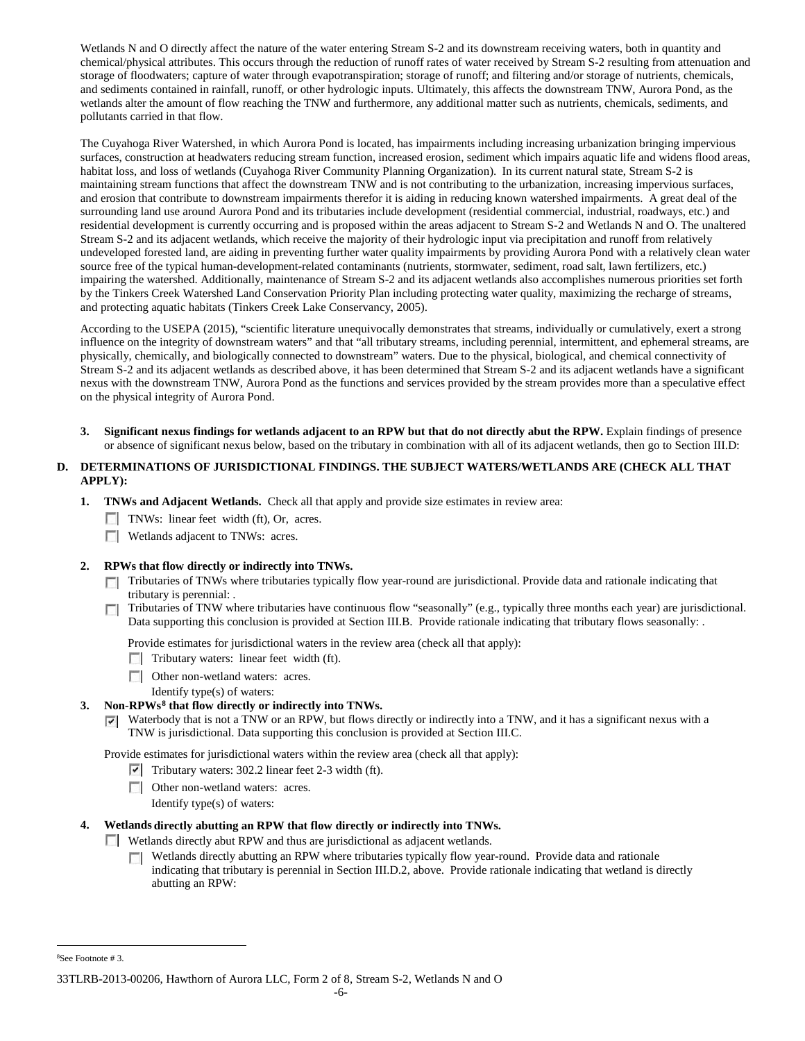Wetlands N and O directly affect the nature of the water entering Stream S-2 and its downstream receiving waters, both in quantity and chemical/physical attributes. This occurs through the reduction of runoff rates of water received by Stream S-2 resulting from attenuation and storage of floodwaters; capture of water through evapotranspiration; storage of runoff; and filtering and/or storage of nutrients, chemicals, and sediments contained in rainfall, runoff, or other hydrologic inputs. Ultimately, this affects the downstream TNW, Aurora Pond, as the wetlands alter the amount of flow reaching the TNW and furthermore, any additional matter such as nutrients, chemicals, sediments, and pollutants carried in that flow.

The Cuyahoga River Watershed, in which Aurora Pond is located, has impairments including increasing urbanization bringing impervious surfaces, construction at headwaters reducing stream function, increased erosion, sediment which impairs aquatic life and widens flood areas, habitat loss, and loss of wetlands (Cuyahoga River Community Planning Organization). In its current natural state, Stream S-2 is maintaining stream functions that affect the downstream TNW and is not contributing to the urbanization, increasing impervious surfaces, and erosion that contribute to downstream impairments therefor it is aiding in reducing known watershed impairments. A great deal of the surrounding land use around Aurora Pond and its tributaries include development (residential commercial, industrial, roadways, etc.) and residential development is currently occurring and is proposed within the areas adjacent to Stream S-2 and Wetlands N and O. The unaltered Stream S-2 and its adjacent wetlands, which receive the majority of their hydrologic input via precipitation and runoff from relatively undeveloped forested land, are aiding in preventing further water quality impairments by providing Aurora Pond with a relatively clean water source free of the typical human-development-related contaminants (nutrients, stormwater, sediment, road salt, lawn fertilizers, etc.) impairing the watershed. Additionally, maintenance of Stream S-2 and its adjacent wetlands also accomplishes numerous priorities set forth by the Tinkers Creek Watershed Land Conservation Priority Plan including protecting water quality, maximizing the recharge of streams, and protecting aquatic habitats (Tinkers Creek Lake Conservancy, 2005).

According to the USEPA (2015), "scientific literature unequivocally demonstrates that streams, individually or cumulatively, exert a strong influence on the integrity of downstream waters" and that "all tributary streams, including perennial, intermittent, and ephemeral streams, are physically, chemically, and biologically connected to downstream" waters. Due to the physical, biological, and chemical connectivity of Stream S-2 and its adjacent wetlands as described above, it has been determined that Stream S-2 and its adjacent wetlands have a significant nexus with the downstream TNW, Aurora Pond as the functions and services provided by the stream provides more than a speculative effect on the physical integrity of Aurora Pond.

3. **Significant nexus findings for wetlands adjacent to an RPW but that do not directly abut the RPW.** Explain findings of presence or absence of significant nexus below, based on the tributary in combination with all of its adjacent wetlands, then go to Section III.D:

## D. DETERMINATIONS OF JURISDICTIONAL FINDINGS. THE SUBJECT WATERS/WETLANDS ARE (CHECK ALL THAT APPLY):

1. **TNWs and Adjacent Wetlands.** Check all that apply and provide size estimates in review area:
   - ☐ TNWs: linear feet width (ft), Or, acres.
   - ☐ Wetlands adjacent to TNWs: acres.

2. **RPWs that flow directly or indirectly into TNWs.**
   - ☐ Tributaries of TNWs where tributaries typically flow year-round are jurisdictional. Provide data and rationale indicating that tributary is perennial: .
   - ☐ Tributaries of TNW where tributaries have continuous flow "seasonally" (e.g., typically three months each year) are jurisdictional. Data supporting this conclusion is provided at Section III.B. Provide rationale indicating that tributary flows seasonally: .

   Provide estimates for jurisdictional waters in the review area (check all that apply):
   - ☐ Tributary waters: linear feet width (ft).
   - ☐ Other non-wetland waters: acres.

     Identify type(s) of waters:

3. **Non-RPWs[8] that flow directly or indirectly into TNWs.**
   - ☑ Waterbody that is not a TNW or an RPW, but flows directly or indirectly into a TNW, and it has a significant nexus with a TNW is jurisdictional. Data supporting this conclusion is provided at Section III.C.

   Provide estimates for jurisdictional waters within the review area (check all that apply):
   - ☑ Tributary waters: 302.2 linear feet 2-3 width (ft).
   - ☐ Other non-wetland waters: acres.

     Identify type(s) of waters:

4. **Wetlands directly abutting an RPW that flow directly or indirectly into TNWs.**
   - ☐ Wetlands directly abut RPW and thus are jurisdictional as adjacent wetlands.
     - ☐ Wetlands directly abutting an RPW where tributaries typically flow year-round. Provide data and rationale indicating that tributary is perennial in Section III.D.2, above. Provide rationale indicating that wetland is directly abutting an RPW:

[8]See Footnote # 3.

33TLRB-2013-00206, Hawthorn of Aurora LLC, Form 2 of 8, Stream S-2, Wetlands N and O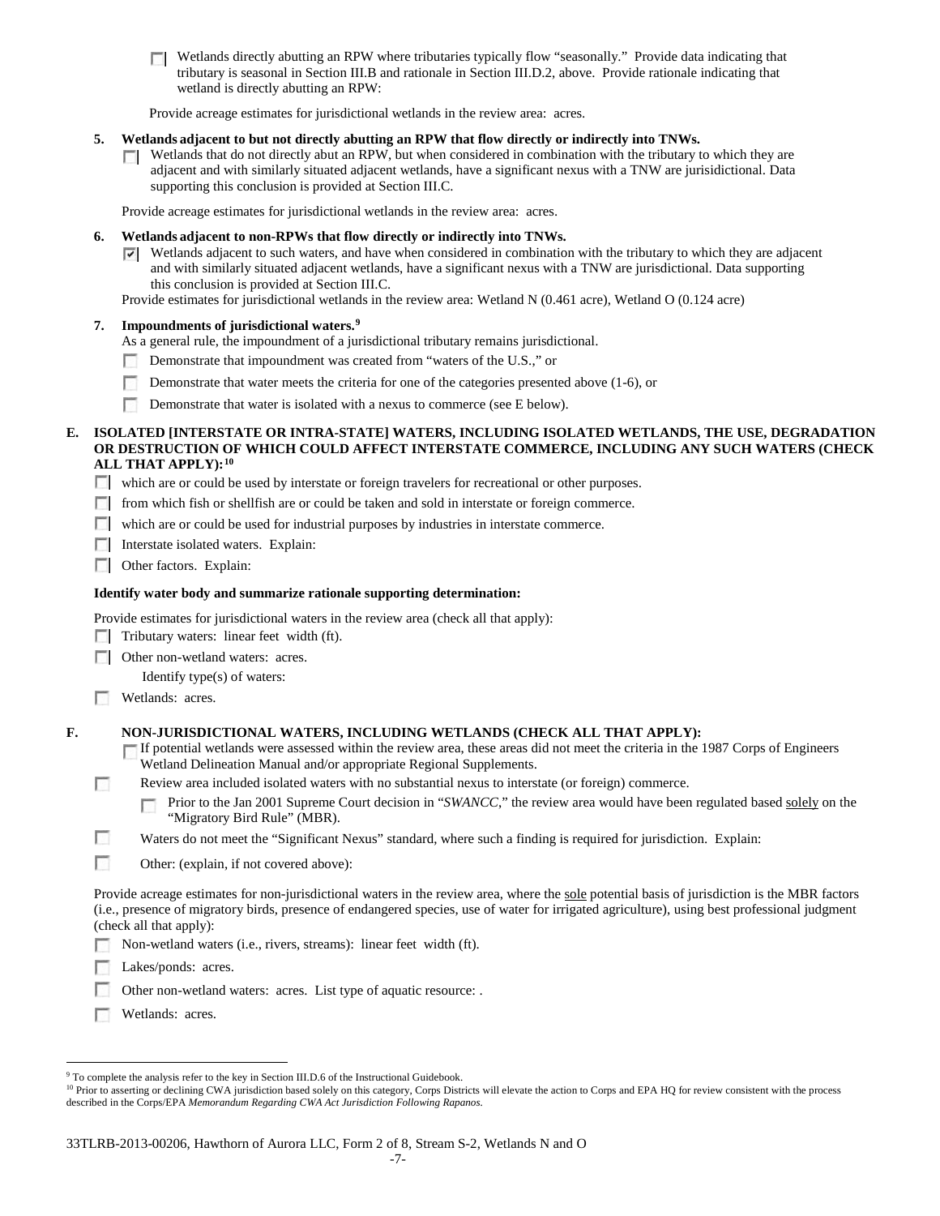☐ Wetlands directly abutting an RPW where tributaries typically flow "seasonally." Provide data indicating that tributary is seasonal in Section III.B and rationale in Section III.D.2, above. Provide rationale indicating that wetland is directly abutting an RPW:

Provide acreage estimates for jurisdictional wetlands in the review area: acres.

**5. Wetlands adjacent to but not directly abutting an RPW that flow directly or indirectly into TNWs.**

☐ Wetlands that do not directly abut an RPW, but when considered in combination with the tributary to which they are adjacent and with similarly situated adjacent wetlands, have a significant nexus with a TNW are jurisidictional. Data supporting this conclusion is provided at Section III.C.

Provide acreage estimates for jurisdictional wetlands in the review area: acres.

**6. Wetlands adjacent to non-RPWs that flow directly or indirectly into TNWs.**

☑ Wetlands adjacent to such waters, and have when considered in combination with the tributary to which they are adjacent and with similarly situated adjacent wetlands, have a significant nexus with a TNW are jurisdictional. Data supporting this conclusion is provided at Section III.C.

Provide estimates for jurisdictional wetlands in the review area: Wetland N (0.461 acre), Wetland O (0.124 acre)

**7. Impoundments of jurisdictional waters.**[9]

As a general rule, the impoundment of a jurisdictional tributary remains jurisdictional.

☐ Demonstrate that impoundment was created from "waters of the U.S.," or

☐ Demonstrate that water meets the criteria for one of the categories presented above (1-6), or

☐ Demonstrate that water is isolated with a nexus to commerce (see E below).

**E. ISOLATED [INTERSTATE OR INTRA-STATE] WATERS, INCLUDING ISOLATED WETLANDS, THE USE, DEGRADATION OR DESTRUCTION OF WHICH COULD AFFECT INTERSTATE COMMERCE, INCLUDING ANY SUCH WATERS (CHECK ALL THAT APPLY):**[10]

☐ which are or could be used by interstate or foreign travelers for recreational or other purposes.

☐ from which fish or shellfish are or could be taken and sold in interstate or foreign commerce.

☐ which are or could be used for industrial purposes by industries in interstate commerce.

☐ Interstate isolated waters. Explain:

☐ Other factors. Explain:

**Identify water body and summarize rationale supporting determination:**

Provide estimates for jurisdictional waters in the review area (check all that apply):

☐ Tributary waters: linear feet width (ft).

☐ Other non-wetland waters: acres.

Identify type(s) of waters:

☐ Wetlands: acres.

**F. NON-JURISDICTIONAL WATERS, INCLUDING WETLANDS (CHECK ALL THAT APPLY):**

☐ If potential wetlands were assessed within the review area, these areas did not meet the criteria in the 1987 Corps of Engineers Wetland Delineation Manual and/or appropriate Regional Supplements.

☐ Review area included isolated waters with no substantial nexus to interstate (or foreign) commerce.

☐ Prior to the Jan 2001 Supreme Court decision in "*SWANCC*," the review area would have been regulated based solely on the "Migratory Bird Rule" (MBR).

☐ Waters do not meet the "Significant Nexus" standard, where such a finding is required for jurisdiction. Explain:

☐ Other: (explain, if not covered above):

Provide acreage estimates for non-jurisdictional waters in the review area, where the sole potential basis of jurisdiction is the MBR factors (i.e., presence of migratory birds, presence of endangered species, use of water for irrigated agriculture), using best professional judgment (check all that apply):

☐ Non-wetland waters (i.e., rivers, streams): linear feet width (ft).

☐ Lakes/ponds: acres.

☐ Other non-wetland waters: acres. List type of aquatic resource: .

☐ Wetlands: acres.

---

[9] To complete the analysis refer to the key in Section III.D.6 of the Instructional Guidebook.

[10] Prior to asserting or declining CWA jurisdiction based solely on this category, Corps Districts will elevate the action to Corps and EPA HQ for review consistent with the process described in the Corps/EPA *Memorandum Regarding CWA Act Jurisdiction Following Rapanos.*

33TLRB-2013-00206, Hawthorn of Aurora LLC, Form 2 of 8, Stream S-2, Wetlands N and O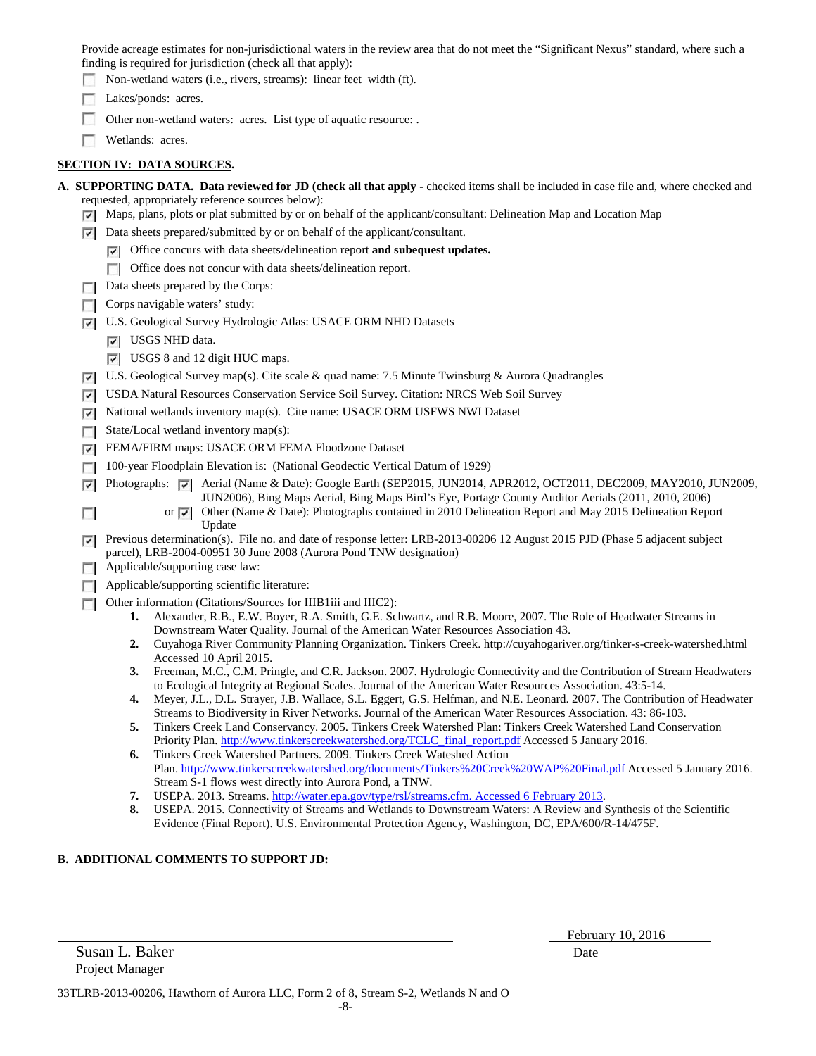Provide acreage estimates for non-jurisdictional waters in the review area that do not meet the "Significant Nexus" standard, where such a finding is required for jurisdiction (check all that apply):

- ☐ Non-wetland waters (i.e., rivers, streams): linear feet width (ft).
- ☐ Lakes/ponds: acres.
- ☐ Other non-wetland waters: acres. List type of aquatic resource: .
- ☐ Wetlands: acres.

**SECTION IV: DATA SOURCES.**

**A. SUPPORTING DATA. Data reviewed for JD (check all that apply -** checked items shall be included in case file and, where checked and requested, appropriately reference sources below):

- ☑ Maps, plans, plots or plat submitted by or on behalf of the applicant/consultant: Delineation Map and Location Map
- ☑ Data sheets prepared/submitted by or on behalf of the applicant/consultant.
  - ☑ Office concurs with data sheets/delineation report **and subequest updates.**
  - ☐ Office does not concur with data sheets/delineation report.
- ☐ Data sheets prepared by the Corps:
- ☐ Corps navigable waters' study:
- ☑ U.S. Geological Survey Hydrologic Atlas: USACE ORM NHD Datasets
  - ☑ USGS NHD data.
  - ☑ USGS 8 and 12 digit HUC maps.
- ☑ U.S. Geological Survey map(s). Cite scale & quad name: 7.5 Minute Twinsburg & Aurora Quadrangles
- ☑ USDA Natural Resources Conservation Service Soil Survey. Citation: NRCS Web Soil Survey
- ☑ National wetlands inventory map(s). Cite name: USACE ORM USFWS NWI Dataset
- ☐ State/Local wetland inventory map(s):
- ☑ FEMA/FIRM maps: USACE ORM FEMA Floodzone Dataset
- ☐ 100-year Floodplain Elevation is: (National Geodectic Vertical Datum of 1929)
- ☑ Photographs: ☑ Aerial (Name & Date): Google Earth (SEP2015, JUN2014, APR2012, OCT2011, DEC2009, MAY2010, JUN2009, JUN2006), Bing Maps Aerial, Bing Maps Bird's Eye, Portage County Auditor Aerials (2011, 2010, 2006)
- ☐ or ☑ Other (Name & Date): Photographs contained in 2010 Delineation Report and May 2015 Delineation Report Update
- ☑ Previous determination(s). File no. and date of response letter: LRB-2013-00206 12 August 2015 PJD (Phase 5 adjacent subject parcel), LRB-2004-00951 30 June 2008 (Aurora Pond TNW designation)
- ☐ Applicable/supporting case law:
- ☐ Applicable/supporting scientific literature:
- ☐ Other information (Citations/Sources for IIIB1iii and IIIC2):
  1. Alexander, R.B., E.W. Boyer, R.A. Smith, G.E. Schwartz, and R.B. Moore, 2007. The Role of Headwater Streams in Downstream Water Quality. Journal of the American Water Resources Association 43.
  2. Cuyahoga River Community Planning Organization. Tinkers Creek. http://cuyahogariver.org/tinker-s-creek-watershed.html Accessed 10 April 2015.
  3. Freeman, M.C., C.M. Pringle, and C.R. Jackson. 2007. Hydrologic Connectivity and the Contribution of Stream Headwaters to Ecological Integrity at Regional Scales. Journal of the American Water Resources Association. 43:5-14.
  4. Meyer, J.L., D.L. Strayer, J.B. Wallace, S.L. Eggert, G.S. Helfman, and N.E. Leonard. 2007. The Contribution of Headwater Streams to Biodiversity in River Networks. Journal of the American Water Resources Association. 43: 86-103.
  5. Tinkers Creek Land Conservancy. 2005. Tinkers Creek Watershed Plan: Tinkers Creek Watershed Land Conservation Priority Plan. http://www.tinkerscreekwatershed.org/TCLC_final_report.pdf Accessed 5 January 2016.
  6. Tinkers Creek Watershed Partners. 2009. Tinkers Creek Wateshed Action Plan. http://www.tinkerscreekwatershed.org/documents/Tinkers%20Creek%20WAP%20Final.pdf Accessed 5 January 2016. Stream S-1 flows west directly into Aurora Pond, a TNW.
  7. USEPA. 2013. Streams. http://water.epa.gov/type/rsl/streams.cfm. Accessed 6 February 2013.
  8. USEPA. 2015. Connectivity of Streams and Wetlands to Downstream Waters: A Review and Synthesis of the Scientific Evidence (Final Report). U.S. Environmental Protection Agency, Washington, DC, EPA/600/R-14/475F.

**B. ADDITIONAL COMMENTS TO SUPPORT JD:**

Susan L. Baker
Project Manager

February 10, 2016
Date

33TLRB-2013-00206, Hawthorn of Aurora LLC, Form 2 of 8, Stream S-2, Wetlands N and O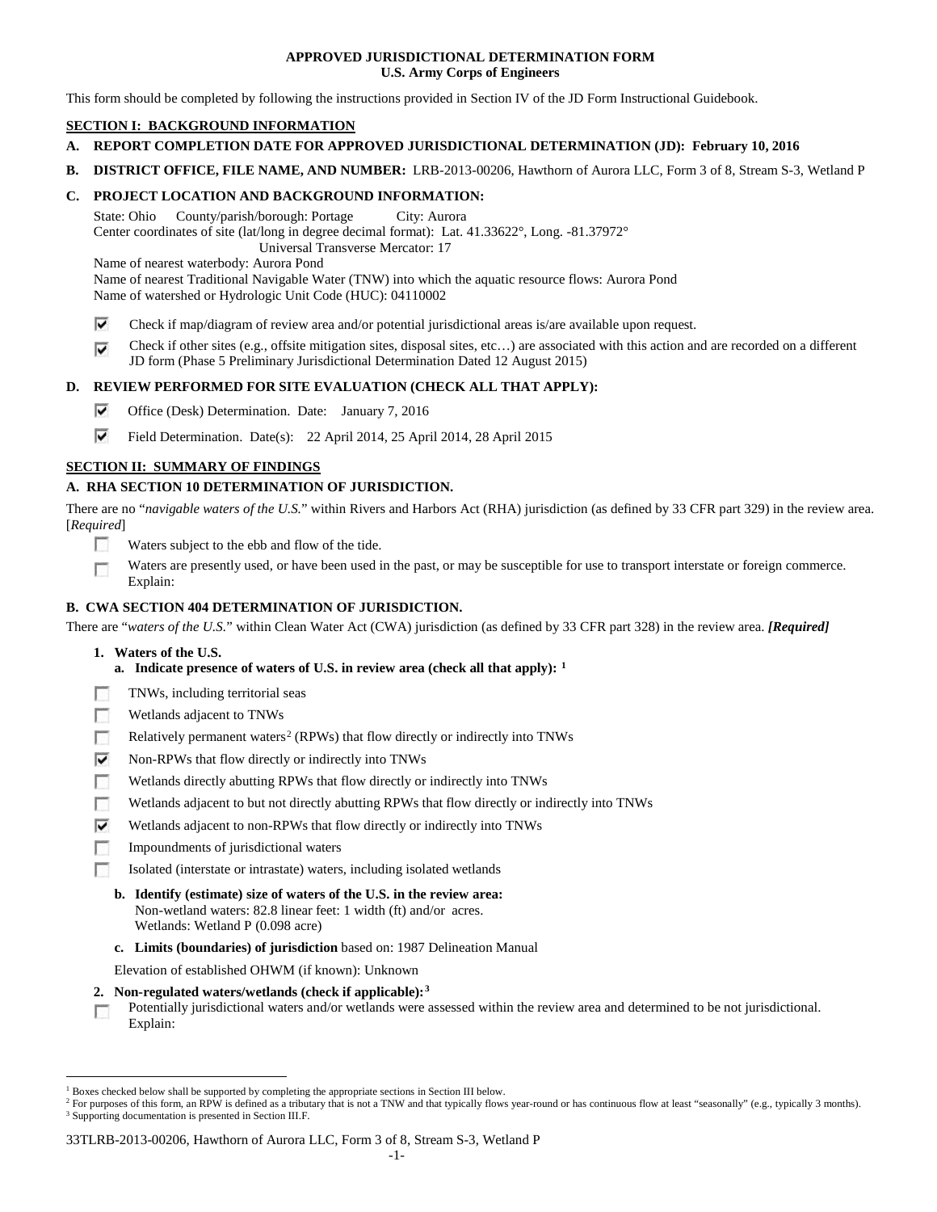**APPROVED JURISDICTIONAL DETERMINATION FORM**
**U.S. Army Corps of Engineers**

This form should be completed by following the instructions provided in Section IV of the JD Form Instructional Guidebook.

## SECTION I: BACKGROUND INFORMATION

**A. REPORT COMPLETION DATE FOR APPROVED JURISDICTIONAL DETERMINATION (JD): February 10, 2016**

**B. DISTRICT OFFICE, FILE NAME, AND NUMBER:** LRB-2013-00206, Hawthorn of Aurora LLC, Form 3 of 8, Stream S-3, Wetland P

**C. PROJECT LOCATION AND BACKGROUND INFORMATION:**

State: Ohio County/parish/borough: Portage City: Aurora
Center coordinates of site (lat/long in degree decimal format): Lat. 41.33622°, Long. -81.37972°
Universal Transverse Mercator: 17
Name of nearest waterbody: Aurora Pond
Name of nearest Traditional Navigable Water (TNW) into which the aquatic resource flows: Aurora Pond
Name of watershed or Hydrologic Unit Code (HUC): 04110002

- [x] Check if map/diagram of review area and/or potential jurisdictional areas is/are available upon request.
- [x] Check if other sites (e.g., offsite mitigation sites, disposal sites, etc…) are associated with this action and are recorded on a different JD form (Phase 5 Preliminary Jurisdictional Determination Dated 12 August 2015)

**D. REVIEW PERFORMED FOR SITE EVALUATION (CHECK ALL THAT APPLY):**

- [x] Office (Desk) Determination. Date: January 7, 2016
- [x] Field Determination. Date(s): 22 April 2014, 25 April 2014, 28 April 2015

## SECTION II: SUMMARY OF FINDINGS

**A. RHA SECTION 10 DETERMINATION OF JURISDICTION.**

There are no "*navigable waters of the U.S.*" within Rivers and Harbors Act (RHA) jurisdiction (as defined by 33 CFR part 329) in the review area. [*Required*]

- [ ] Waters subject to the ebb and flow of the tide.
- [ ] Waters are presently used, or have been used in the past, or may be susceptible for use to transport interstate or foreign commerce. Explain:

**B. CWA SECTION 404 DETERMINATION OF JURISDICTION.**

There are "*waters of the U.S.*" within Clean Water Act (CWA) jurisdiction (as defined by 33 CFR part 328) in the review area. ***[Required]***

**1. Waters of the U.S.**

**a. Indicate presence of waters of U.S. in review area (check all that apply):** [1]

- [ ] TNWs, including territorial seas
- [ ] Wetlands adjacent to TNWs
- [ ] Relatively permanent waters[2] (RPWs) that flow directly or indirectly into TNWs
- [x] Non-RPWs that flow directly or indirectly into TNWs
- [ ] Wetlands directly abutting RPWs that flow directly or indirectly into TNWs
- [ ] Wetlands adjacent to but not directly abutting RPWs that flow directly or indirectly into TNWs
- [x] Wetlands adjacent to non-RPWs that flow directly or indirectly into TNWs
- [ ] Impoundments of jurisdictional waters
- [ ] Isolated (interstate or intrastate) waters, including isolated wetlands

**b. Identify (estimate) size of waters of the U.S. in the review area:**
Non-wetland waters: 82.8 linear feet: 1 width (ft) and/or acres.
Wetlands: Wetland P (0.098 acre)

**c. Limits (boundaries) of jurisdiction** based on: 1987 Delineation Manual

Elevation of established OHWM (if known): Unknown

**2. Non-regulated waters/wetlands (check if applicable):**[3]

- [ ] Potentially jurisdictional waters and/or wetlands were assessed within the review area and determined to be not jurisdictional. Explain:

---

[1] Boxes checked below shall be supported by completing the appropriate sections in Section III below.
[2] For purposes of this form, an RPW is defined as a tributary that is not a TNW and that typically flows year-round or has continuous flow at least "seasonally" (e.g., typically 3 months).
[3] Supporting documentation is presented in Section III.F.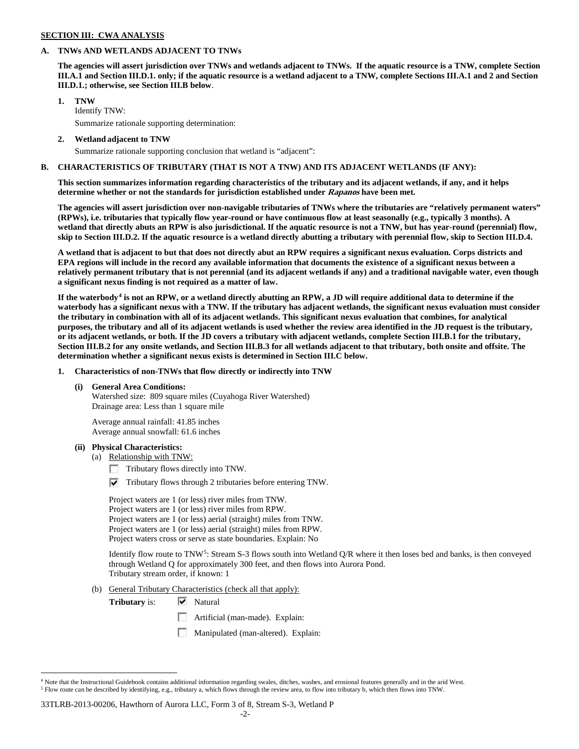**SECTION III: CWA ANALYSIS**

**A. TNWs AND WETLANDS ADJACENT TO TNWs**

**The agencies will assert jurisdiction over TNWs and wetlands adjacent to TNWs. If the aquatic resource is a TNW, complete Section III.A.1 and Section III.D.1. only; if the aquatic resource is a wetland adjacent to a TNW, complete Sections III.A.1 and 2 and Section III.D.1.; otherwise, see Section III.B below**.

**1. TNW**

Identify TNW:

Summarize rationale supporting determination:

**2. Wetland adjacent to TNW**

Summarize rationale supporting conclusion that wetland is "adjacent":

**B. CHARACTERISTICS OF TRIBUTARY (THAT IS NOT A TNW) AND ITS ADJACENT WETLANDS (IF ANY):**

**This section summarizes information regarding characteristics of the tributary and its adjacent wetlands, if any, and it helps determine whether or not the standards for jurisdiction established under *Rapanos* have been met.**

**The agencies will assert jurisdiction over non-navigable tributaries of TNWs where the tributaries are "relatively permanent waters" (RPWs), i.e. tributaries that typically flow year-round or have continuous flow at least seasonally (e.g., typically 3 months). A wetland that directly abuts an RPW is also jurisdictional. If the aquatic resource is not a TNW, but has year-round (perennial) flow, skip to Section III.D.2. If the aquatic resource is a wetland directly abutting a tributary with perennial flow, skip to Section III.D.4.**

**A wetland that is adjacent to but that does not directly abut an RPW requires a significant nexus evaluation. Corps districts and EPA regions will include in the record any available information that documents the existence of a significant nexus between a relatively permanent tributary that is not perennial (and its adjacent wetlands if any) and a traditional navigable water, even though a significant nexus finding is not required as a matter of law.**

**If the waterbody[4] is not an RPW, or a wetland directly abutting an RPW, a JD will require additional data to determine if the waterbody has a significant nexus with a TNW. If the tributary has adjacent wetlands, the significant nexus evaluation must consider the tributary in combination with all of its adjacent wetlands. This significant nexus evaluation that combines, for analytical purposes, the tributary and all of its adjacent wetlands is used whether the review area identified in the JD request is the tributary, or its adjacent wetlands, or both. If the JD covers a tributary with adjacent wetlands, complete Section III.B.1 for the tributary, Section III.B.2 for any onsite wetlands, and Section III.B.3 for all wetlands adjacent to that tributary, both onsite and offsite. The determination whether a significant nexus exists is determined in Section III.C below.**

**1. Characteristics of non-TNWs that flow directly or indirectly into TNW**

**(i) General Area Conditions:**

Watershed size: 809 square miles (Cuyahoga River Watershed)
Drainage area: Less than 1 square mile

Average annual rainfall: 41.85 inches
Average annual snowfall: 61.6 inches

**(ii) Physical Characteristics:**

(a) Relationship with TNW:

☐ Tributary flows directly into TNW.

☑ Tributary flows through 2 tributaries before entering TNW.

Project waters are 1 (or less) river miles from TNW.
Project waters are 1 (or less) river miles from RPW.
Project waters are 1 (or less) aerial (straight) miles from TNW.
Project waters are 1 (or less) aerial (straight) miles from RPW.
Project waters cross or serve as state boundaries. Explain: No

Identify flow route to TNW[5]: Stream S-3 flows south into Wetland Q/R where it then loses bed and banks, is then conveyed through Wetland Q for approximately 300 feet, and then flows into Aurora Pond.
Tributary stream order, if known: 1

(b) General Tributary Characteristics (check all that apply):

**Tributary** is: ☑ Natural

☐ Artificial (man-made). Explain:

☐ Manipulated (man-altered). Explain:

---

[4] Note that the Instructional Guidebook contains additional information regarding swales, ditches, washes, and erosional features generally and in the arid West.

[5] Flow route can be described by identifying, e.g., tributary a, which flows through the review area, to flow into tributary b, which then flows into TNW.

33TLRB-2013-00206, Hawthorn of Aurora LLC, Form 3 of 8, Stream S-3, Wetland P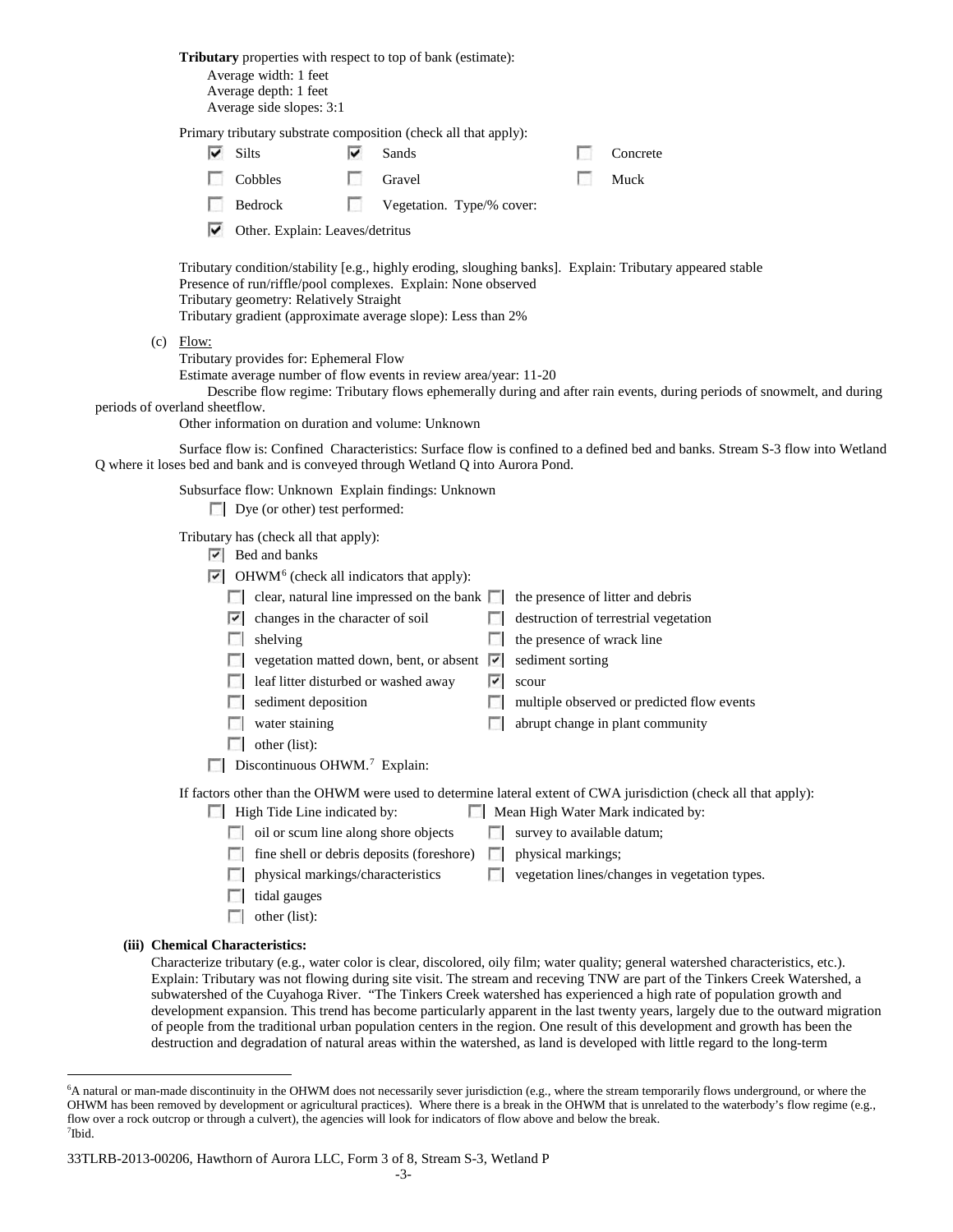**Tributary** properties with respect to top of bank (estimate):
Average width: 1 feet
Average depth: 1 feet
Average side slopes: 3:1

Primary tributary substrate composition (check all that apply):

- [x] Silts
- [x] Sands
- [ ] Concrete
- [ ] Cobbles
- [ ] Gravel
- [ ] Muck
- [ ] Bedrock
- [ ] Vegetation. Type/% cover:
- [x] Other. Explain: Leaves/detritus

Tributary condition/stability [e.g., highly eroding, sloughing banks]. Explain: Tributary appeared stable
Presence of run/riffle/pool complexes. Explain: None observed
Tributary geometry: Relatively Straight
Tributary gradient (approximate average slope): Less than 2%

(c) Flow:
Tributary provides for: Ephemeral Flow
Estimate average number of flow events in review area/year: 11-20
Describe flow regime: Tributary flows ephemerally during and after rain events, during periods of snowmelt, and during periods of overland sheetflow.
Other information on duration and volume: Unknown

Surface flow is: Confined Characteristics: Surface flow is confined to a defined bed and banks. Stream S-3 flow into Wetland Q where it loses bed and bank and is conveyed through Wetland Q into Aurora Pond.

Subsurface flow: Unknown Explain findings: Unknown
- [ ] Dye (or other) test performed:

Tributary has (check all that apply):
- [x] Bed and banks
- [x] OHWM[6] (check all indicators that apply):
  - [ ] clear, natural line impressed on the bank
  - [ ] the presence of litter and debris
  - [x] changes in the character of soil
  - [ ] destruction of terrestrial vegetation
  - [ ] shelving
  - [ ] the presence of wrack line
  - [ ] vegetation matted down, bent, or absent
  - [x] sediment sorting
  - [ ] leaf litter disturbed or washed away
  - [x] scour
  - [ ] sediment deposition
  - [ ] multiple observed or predicted flow events
  - [ ] water staining
  - [ ] abrupt change in plant community
  - [ ] other (list):
- [ ] Discontinuous OHWM.[7] Explain:

If factors other than the OHWM were used to determine lateral extent of CWA jurisdiction (check all that apply):
- [ ] High Tide Line indicated by:
  - [ ] oil or scum line along shore objects
  - [ ] fine shell or debris deposits (foreshore)
  - [ ] physical markings/characteristics
  - [ ] tidal gauges
  - [ ] other (list):
- [ ] Mean High Water Mark indicated by:
  - [ ] survey to available datum;
  - [ ] physical markings;
  - [ ] vegetation lines/changes in vegetation types.

**(iii) Chemical Characteristics:**
Characterize tributary (e.g., water color is clear, discolored, oily film; water quality; general watershed characteristics, etc.). Explain: Tributary was not flowing during site visit. The stream and receving TNW are part of the Tinkers Creek Watershed, a subwatershed of the Cuyahoga River. "The Tinkers Creek watershed has experienced a high rate of population growth and development expansion. This trend has become particularly apparent in the last twenty years, largely due to the outward migration of people from the traditional urban population centers in the region. One result of this development and growth has been the destruction and degradation of natural areas within the watershed, as land is developed with little regard to the long-term

[6]A natural or man-made discontinuity in the OHWM does not necessarily sever jurisdiction (e.g., where the stream temporarily flows underground, or where the OHWM has been removed by development or agricultural practices). Where there is a break in the OHWM that is unrelated to the waterbody's flow regime (e.g., flow over a rock outcrop or through a culvert), the agencies will look for indicators of flow above and below the break.
[7]Ibid.

33TLRB-2013-00206, Hawthorn of Aurora LLC, Form 3 of 8, Stream S-3, Wetland P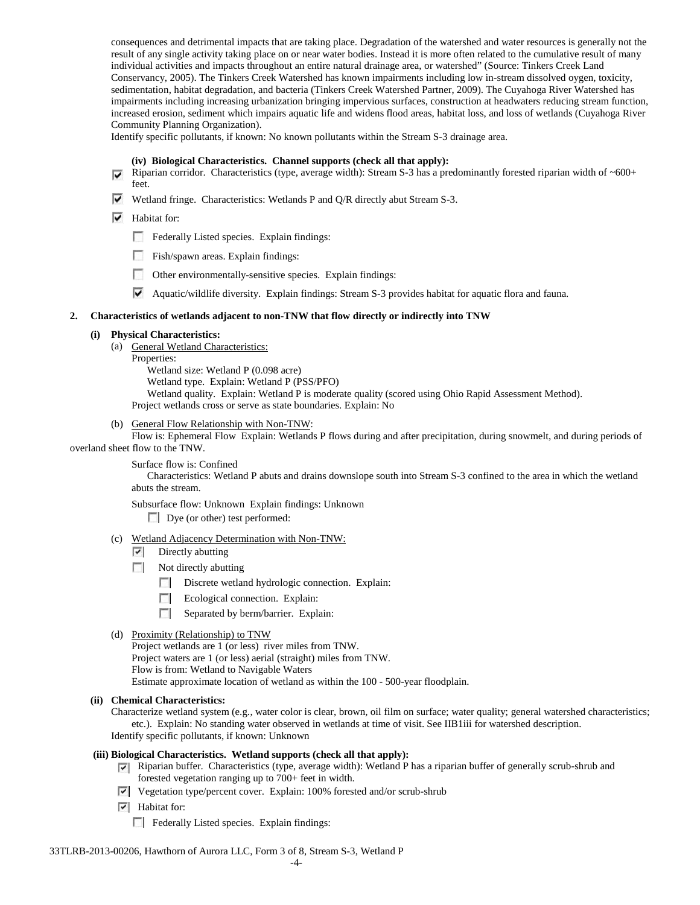consequences and detrimental impacts that are taking place. Degradation of the watershed and water resources is generally not the result of any single activity taking place on or near water bodies. Instead it is more often related to the cumulative result of many individual activities and impacts throughout an entire natural drainage area, or watershed" (Source: Tinkers Creek Land Conservancy, 2005). The Tinkers Creek Watershed has known impairments including low in-stream dissolved oxygen, toxicity, sedimentation, habitat degradation, and bacteria (Tinkers Creek Watershed Partner, 2009). The Cuyahoga River Watershed has impairments including increasing urbanization bringing impervious surfaces, construction at headwaters reducing stream function, increased erosion, sediment which impairs aquatic life and widens flood areas, habitat loss, and loss of wetlands (Cuyahoga River Community Planning Organization).

Identify specific pollutants, if known: No known pollutants within the Stream S-3 drainage area.

**(iv) Biological Characteristics. Channel supports (check all that apply):**

- ☑ Riparian corridor. Characteristics (type, average width): Stream S-3 has a predominantly forested riparian width of ~600+ feet.
- ☑ Wetland fringe. Characteristics: Wetlands P and Q/R directly abut Stream S-3.
- ☑ Habitat for:
  - ☐ Federally Listed species. Explain findings:
  - ☐ Fish/spawn areas. Explain findings:
  - ☐ Other environmentally-sensitive species. Explain findings:
  - ☑ Aquatic/wildlife diversity. Explain findings: Stream S-3 provides habitat for aquatic flora and fauna.

**2. Characteristics of wetlands adjacent to non-TNW that flow directly or indirectly into TNW**

**(i) Physical Characteristics:**

(a) General Wetland Characteristics:

Properties:

Wetland size: Wetland P (0.098 acre)

Wetland type. Explain: Wetland P (PSS/PFO)

Wetland quality. Explain: Wetland P is moderate quality (scored using Ohio Rapid Assessment Method).

Project wetlands cross or serve as state boundaries. Explain: No

(b) General Flow Relationship with Non-TNW:

Flow is: Ephemeral Flow Explain: Wetlands P flows during and after precipitation, during snowmelt, and during periods of overland sheet flow to the TNW.

Surface flow is: Confined

Characteristics: Wetland P abuts and drains downslope south into Stream S-3 confined to the area in which the wetland abuts the stream.

Subsurface flow: Unknown Explain findings: Unknown

- ☐ Dye (or other) test performed:

(c) Wetland Adjacency Determination with Non-TNW:

- ☑ Directly abutting
- ☐ Not directly abutting
  - ☐ Discrete wetland hydrologic connection. Explain:
  - ☐ Ecological connection. Explain:
  - ☐ Separated by berm/barrier. Explain:

(d) Proximity (Relationship) to TNW

Project wetlands are 1 (or less) river miles from TNW.

Project waters are 1 (or less) aerial (straight) miles from TNW.

Flow is from: Wetland to Navigable Waters

Estimate approximate location of wetland as within the 100 - 500-year floodplain.

**(ii) Chemical Characteristics:**

Characterize wetland system (e.g., water color is clear, brown, oil film on surface; water quality; general watershed characteristics; etc.). Explain: No standing water observed in wetlands at time of visit. See IIB1iii for watershed description.

Identify specific pollutants, if known: Unknown

**(iii) Biological Characteristics. Wetland supports (check all that apply):**

- ☑ Riparian buffer. Characteristics (type, average width): Wetland P has a riparian buffer of generally scrub-shrub and forested vegetation ranging up to 700+ feet in width.
- ☑ Vegetation type/percent cover. Explain: 100% forested and/or scrub-shrub
- ☑ Habitat for:
  - ☐ Federally Listed species. Explain findings: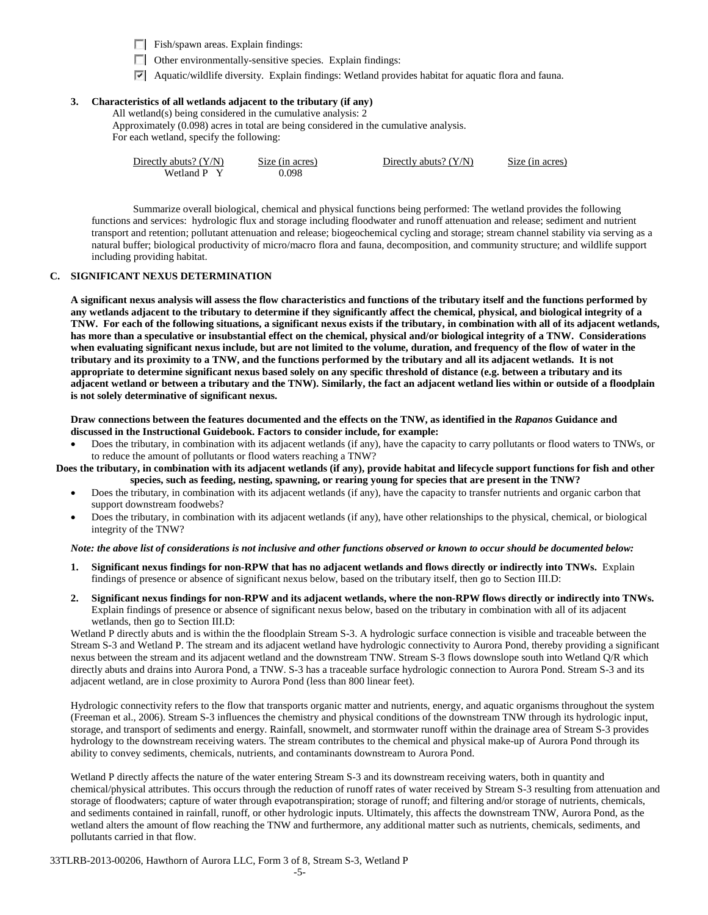☐ Fish/spawn areas. Explain findings:

☐ Other environmentally-sensitive species. Explain findings:

☑ Aquatic/wildlife diversity. Explain findings: Wetland provides habitat for aquatic flora and fauna.

**3. Characteristics of all wetlands adjacent to the tributary (if any)**

All wetland(s) being considered in the cumulative analysis: 2
Approximately (0.098) acres in total are being considered in the cumulative analysis.
For each wetland, specify the following:

| Directly abuts? (Y/N) | Size (in acres) | Directly abuts? (Y/N) | Size (in acres) |
|---|---|---|---|
| Wetland P Y | 0.098 | | |

Summarize overall biological, chemical and physical functions being performed: The wetland provides the following functions and services: hydrologic flux and storage including floodwater and runoff attenuation and release; sediment and nutrient transport and retention; pollutant attenuation and release; biogeochemical cycling and storage; stream channel stability via serving as a natural buffer; biological productivity of micro/macro flora and fauna, decomposition, and community structure; and wildlife support including providing habitat.

## C. SIGNIFICANT NEXUS DETERMINATION

**A significant nexus analysis will assess the flow characteristics and functions of the tributary itself and the functions performed by any wetlands adjacent to the tributary to determine if they significantly affect the chemical, physical, and biological integrity of a TNW. For each of the following situations, a significant nexus exists if the tributary, in combination with all of its adjacent wetlands, has more than a speculative or insubstantial effect on the chemical, physical and/or biological integrity of a TNW. Considerations when evaluating significant nexus include, but are not limited to the volume, duration, and frequency of the flow of water in the tributary and its proximity to a TNW, and the functions performed by the tributary and all its adjacent wetlands. It is not appropriate to determine significant nexus based solely on any specific threshold of distance (e.g. between a tributary and its adjacent wetland or between a tributary and the TNW). Similarly, the fact an adjacent wetland lies within or outside of a floodplain is not solely determinative of significant nexus.**

**Draw connections between the features documented and the effects on the TNW, as identified in the *Rapanos* Guidance and discussed in the Instructional Guidebook. Factors to consider include, for example:**

- Does the tributary, in combination with its adjacent wetlands (if any), have the capacity to carry pollutants or flood waters to TNWs, or to reduce the amount of pollutants or flood waters reaching a TNW?

**Does the tributary, in combination with its adjacent wetlands (if any), provide habitat and lifecycle support functions for fish and other species, such as feeding, nesting, spawning, or rearing young for species that are present in the TNW?**

- Does the tributary, in combination with its adjacent wetlands (if any), have the capacity to transfer nutrients and organic carbon that support downstream foodwebs?
- Does the tributary, in combination with its adjacent wetlands (if any), have other relationships to the physical, chemical, or biological integrity of the TNW?

***Note: the above list of considerations is not inclusive and other functions observed or known to occur should be documented below:***

1. **Significant nexus findings for non-RPW that has no adjacent wetlands and flows directly or indirectly into TNWs.** Explain findings of presence or absence of significant nexus below, based on the tributary itself, then go to Section III.D:

2. **Significant nexus findings for non-RPW and its adjacent wetlands, where the non-RPW flows directly or indirectly into TNWs.** Explain findings of presence or absence of significant nexus below, based on the tributary in combination with all of its adjacent wetlands, then go to Section III.D:

Wetland P directly abuts and is within the the floodplain Stream S-3. A hydrologic surface connection is visible and traceable between the Stream S-3 and Wetland P. The stream and its adjacent wetland have hydrologic connectivity to Aurora Pond, thereby providing a significant nexus between the stream and its adjacent wetland and the downstream TNW. Stream S-3 flows downslope south into Wetland Q/R which directly abuts and drains into Aurora Pond, a TNW. S-3 has a traceable surface hydrologic connection to Aurora Pond. Stream S-3 and its adjacent wetland, are in close proximity to Aurora Pond (less than 800 linear feet).

Hydrologic connectivity refers to the flow that transports organic matter and nutrients, energy, and aquatic organisms throughout the system (Freeman et al., 2006). Stream S-3 influences the chemistry and physical conditions of the downstream TNW through its hydrologic input, storage, and transport of sediments and energy. Rainfall, snowmelt, and stormwater runoff within the drainage area of Stream S-3 provides hydrology to the downstream receiving waters. The stream contributes to the chemical and physical make-up of Aurora Pond through its ability to convey sediments, chemicals, nutrients, and contaminants downstream to Aurora Pond.

Wetland P directly affects the nature of the water entering Stream S-3 and its downstream receiving waters, both in quantity and chemical/physical attributes. This occurs through the reduction of runoff rates of water received by Stream S-3 resulting from attenuation and storage of floodwaters; capture of water through evapotranspiration; storage of runoff; and filtering and/or storage of nutrients, chemicals, and sediments contained in rainfall, runoff, or other hydrologic inputs. Ultimately, this affects the downstream TNW, Aurora Pond, as the wetland alters the amount of flow reaching the TNW and furthermore, any additional matter such as nutrients, chemicals, sediments, and pollutants carried in that flow.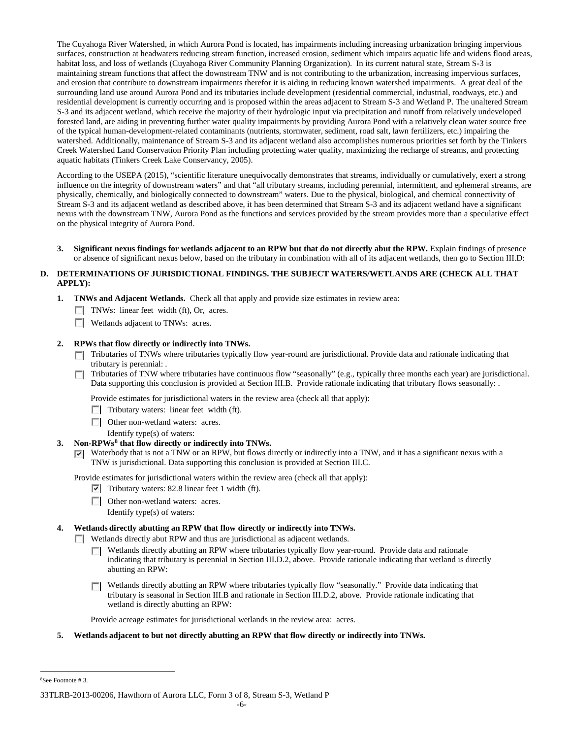The Cuyahoga River Watershed, in which Aurora Pond is located, has impairments including increasing urbanization bringing impervious surfaces, construction at headwaters reducing stream function, increased erosion, sediment which impairs aquatic life and widens flood areas, habitat loss, and loss of wetlands (Cuyahoga River Community Planning Organization). In its current natural state, Stream S-3 is maintaining stream functions that affect the downstream TNW and is not contributing to the urbanization, increasing impervious surfaces, and erosion that contribute to downstream impairments therefor it is aiding in reducing known watershed impairments. A great deal of the surrounding land use around Aurora Pond and its tributaries include development (residential commercial, industrial, roadways, etc.) and residential development is currently occurring and is proposed within the areas adjacent to Stream S-3 and Wetland P. The unaltered Stream S-3 and its adjacent wetland, which receive the majority of their hydrologic input via precipitation and runoff from relatively undeveloped forested land, are aiding in preventing further water quality impairments by providing Aurora Pond with a relatively clean water source free of the typical human-development-related contaminants (nutrients, stormwater, sediment, road salt, lawn fertilizers, etc.) impairing the watershed. Additionally, maintenance of Stream S-3 and its adjacent wetland also accomplishes numerous priorities set forth by the Tinkers Creek Watershed Land Conservation Priority Plan including protecting water quality, maximizing the recharge of streams, and protecting aquatic habitats (Tinkers Creek Lake Conservancy, 2005).

According to the USEPA (2015), "scientific literature unequivocally demonstrates that streams, individually or cumulatively, exert a strong influence on the integrity of downstream waters" and that "all tributary streams, including perennial, intermittent, and ephemeral streams, are physically, chemically, and biologically connected to downstream" waters. Due to the physical, biological, and chemical connectivity of Stream S-3 and its adjacent wetland as described above, it has been determined that Stream S-3 and its adjacent wetland have a significant nexus with the downstream TNW, Aurora Pond as the functions and services provided by the stream provides more than a speculative effect on the physical integrity of Aurora Pond.

3. **Significant nexus findings for wetlands adjacent to an RPW but that do not directly abut the RPW.** Explain findings of presence or absence of significant nexus below, based on the tributary in combination with all of its adjacent wetlands, then go to Section III.D:

## D. DETERMINATIONS OF JURISDICTIONAL FINDINGS. THE SUBJECT WATERS/WETLANDS ARE (CHECK ALL THAT APPLY):

1. **TNWs and Adjacent Wetlands.** Check all that apply and provide size estimates in review area:
   - ☐ TNWs: linear feet width (ft), Or, acres.
   - ☐ Wetlands adjacent to TNWs: acres.

2. **RPWs that flow directly or indirectly into TNWs.**
   - ☐ Tributaries of TNWs where tributaries typically flow year-round are jurisdictional. Provide data and rationale indicating that tributary is perennial: .
   - ☐ Tributaries of TNW where tributaries have continuous flow "seasonally" (e.g., typically three months each year) are jurisdictional. Data supporting this conclusion is provided at Section III.B. Provide rationale indicating that tributary flows seasonally: .

   Provide estimates for jurisdictional waters in the review area (check all that apply):
   - ☐ Tributary waters: linear feet width (ft).
   - ☐ Other non-wetland waters: acres.

     Identify type(s) of waters:

3. **Non-RPWs[8] that flow directly or indirectly into TNWs.**
   - ☑ Waterbody that is not a TNW or an RPW, but flows directly or indirectly into a TNW, and it has a significant nexus with a TNW is jurisdictional. Data supporting this conclusion is provided at Section III.C.

   Provide estimates for jurisdictional waters within the review area (check all that apply):
   - ☑ Tributary waters: 82.8 linear feet 1 width (ft).
   - ☐ Other non-wetland waters: acres.

     Identify type(s) of waters:

4. **Wetlands directly abutting an RPW that flow directly or indirectly into TNWs.**
   - ☐ Wetlands directly abut RPW and thus are jurisdictional as adjacent wetlands.
     - ☐ Wetlands directly abutting an RPW where tributaries typically flow year-round. Provide data and rationale indicating that tributary is perennial in Section III.D.2, above. Provide rationale indicating that wetland is directly abutting an RPW:
     - ☐ Wetlands directly abutting an RPW where tributaries typically flow "seasonally." Provide data indicating that tributary is seasonal in Section III.B and rationale in Section III.D.2, above. Provide rationale indicating that wetland is directly abutting an RPW:

   Provide acreage estimates for jurisdictional wetlands in the review area: acres.

5. **Wetlands adjacent to but not directly abutting an RPW that flow directly or indirectly into TNWs.**

---

[8]See Footnote # 3.

33TLRB-2013-00206, Hawthorn of Aurora LLC, Form 3 of 8, Stream S-3, Wetland P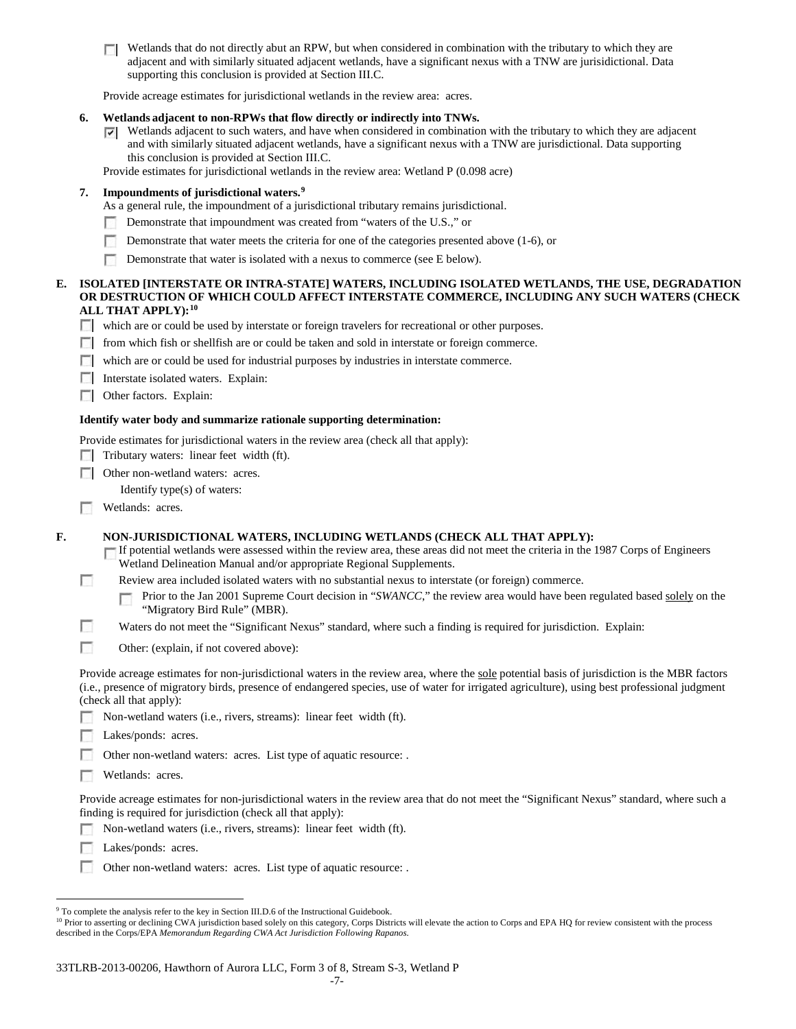- [ ] Wetlands that do not directly abut an RPW, but when considered in combination with the tributary to which they are adjacent and with similarly situated adjacent wetlands, have a significant nexus with a TNW are jurisidictional. Data supporting this conclusion is provided at Section III.C.

Provide acreage estimates for jurisdictional wetlands in the review area: acres.

**6. Wetlands adjacent to non-RPWs that flow directly or indirectly into TNWs.**

- [x] Wetlands adjacent to such waters, and have when considered in combination with the tributary to which they are adjacent and with similarly situated adjacent wetlands, have a significant nexus with a TNW are jurisdictional. Data supporting this conclusion is provided at Section III.C.

Provide estimates for jurisdictional wetlands in the review area: Wetland P (0.098 acre)

**7. Impoundments of jurisdictional waters.[9]**

As a general rule, the impoundment of a jurisdictional tributary remains jurisdictional.

- [ ] Demonstrate that impoundment was created from "waters of the U.S.," or
- [ ] Demonstrate that water meets the criteria for one of the categories presented above (1-6), or
- [ ] Demonstrate that water is isolated with a nexus to commerce (see E below).

**E. ISOLATED [INTERSTATE OR INTRA-STATE] WATERS, INCLUDING ISOLATED WETLANDS, THE USE, DEGRADATION OR DESTRUCTION OF WHICH COULD AFFECT INTERSTATE COMMERCE, INCLUDING ANY SUCH WATERS (CHECK ALL THAT APPLY):[10]**

- [ ] which are or could be used by interstate or foreign travelers for recreational or other purposes.
- [ ] from which fish or shellfish are or could be taken and sold in interstate or foreign commerce.
- [ ] which are or could be used for industrial purposes by industries in interstate commerce.
- [ ] Interstate isolated waters. Explain:
- [ ] Other factors. Explain:

**Identify water body and summarize rationale supporting determination:**

Provide estimates for jurisdictional waters in the review area (check all that apply):

- [ ] Tributary waters: linear feet width (ft).
- [ ] Other non-wetland waters: acres.

  Identify type(s) of waters:

- [ ] Wetlands: acres.

**F. NON-JURISDICTIONAL WATERS, INCLUDING WETLANDS (CHECK ALL THAT APPLY):**

- [ ] If potential wetlands were assessed within the review area, these areas did not meet the criteria in the 1987 Corps of Engineers Wetland Delineation Manual and/or appropriate Regional Supplements.
- [ ] Review area included isolated waters with no substantial nexus to interstate (or foreign) commerce.
  - [ ] Prior to the Jan 2001 Supreme Court decision in "*SWANCC*," the review area would have been regulated based solely on the "Migratory Bird Rule" (MBR).
- [ ] Waters do not meet the "Significant Nexus" standard, where such a finding is required for jurisdiction. Explain:
- [ ] Other: (explain, if not covered above):

Provide acreage estimates for non-jurisdictional waters in the review area, where the sole potential basis of jurisdiction is the MBR factors (i.e., presence of migratory birds, presence of endangered species, use of water for irrigated agriculture), using best professional judgment (check all that apply):

- [ ] Non-wetland waters (i.e., rivers, streams): linear feet width (ft).
- [ ] Lakes/ponds: acres.
- [ ] Other non-wetland waters: acres. List type of aquatic resource: .
- [ ] Wetlands: acres.

Provide acreage estimates for non-jurisdictional waters in the review area that do not meet the "Significant Nexus" standard, where such a finding is required for jurisdiction (check all that apply):

- [ ] Non-wetland waters (i.e., rivers, streams): linear feet width (ft).
- [ ] Lakes/ponds: acres.
- [ ] Other non-wetland waters: acres. List type of aquatic resource: .

---

[9] To complete the analysis refer to the key in Section III.D.6 of the Instructional Guidebook.

[10] Prior to asserting or declining CWA jurisdiction based solely on this category, Corps Districts will elevate the action to Corps and EPA HQ for review consistent with the process described in the Corps/EPA *Memorandum Regarding CWA Act Jurisdiction Following Rapanos.*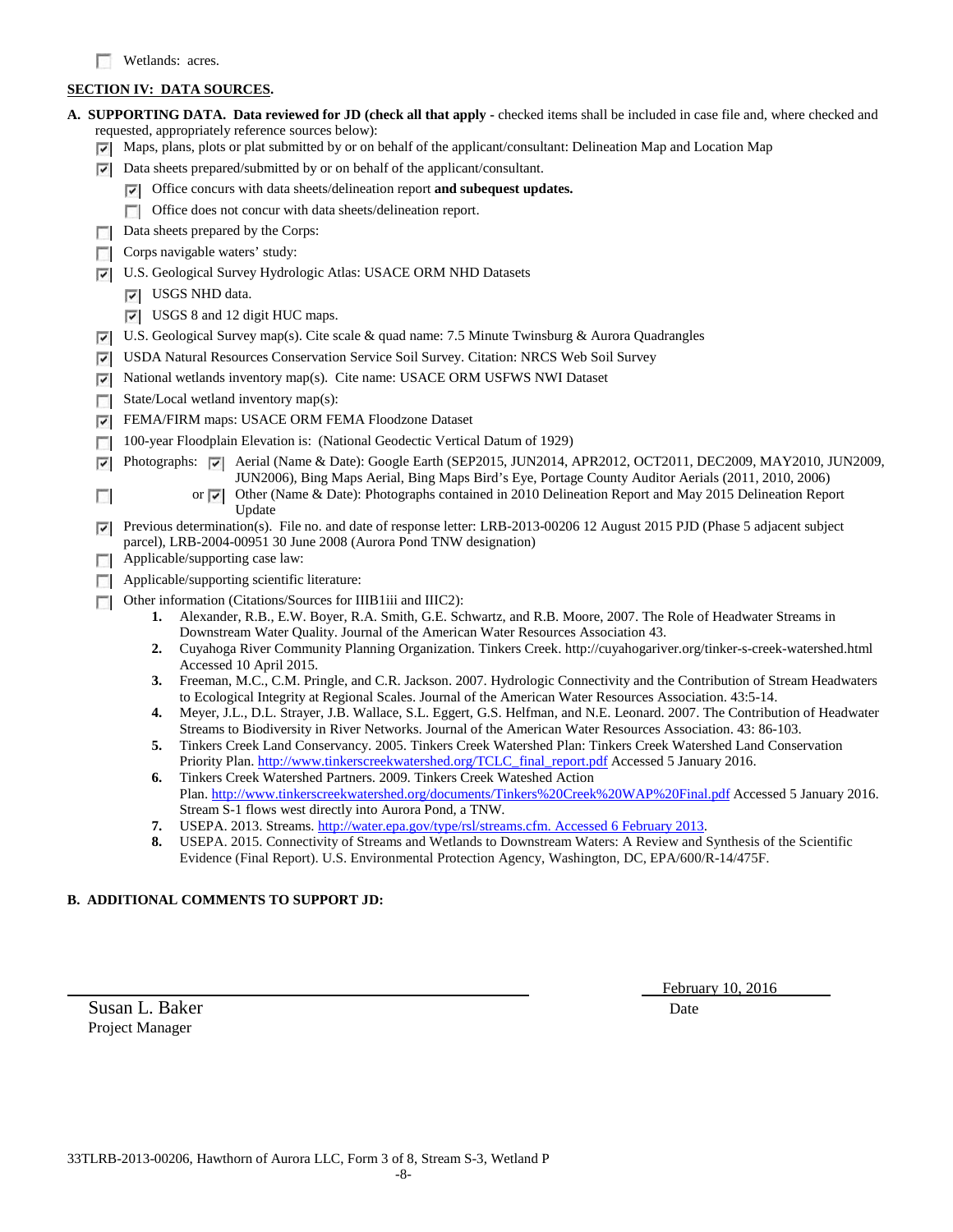☐ Wetlands: acres.

**SECTION IV: DATA SOURCES.**

**A. SUPPORTING DATA. Data reviewed for JD (check all that apply -** checked items shall be included in case file and, where checked and requested, appropriately reference sources below):

- ☑ Maps, plans, plots or plat submitted by or on behalf of the applicant/consultant: Delineation Map and Location Map
- ☑ Data sheets prepared/submitted by or on behalf of the applicant/consultant.
  - ☑ Office concurs with data sheets/delineation report **and subequest updates.**
  - ☐ Office does not concur with data sheets/delineation report.
- ☐ Data sheets prepared by the Corps:
- ☐ Corps navigable waters' study:
- ☑ U.S. Geological Survey Hydrologic Atlas: USACE ORM NHD Datasets
  - ☑ USGS NHD data.
  - ☑ USGS 8 and 12 digit HUC maps.
- ☑ U.S. Geological Survey map(s). Cite scale & quad name: 7.5 Minute Twinsburg & Aurora Quadrangles
- ☑ USDA Natural Resources Conservation Service Soil Survey. Citation: NRCS Web Soil Survey
- ☑ National wetlands inventory map(s). Cite name: USACE ORM USFWS NWI Dataset
- ☐ State/Local wetland inventory map(s):
- ☑ FEMA/FIRM maps: USACE ORM FEMA Floodzone Dataset
- ☐ 100-year Floodplain Elevation is: (National Geodectic Vertical Datum of 1929)
- ☑ Photographs: ☑ Aerial (Name & Date): Google Earth (SEP2015, JUN2014, APR2012, OCT2011, DEC2009, MAY2010, JUN2009, JUN2006), Bing Maps Aerial, Bing Maps Bird's Eye, Portage County Auditor Aerials (2011, 2010, 2006)
- ☐ or ☑ Other (Name & Date): Photographs contained in 2010 Delineation Report and May 2015 Delineation Report Update
- ☑ Previous determination(s). File no. and date of response letter: LRB-2013-00206 12 August 2015 PJD (Phase 5 adjacent subject parcel), LRB-2004-00951 30 June 2008 (Aurora Pond TNW designation)
- ☐ Applicable/supporting case law:
- ☐ Applicable/supporting scientific literature:
- ☐ Other information (Citations/Sources for IIIB1iii and IIIC2):
  1. Alexander, R.B., E.W. Boyer, R.A. Smith, G.E. Schwartz, and R.B. Moore, 2007. The Role of Headwater Streams in Downstream Water Quality. Journal of the American Water Resources Association 43.
  2. Cuyahoga River Community Planning Organization. Tinkers Creek. http://cuyahogariver.org/tinker-s-creek-watershed.html Accessed 10 April 2015.
  3. Freeman, M.C., C.M. Pringle, and C.R. Jackson. 2007. Hydrologic Connectivity and the Contribution of Stream Headwaters to Ecological Integrity at Regional Scales. Journal of the American Water Resources Association. 43:5-14.
  4. Meyer, J.L., D.L. Strayer, J.B. Wallace, S.L. Eggert, G.S. Helfman, and N.E. Leonard. 2007. The Contribution of Headwater Streams to Biodiversity in River Networks. Journal of the American Water Resources Association. 43: 86-103.
  5. Tinkers Creek Land Conservancy. 2005. Tinkers Creek Watershed Plan: Tinkers Creek Watershed Land Conservation Priority Plan. http://www.tinkerscreekwatershed.org/TCLC_final_report.pdf Accessed 5 January 2016.
  6. Tinkers Creek Watershed Partners. 2009. Tinkers Creek Wateshed Action Plan. http://www.tinkerscreekwatershed.org/documents/Tinkers%20Creek%20WAP%20Final.pdf Accessed 5 January 2016. Stream S-1 flows west directly into Aurora Pond, a TNW.
  7. USEPA. 2013. Streams. http://water.epa.gov/type/rsl/streams.cfm. Accessed 6 February 2013.
  8. USEPA. 2015. Connectivity of Streams and Wetlands to Downstream Waters: A Review and Synthesis of the Scientific Evidence (Final Report). U.S. Environmental Protection Agency, Washington, DC, EPA/600/R-14/475F.

**B. ADDITIONAL COMMENTS TO SUPPORT JD:**

Susan L. Baker
Project Manager

February 10, 2016
Date

33TLRB-2013-00206, Hawthorn of Aurora LLC, Form 3 of 8, Stream S-3, Wetland P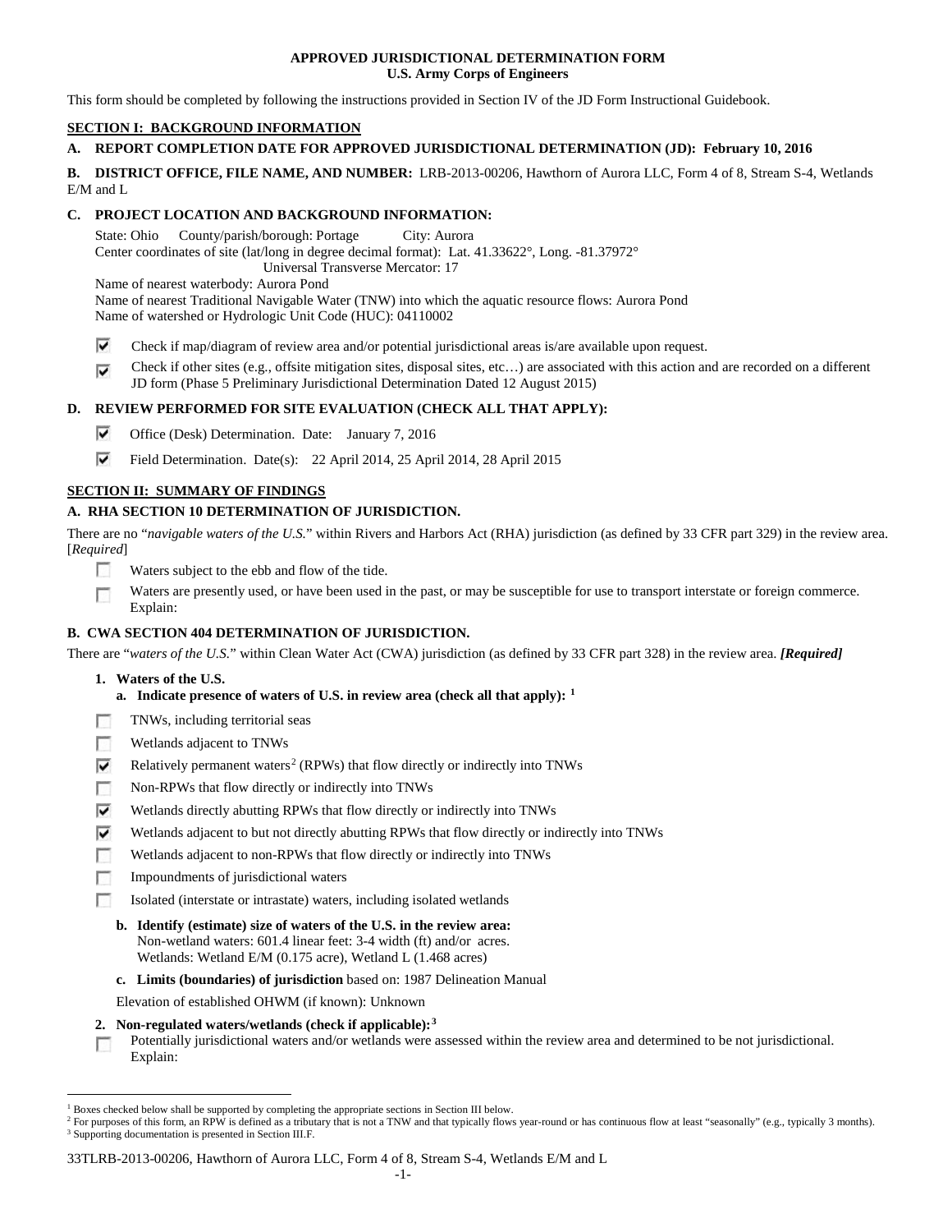**APPROVED JURISDICTIONAL DETERMINATION FORM**
**U.S. Army Corps of Engineers**

This form should be completed by following the instructions provided in Section IV of the JD Form Instructional Guidebook.

## SECTION I: BACKGROUND INFORMATION

**A. REPORT COMPLETION DATE FOR APPROVED JURISDICTIONAL DETERMINATION (JD): February 10, 2016**

**B. DISTRICT OFFICE, FILE NAME, AND NUMBER:** LRB-2013-00206, Hawthorn of Aurora LLC, Form 4 of 8, Stream S-4, Wetlands E/M and L

**C. PROJECT LOCATION AND BACKGROUND INFORMATION:**

State: Ohio  County/parish/borough: Portage  City: Aurora
Center coordinates of site (lat/long in degree decimal format): Lat. 41.33622°, Long. -81.37972°
Universal Transverse Mercator: 17
Name of nearest waterbody: Aurora Pond
Name of nearest Traditional Navigable Water (TNW) into which the aquatic resource flows: Aurora Pond
Name of watershed or Hydrologic Unit Code (HUC): 04110002

- ☑ Check if map/diagram of review area and/or potential jurisdictional areas is/are available upon request.
- ☑ Check if other sites (e.g., offsite mitigation sites, disposal sites, etc…) are associated with this action and are recorded on a different JD form (Phase 5 Preliminary Jurisdictional Determination Dated 12 August 2015)

**D. REVIEW PERFORMED FOR SITE EVALUATION (CHECK ALL THAT APPLY):**

- ☑ Office (Desk) Determination. Date: January 7, 2016
- ☑ Field Determination. Date(s): 22 April 2014, 25 April 2014, 28 April 2015

## SECTION II: SUMMARY OF FINDINGS

**A. RHA SECTION 10 DETERMINATION OF JURISDICTION.**

There are no "*navigable waters of the U.S.*" within Rivers and Harbors Act (RHA) jurisdiction (as defined by 33 CFR part 329) in the review area. [*Required*]

- ☐ Waters subject to the ebb and flow of the tide.
- ☐ Waters are presently used, or have been used in the past, or may be susceptible for use to transport interstate or foreign commerce. Explain:

**B. CWA SECTION 404 DETERMINATION OF JURISDICTION.**

There are "*waters of the U.S.*" within Clean Water Act (CWA) jurisdiction (as defined by 33 CFR part 328) in the review area. ***[Required]***

**1. Waters of the U.S.**

**a. Indicate presence of waters of U.S. in review area (check all that apply):** [1]

- ☐ TNWs, including territorial seas
- ☐ Wetlands adjacent to TNWs
- ☑ Relatively permanent waters[2] (RPWs) that flow directly or indirectly into TNWs
- ☐ Non-RPWs that flow directly or indirectly into TNWs
- ☑ Wetlands directly abutting RPWs that flow directly or indirectly into TNWs
- ☑ Wetlands adjacent to but not directly abutting RPWs that flow directly or indirectly into TNWs
- ☐ Wetlands adjacent to non-RPWs that flow directly or indirectly into TNWs
- ☐ Impoundments of jurisdictional waters
- ☐ Isolated (interstate or intrastate) waters, including isolated wetlands

**b. Identify (estimate) size of waters of the U.S. in the review area:**
Non-wetland waters: 601.4 linear feet: 3-4 width (ft) and/or acres.
Wetlands: Wetland E/M (0.175 acre), Wetland L (1.468 acres)

**c. Limits (boundaries) of jurisdiction** based on: 1987 Delineation Manual

Elevation of established OHWM (if known): Unknown

**2. Non-regulated waters/wetlands (check if applicable):**[3]

- ☐ Potentially jurisdictional waters and/or wetlands were assessed within the review area and determined to be not jurisdictional. Explain:

---

[1] Boxes checked below shall be supported by completing the appropriate sections in Section III below.
[2] For purposes of this form, an RPW is defined as a tributary that is not a TNW and that typically flows year-round or has continuous flow at least "seasonally" (e.g., typically 3 months).
[3] Supporting documentation is presented in Section III.F.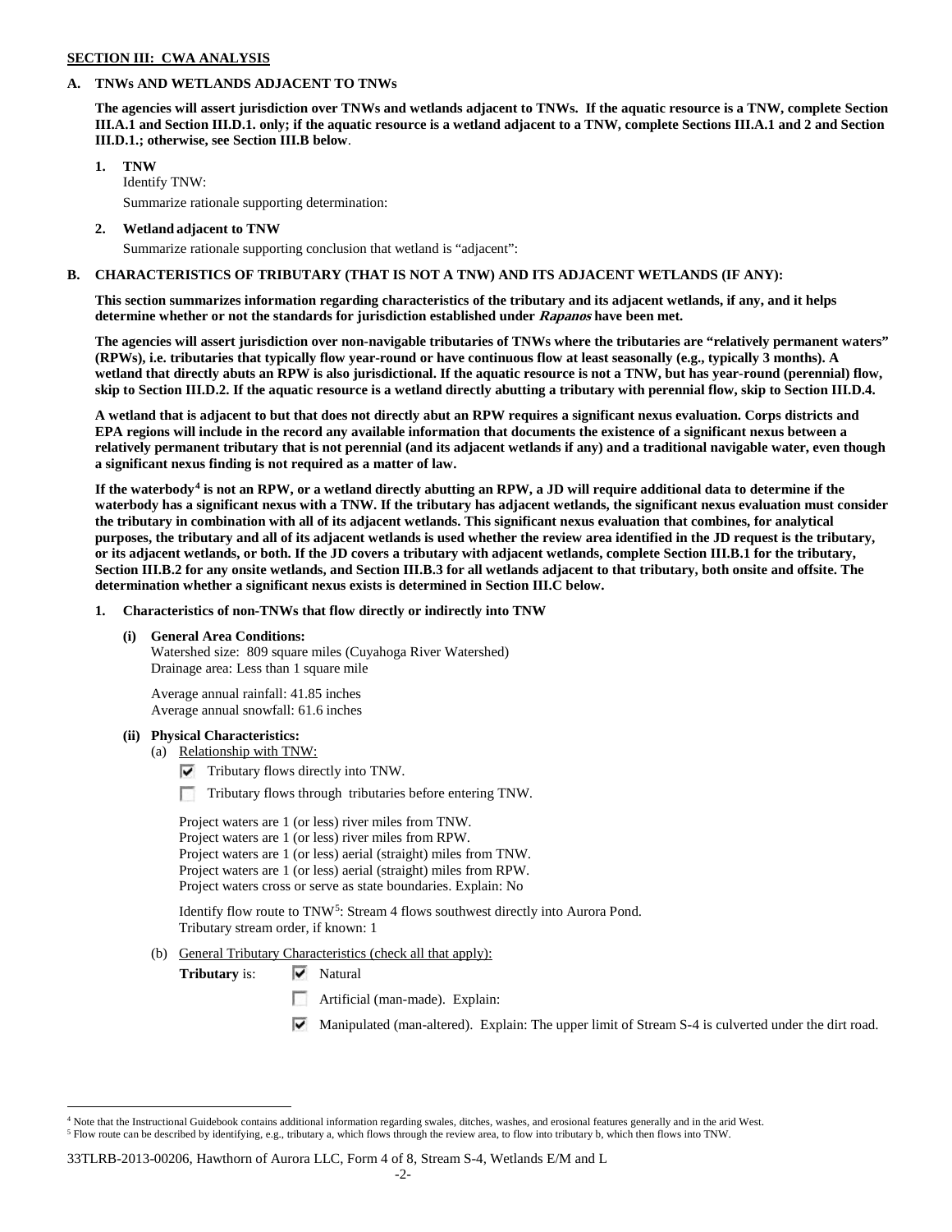**SECTION III: CWA ANALYSIS**

**A. TNWs AND WETLANDS ADJACENT TO TNWs**

**The agencies will assert jurisdiction over TNWs and wetlands adjacent to TNWs. If the aquatic resource is a TNW, complete Section III.A.1 and Section III.D.1. only; if the aquatic resource is a wetland adjacent to a TNW, complete Sections III.A.1 and 2 and Section III.D.1.; otherwise, see Section III.B below**.

**1. TNW**

Identify TNW:

Summarize rationale supporting determination:

**2. Wetland adjacent to TNW**

Summarize rationale supporting conclusion that wetland is "adjacent":

**B. CHARACTERISTICS OF TRIBUTARY (THAT IS NOT A TNW) AND ITS ADJACENT WETLANDS (IF ANY):**

**This section summarizes information regarding characteristics of the tributary and its adjacent wetlands, if any, and it helps determine whether or not the standards for jurisdiction established under *Rapanos* have been met.**

**The agencies will assert jurisdiction over non-navigable tributaries of TNWs where the tributaries are "relatively permanent waters" (RPWs), i.e. tributaries that typically flow year-round or have continuous flow at least seasonally (e.g., typically 3 months). A wetland that directly abuts an RPW is also jurisdictional. If the aquatic resource is not a TNW, but has year-round (perennial) flow, skip to Section III.D.2. If the aquatic resource is a wetland directly abutting a tributary with perennial flow, skip to Section III.D.4.**

**A wetland that is adjacent to but that does not directly abut an RPW requires a significant nexus evaluation. Corps districts and EPA regions will include in the record any available information that documents the existence of a significant nexus between a relatively permanent tributary that is not perennial (and its adjacent wetlands if any) and a traditional navigable water, even though a significant nexus finding is not required as a matter of law.**

**If the waterbody[4] is not an RPW, or a wetland directly abutting an RPW, a JD will require additional data to determine if the waterbody has a significant nexus with a TNW. If the tributary has adjacent wetlands, the significant nexus evaluation must consider the tributary in combination with all of its adjacent wetlands. This significant nexus evaluation that combines, for analytical purposes, the tributary and all of its adjacent wetlands is used whether the review area identified in the JD request is the tributary, or its adjacent wetlands, or both. If the JD covers a tributary with adjacent wetlands, complete Section III.B.1 for the tributary, Section III.B.2 for any onsite wetlands, and Section III.B.3 for all wetlands adjacent to that tributary, both onsite and offsite. The determination whether a significant nexus exists is determined in Section III.C below.**

**1. Characteristics of non-TNWs that flow directly or indirectly into TNW**

**(i) General Area Conditions:**

Watershed size: 809 square miles (Cuyahoga River Watershed)
Drainage area: Less than 1 square mile

Average annual rainfall: 41.85 inches
Average annual snowfall: 61.6 inches

**(ii) Physical Characteristics:**

(a) Relationship with TNW:

- [x] Tributary flows directly into TNW.
- [ ] Tributary flows through tributaries before entering TNW.

Project waters are 1 (or less) river miles from TNW.
Project waters are 1 (or less) river miles from RPW.
Project waters are 1 (or less) aerial (straight) miles from TNW.
Project waters are 1 (or less) aerial (straight) miles from RPW.
Project waters cross or serve as state boundaries. Explain: No

Identify flow route to TNW[5]: Stream 4 flows southwest directly into Aurora Pond.
Tributary stream order, if known: 1

(b) General Tributary Characteristics (check all that apply):

**Tributary** is:
- [x] Natural
- [ ] Artificial (man-made). Explain:
- [x] Manipulated (man-altered). Explain: The upper limit of Stream S-4 is culverted under the dirt road.

---

[4] Note that the Instructional Guidebook contains additional information regarding swales, ditches, washes, and erosional features generally and in the arid West.

[5] Flow route can be described by identifying, e.g., tributary a, which flows through the review area, to flow into tributary b, which then flows into TNW.

33TLRB-2013-00206, Hawthorn of Aurora LLC, Form 4 of 8, Stream S-4, Wetlands E/M and L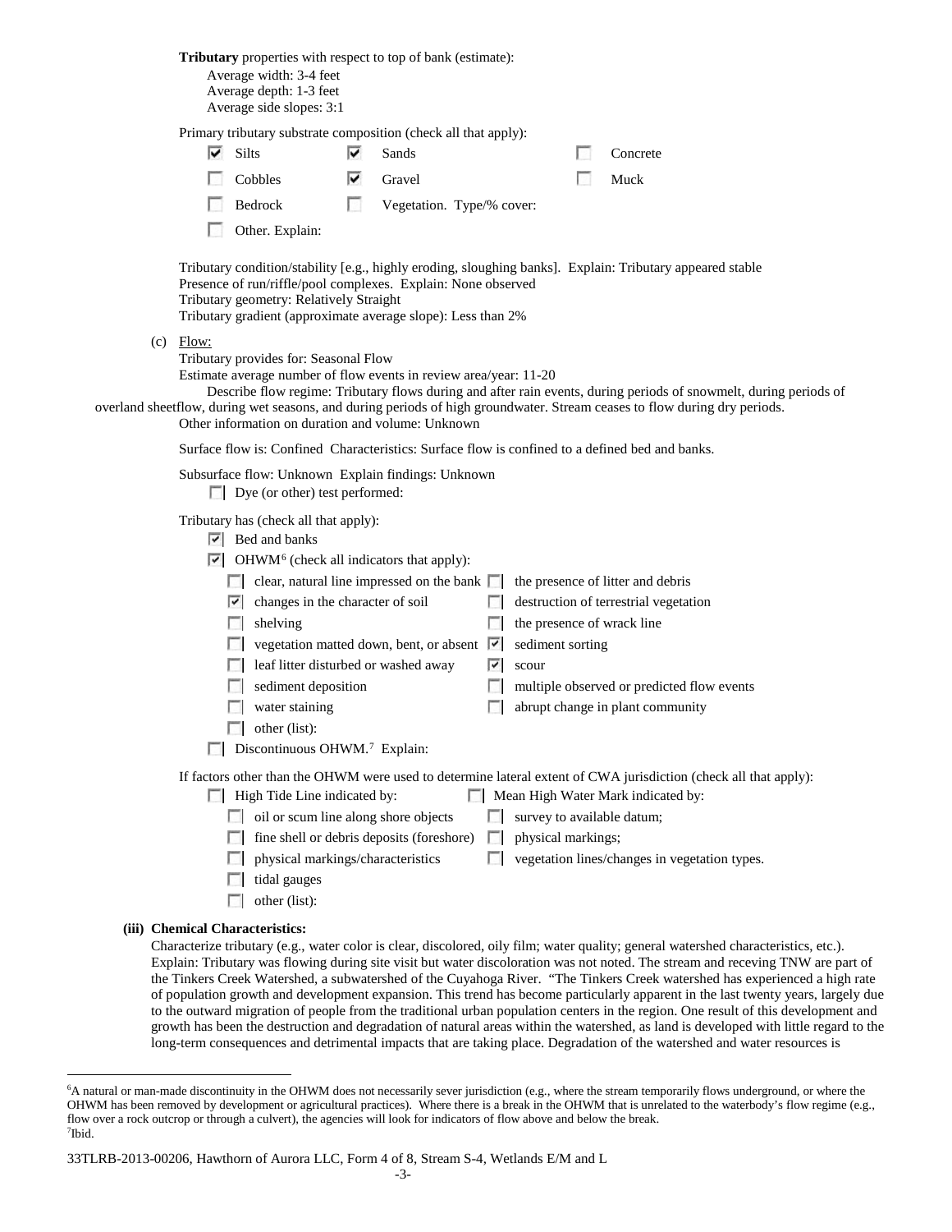**Tributary** properties with respect to top of bank (estimate):
Average width: 3-4 feet
Average depth: 1-3 feet
Average side slopes: 3:1

Primary tributary substrate composition (check all that apply):

- [x] Silts
- [x] Sands
- [ ] Concrete
- [ ] Cobbles
- [x] Gravel
- [ ] Muck
- [ ] Bedrock
- [ ] Vegetation. Type/% cover:
- [ ] Other. Explain:

Tributary condition/stability [e.g., highly eroding, sloughing banks]. Explain: Tributary appeared stable
Presence of run/riffle/pool complexes. Explain: None observed
Tributary geometry: Relatively Straight
Tributary gradient (approximate average slope): Less than 2%

(c) Flow:
Tributary provides for: Seasonal Flow
Estimate average number of flow events in review area/year: 11-20
Describe flow regime: Tributary flows during and after rain events, during periods of snowmelt, during periods of overland sheetflow, during wet seasons, and during periods of high groundwater. Stream ceases to flow during dry periods.
Other information on duration and volume: Unknown

Surface flow is: Confined Characteristics: Surface flow is confined to a defined bed and banks.

Subsurface flow: Unknown Explain findings: Unknown
- [ ] Dye (or other) test performed:

Tributary has (check all that apply):
- [x] Bed and banks
- [x] OHWM[6] (check all indicators that apply):
  - [ ] clear, natural line impressed on the bank
  - [ ] the presence of litter and debris
  - [x] changes in the character of soil
  - [ ] destruction of terrestrial vegetation
  - [ ] shelving
  - [ ] the presence of wrack line
  - [ ] vegetation matted down, bent, or absent
  - [x] sediment sorting
  - [ ] leaf litter disturbed or washed away
  - [x] scour
  - [ ] sediment deposition
  - [ ] multiple observed or predicted flow events
  - [ ] water staining
  - [ ] abrupt change in plant community
  - [ ] other (list):
- [ ] Discontinuous OHWM.[7] Explain:

If factors other than the OHWM were used to determine lateral extent of CWA jurisdiction (check all that apply):
- [ ] High Tide Line indicated by:
  - [ ] oil or scum line along shore objects
  - [ ] fine shell or debris deposits (foreshore)
  - [ ] physical markings/characteristics
  - [ ] tidal gauges
  - [ ] other (list):
- [ ] Mean High Water Mark indicated by:
  - [ ] survey to available datum;
  - [ ] physical markings;
  - [ ] vegetation lines/changes in vegetation types.

**(iii) Chemical Characteristics:**

Characterize tributary (e.g., water color is clear, discolored, oily film; water quality; general watershed characteristics, etc.).
Explain: Tributary was flowing during site visit but water discoloration was not noted. The stream and receving TNW are part of the Tinkers Creek Watershed, a subwatershed of the Cuyahoga River. "The Tinkers Creek watershed has experienced a high rate of population growth and development expansion. This trend has become particularly apparent in the last twenty years, largely due to the outward migration of people from the traditional urban population centers in the region. One result of this development and growth has been the destruction and degradation of natural areas within the watershed, as land is developed with little regard to the long-term consequences and detrimental impacts that are taking place. Degradation of the watershed and water resources is

---

[6] A natural or man-made discontinuity in the OHWM does not necessarily sever jurisdiction (e.g., where the stream temporarily flows underground, or where the OHWM has been removed by development or agricultural practices). Where there is a break in the OHWM that is unrelated to the waterbody's flow regime (e.g., flow over a rock outcrop or through a culvert), the agencies will look for indicators of flow above and below the break.
[7] Ibid.

33TLRB-2013-00206, Hawthorn of Aurora LLC, Form 4 of 8, Stream S-4, Wetlands E/M and L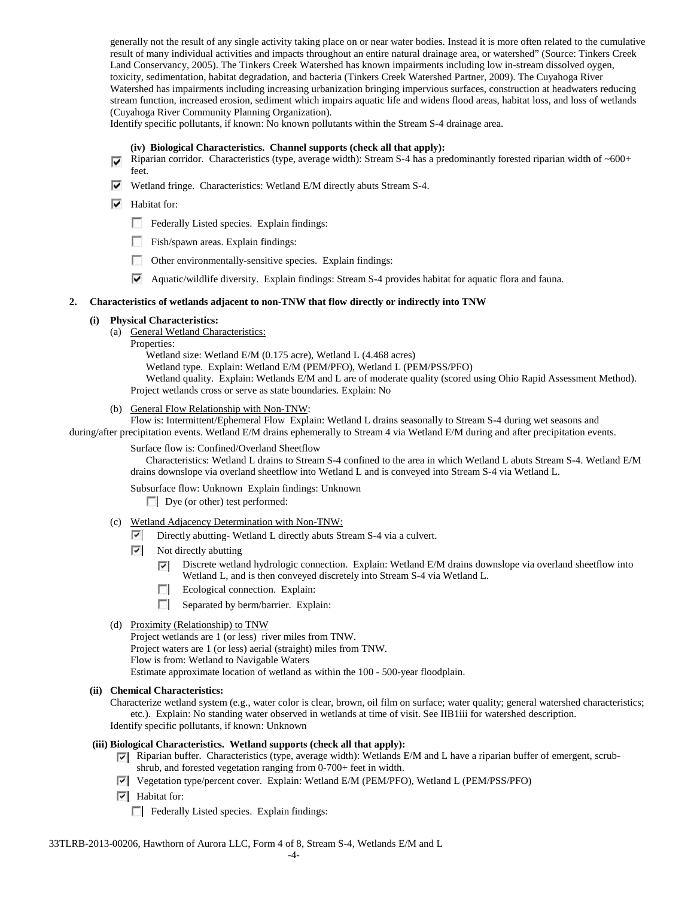generally not the result of any single activity taking place on or near water bodies. Instead it is more often related to the cumulative result of many individual activities and impacts throughout an entire natural drainage area, or watershed" (Source: Tinkers Creek Land Conservancy, 2005). The Tinkers Creek Watershed has known impairments including low in-stream dissolved oygen, toxicity, sedimentation, habitat degradation, and bacteria (Tinkers Creek Watershed Partner, 2009). The Cuyahoga River Watershed has impairments including increasing urbanization bringing impervious surfaces, construction at headwaters reducing stream function, increased erosion, sediment which impairs aquatic life and widens flood areas, habitat loss, and loss of wetlands (Cuyahoga River Community Planning Organization).

Identify specific pollutants, if known: No known pollutants within the Stream S-4 drainage area.

**(iv) Biological Characteristics. Channel supports (check all that apply):**

- ☑ Riparian corridor. Characteristics (type, average width): Stream S-4 has a predominantly forested riparian width of ~600+ feet.
- ☑ Wetland fringe. Characteristics: Wetland E/M directly abuts Stream S-4.
- ☑ Habitat for:
  - ☐ Federally Listed species. Explain findings:
  - ☐ Fish/spawn areas. Explain findings:
  - ☐ Other environmentally-sensitive species. Explain findings:
  - ☑ Aquatic/wildlife diversity. Explain findings: Stream S-4 provides habitat for aquatic flora and fauna.

**2. Characteristics of wetlands adjacent to non-TNW that flow directly or indirectly into TNW**

**(i) Physical Characteristics:**

(a) General Wetland Characteristics:

Properties:

Wetland size: Wetland E/M (0.175 acre), Wetland L (4.468 acres)

Wetland type. Explain: Wetland E/M (PEM/PFO), Wetland L (PEM/PSS/PFO)

Wetland quality. Explain: Wetlands E/M and L are of moderate quality (scored using Ohio Rapid Assessment Method).

Project wetlands cross or serve as state boundaries. Explain: No

(b) General Flow Relationship with Non-TNW:

Flow is: Intermittent/Ephemeral Flow Explain: Wetland L drains seasonally to Stream S-4 during wet seasons and during/after precipitation events. Wetland E/M drains ephemerally to Stream 4 via Wetland E/M during and after precipitation events.

Surface flow is: Confined/Overland Sheetflow

Characteristics: Wetland L drains to Stream S-4 confined to the area in which Wetland L abuts Stream S-4. Wetland E/M drains downslope via overland sheetflow into Wetland L and is conveyed into Stream S-4 via Wetland L.

Subsurface flow: Unknown Explain findings: Unknown

☐ Dye (or other) test performed:

(c) Wetland Adjacency Determination with Non-TNW:

- ☑ Directly abutting- Wetland L directly abuts Stream S-4 via a culvert.
- ☑ Not directly abutting
  - ☑ Discrete wetland hydrologic connection. Explain: Wetland E/M drains downslope via overland sheetflow into Wetland L, and is then conveyed discretely into Stream S-4 via Wetland L.
  - ☐ Ecological connection. Explain:
  - ☐ Separated by berm/barrier. Explain:

(d) Proximity (Relationship) to TNW

Project wetlands are 1 (or less) river miles from TNW.

Project waters are 1 (or less) aerial (straight) miles from TNW.

Flow is from: Wetland to Navigable Waters

Estimate approximate location of wetland as within the 100 - 500-year floodplain.

**(ii) Chemical Characteristics:**

Characterize wetland system (e.g., water color is clear, brown, oil film on surface; water quality; general watershed characteristics; etc.). Explain: No standing water observed in wetlands at time of visit. See IIB1iii for watershed description.

Identify specific pollutants, if known: Unknown

**(iii) Biological Characteristics. Wetland supports (check all that apply):**

- ☑ Riparian buffer. Characteristics (type, average width): Wetlands E/M and L have a riparian buffer of emergent, scrub-shrub, and forested vegetation ranging from 0-700+ feet in width.
- ☑ Vegetation type/percent cover. Explain: Wetland E/M (PEM/PFO), Wetland L (PEM/PSS/PFO)
- ☑ Habitat for:
  - ☐ Federally Listed species. Explain findings: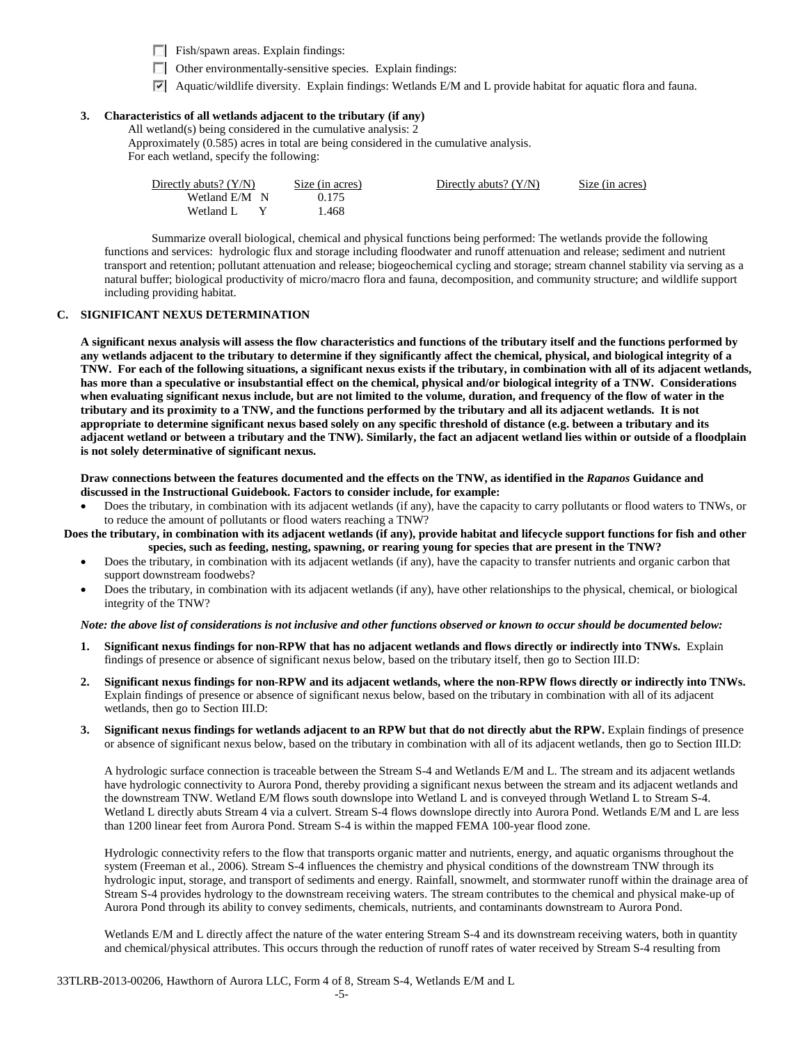- ☐ Fish/spawn areas. Explain findings:
- ☐ Other environmentally-sensitive species. Explain findings:
- ☑ Aquatic/wildlife diversity. Explain findings: Wetlands E/M and L provide habitat for aquatic flora and fauna.

**3. Characteristics of all wetlands adjacent to the tributary (if any)**

All wetland(s) being considered in the cumulative analysis: 2
Approximately (0.585) acres in total are being considered in the cumulative analysis.
For each wetland, specify the following:

| Directly abuts? (Y/N) | Size (in acres) | Directly abuts? (Y/N) | Size (in acres) |
|---|---|---|---|
| Wetland E/M N | 0.175 | | |
| Wetland L Y | 1.468 | | |

Summarize overall biological, chemical and physical functions being performed: The wetlands provide the following functions and services: hydrologic flux and storage including floodwater and runoff attenuation and release; sediment and nutrient transport and retention; pollutant attenuation and release; biogeochemical cycling and storage; stream channel stability via serving as a natural buffer; biological productivity of micro/macro flora and fauna, decomposition, and community structure; and wildlife support including providing habitat.

## C. SIGNIFICANT NEXUS DETERMINATION

**A significant nexus analysis will assess the flow characteristics and functions of the tributary itself and the functions performed by any wetlands adjacent to the tributary to determine if they significantly affect the chemical, physical, and biological integrity of a TNW. For each of the following situations, a significant nexus exists if the tributary, in combination with all of its adjacent wetlands, has more than a speculative or insubstantial effect on the chemical, physical and/or biological integrity of a TNW. Considerations when evaluating significant nexus include, but are not limited to the volume, duration, and frequency of the flow of water in the tributary and its proximity to a TNW, and the functions performed by the tributary and all its adjacent wetlands. It is not appropriate to determine significant nexus based solely on any specific threshold of distance (e.g. between a tributary and its adjacent wetland or between a tributary and the TNW). Similarly, the fact an adjacent wetland lies within or outside of a floodplain is not solely determinative of significant nexus.**

**Draw connections between the features documented and the effects on the TNW, as identified in the *Rapanos* Guidance and discussed in the Instructional Guidebook. Factors to consider include, for example:**

- Does the tributary, in combination with its adjacent wetlands (if any), have the capacity to carry pollutants or flood waters to TNWs, or to reduce the amount of pollutants or flood waters reaching a TNW?

**Does the tributary, in combination with its adjacent wetlands (if any), provide habitat and lifecycle support functions for fish and other species, such as feeding, nesting, spawning, or rearing young for species that are present in the TNW?**

- Does the tributary, in combination with its adjacent wetlands (if any), have the capacity to transfer nutrients and organic carbon that support downstream foodwebs?
- Does the tributary, in combination with its adjacent wetlands (if any), have other relationships to the physical, chemical, or biological integrity of the TNW?

***Note: the above list of considerations is not inclusive and other functions observed or known to occur should be documented below:***

1. **Significant nexus findings for non-RPW that has no adjacent wetlands and flows directly or indirectly into TNWs.** Explain findings of presence or absence of significant nexus below, based on the tributary itself, then go to Section III.D:

2. **Significant nexus findings for non-RPW and its adjacent wetlands, where the non-RPW flows directly or indirectly into TNWs.** Explain findings of presence or absence of significant nexus below, based on the tributary in combination with all of its adjacent wetlands, then go to Section III.D:

3. **Significant nexus findings for wetlands adjacent to an RPW but that do not directly abut the RPW.** Explain findings of presence or absence of significant nexus below, based on the tributary in combination with all of its adjacent wetlands, then go to Section III.D:

   A hydrologic surface connection is traceable between the Stream S-4 and Wetlands E/M and L. The stream and its adjacent wetlands have hydrologic connectivity to Aurora Pond, thereby providing a significant nexus between the stream and its adjacent wetlands and the downstream TNW. Wetland E/M flows south downslope into Wetland L and is conveyed through Wetland L to Stream S-4. Wetland L directly abuts Stream 4 via a culvert. Stream S-4 flows downslope directly into Aurora Pond. Wetlands E/M and L are less than 1200 linear feet from Aurora Pond. Stream S-4 is within the mapped FEMA 100-year flood zone.

   Hydrologic connectivity refers to the flow that transports organic matter and nutrients, energy, and aquatic organisms throughout the system (Freeman et al., 2006). Stream S-4 influences the chemistry and physical conditions of the downstream TNW through its hydrologic input, storage, and transport of sediments and energy. Rainfall, snowmelt, and stormwater runoff within the drainage area of Stream S-4 provides hydrology to the downstream receiving waters. The stream contributes to the chemical and physical make-up of Aurora Pond through its ability to convey sediments, chemicals, nutrients, and contaminants downstream to Aurora Pond.

   Wetlands E/M and L directly affect the nature of the water entering Stream S-4 and its downstream receiving waters, both in quantity and chemical/physical attributes. This occurs through the reduction of runoff rates of water received by Stream S-4 resulting from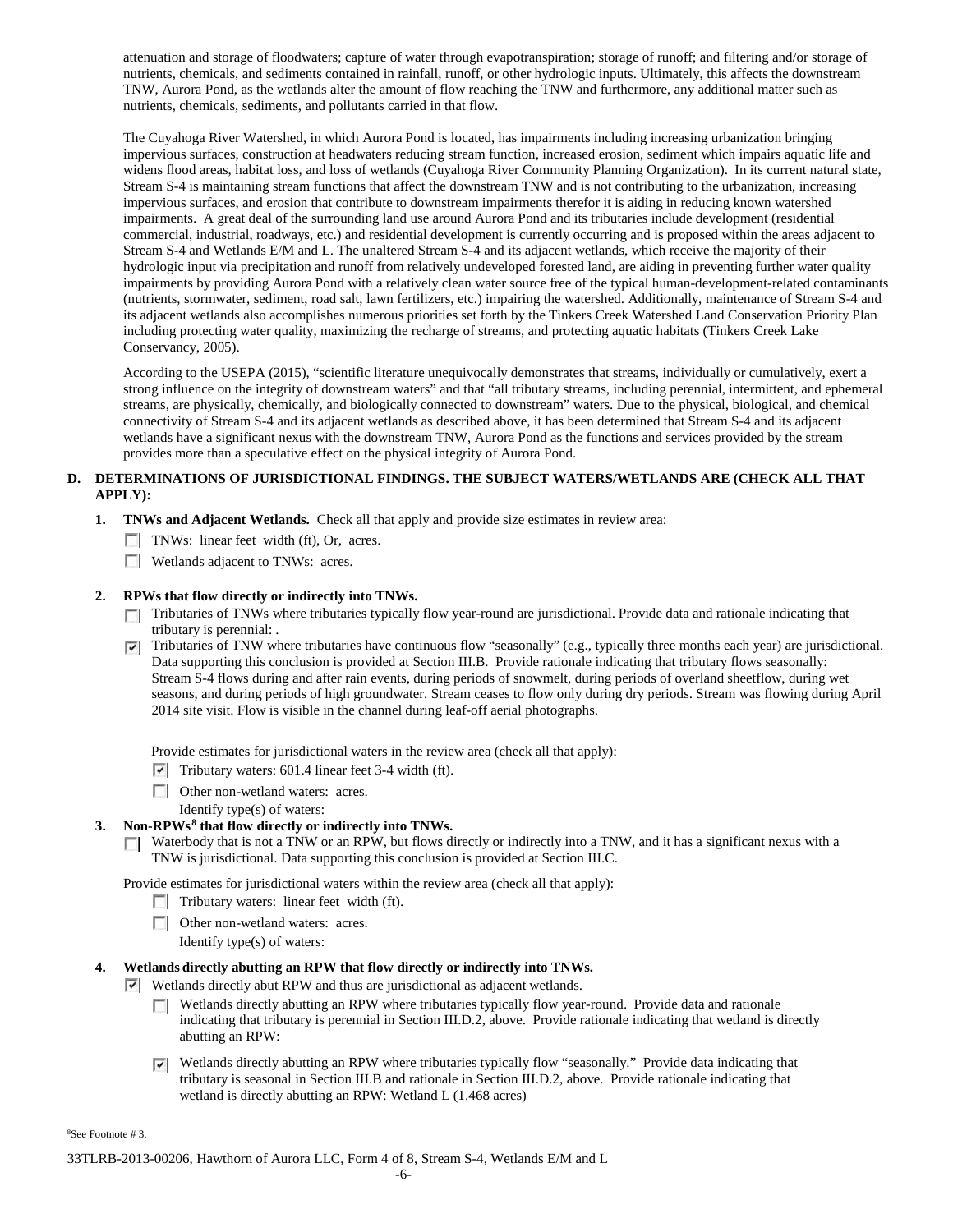attenuation and storage of floodwaters; capture of water through evapotranspiration; storage of runoff; and filtering and/or storage of nutrients, chemicals, and sediments contained in rainfall, runoff, or other hydrologic inputs. Ultimately, this affects the downstream TNW, Aurora Pond, as the wetlands alter the amount of flow reaching the TNW and furthermore, any additional matter such as nutrients, chemicals, sediments, and pollutants carried in that flow.

The Cuyahoga River Watershed, in which Aurora Pond is located, has impairments including increasing urbanization bringing impervious surfaces, construction at headwaters reducing stream function, increased erosion, sediment which impairs aquatic life and widens flood areas, habitat loss, and loss of wetlands (Cuyahoga River Community Planning Organization). In its current natural state, Stream S-4 is maintaining stream functions that affect the downstream TNW and is not contributing to the urbanization, increasing impervious surfaces, and erosion that contribute to downstream impairments therefor it is aiding in reducing known watershed impairments. A great deal of the surrounding land use around Aurora Pond and its tributaries include development (residential commercial, industrial, roadways, etc.) and residential development is currently occurring and is proposed within the areas adjacent to Stream S-4 and Wetlands E/M and L. The unaltered Stream S-4 and its adjacent wetlands, which receive the majority of their hydrologic input via precipitation and runoff from relatively undeveloped forested land, are aiding in preventing further water quality impairments by providing Aurora Pond with a relatively clean water source free of the typical human-development-related contaminants (nutrients, stormwater, sediment, road salt, lawn fertilizers, etc.) impairing the watershed. Additionally, maintenance of Stream S-4 and its adjacent wetlands also accomplishes numerous priorities set forth by the Tinkers Creek Watershed Land Conservation Priority Plan including protecting water quality, maximizing the recharge of streams, and protecting aquatic habitats (Tinkers Creek Lake Conservancy, 2005).

According to the USEPA (2015), "scientific literature unequivocally demonstrates that streams, individually or cumulatively, exert a strong influence on the integrity of downstream waters" and that "all tributary streams, including perennial, intermittent, and ephemeral streams, are physically, chemically, and biologically connected to downstream" waters. Due to the physical, biological, and chemical connectivity of Stream S-4 and its adjacent wetlands as described above, it has been determined that Stream S-4 and its adjacent wetlands have a significant nexus with the downstream TNW, Aurora Pond as the functions and services provided by the stream provides more than a speculative effect on the physical integrity of Aurora Pond.

**D. DETERMINATIONS OF JURISDICTIONAL FINDINGS. THE SUBJECT WATERS/WETLANDS ARE (CHECK ALL THAT APPLY):**

**1. TNWs and Adjacent Wetlands.** Check all that apply and provide size estimates in review area:

☐ TNWs: linear feet width (ft), Or, acres.

☐ Wetlands adjacent to TNWs: acres.

**2. RPWs that flow directly or indirectly into TNWs.**

☐ Tributaries of TNWs where tributaries typically flow year-round are jurisdictional. Provide data and rationale indicating that tributary is perennial: .

☑ Tributaries of TNW where tributaries have continuous flow "seasonally" (e.g., typically three months each year) are jurisdictional. Data supporting this conclusion is provided at Section III.B. Provide rationale indicating that tributary flows seasonally: Stream S-4 flows during and after rain events, during periods of snowmelt, during periods of overland sheetflow, during wet seasons, and during periods of high groundwater. Stream ceases to flow only during dry periods. Stream was flowing during April 2014 site visit. Flow is visible in the channel during leaf-off aerial photographs.

Provide estimates for jurisdictional waters in the review area (check all that apply):

☑ Tributary waters: 601.4 linear feet 3-4 width (ft).

☐ Other non-wetland waters: acres.

Identify type(s) of waters:

**3. Non-RPWs[8] that flow directly or indirectly into TNWs.**

☐ Waterbody that is not a TNW or an RPW, but flows directly or indirectly into a TNW, and it has a significant nexus with a TNW is jurisdictional. Data supporting this conclusion is provided at Section III.C.

Provide estimates for jurisdictional waters within the review area (check all that apply):

☐ Tributary waters: linear feet width (ft).

☐ Other non-wetland waters: acres.

Identify type(s) of waters:

**4. Wetlands directly abutting an RPW that flow directly or indirectly into TNWs.**

☑ Wetlands directly abut RPW and thus are jurisdictional as adjacent wetlands.

☐ Wetlands directly abutting an RPW where tributaries typically flow year-round. Provide data and rationale indicating that tributary is perennial in Section III.D.2, above. Provide rationale indicating that wetland is directly abutting an RPW:

☑ Wetlands directly abutting an RPW where tributaries typically flow "seasonally." Provide data indicating that tributary is seasonal in Section III.B and rationale in Section III.D.2, above. Provide rationale indicating that wetland is directly abutting an RPW: Wetland L (1.468 acres)

---

[8]See Footnote # 3.

33TLRB-2013-00206, Hawthorn of Aurora LLC, Form 4 of 8, Stream S-4, Wetlands E/M and L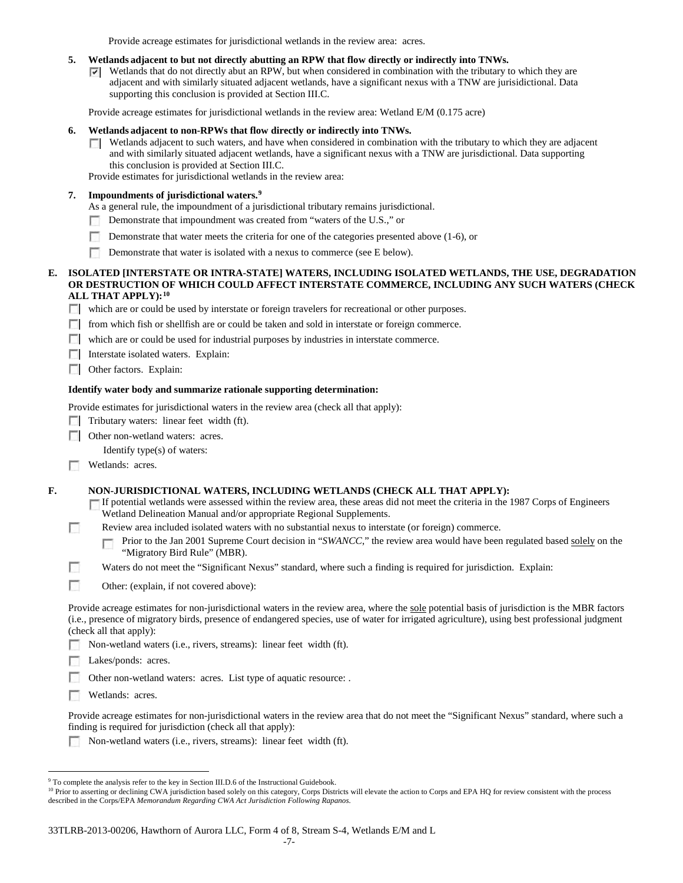Provide acreage estimates for jurisdictional wetlands in the review area: acres.

**5. Wetlands adjacent to but not directly abutting an RPW that flow directly or indirectly into TNWs.**

☑ Wetlands that do not directly abut an RPW, but when considered in combination with the tributary to which they are adjacent and with similarly situated adjacent wetlands, have a significant nexus with a TNW are jurisidictional. Data supporting this conclusion is provided at Section III.C.

Provide acreage estimates for jurisdictional wetlands in the review area: Wetland E/M (0.175 acre)

**6. Wetlands adjacent to non-RPWs that flow directly or indirectly into TNWs.**

☐ Wetlands adjacent to such waters, and have when considered in combination with the tributary to which they are adjacent and with similarly situated adjacent wetlands, have a significant nexus with a TNW are jurisdictional. Data supporting this conclusion is provided at Section III.C.

Provide estimates for jurisdictional wetlands in the review area:

**7. Impoundments of jurisdictional waters.**[9]

As a general rule, the impoundment of a jurisdictional tributary remains jurisdictional.

☐ Demonstrate that impoundment was created from "waters of the U.S.," or

☐ Demonstrate that water meets the criteria for one of the categories presented above (1-6), or

☐ Demonstrate that water is isolated with a nexus to commerce (see E below).

**E. ISOLATED [INTERSTATE OR INTRA-STATE] WATERS, INCLUDING ISOLATED WETLANDS, THE USE, DEGRADATION OR DESTRUCTION OF WHICH COULD AFFECT INTERSTATE COMMERCE, INCLUDING ANY SUCH WATERS (CHECK ALL THAT APPLY):**[10]

☐ which are or could be used by interstate or foreign travelers for recreational or other purposes.

☐ from which fish or shellfish are or could be taken and sold in interstate or foreign commerce.

☐ which are or could be used for industrial purposes by industries in interstate commerce.

☐ Interstate isolated waters. Explain:

☐ Other factors. Explain:

**Identify water body and summarize rationale supporting determination:**

Provide estimates for jurisdictional waters in the review area (check all that apply):

☐ Tributary waters: linear feet width (ft).

☐ Other non-wetland waters: acres.

Identify type(s) of waters:

☐ Wetlands: acres.

**F. NON-JURISDICTIONAL WATERS, INCLUDING WETLANDS (CHECK ALL THAT APPLY):**

☐ If potential wetlands were assessed within the review area, these areas did not meet the criteria in the 1987 Corps of Engineers Wetland Delineation Manual and/or appropriate Regional Supplements.

☐ Review area included isolated waters with no substantial nexus to interstate (or foreign) commerce.

☐ Prior to the Jan 2001 Supreme Court decision in "*SWANCC*," the review area would have been regulated based solely on the "Migratory Bird Rule" (MBR).

☐ Waters do not meet the "Significant Nexus" standard, where such a finding is required for jurisdiction. Explain:

☐ Other: (explain, if not covered above):

Provide acreage estimates for non-jurisdictional waters in the review area, where the sole potential basis of jurisdiction is the MBR factors (i.e., presence of migratory birds, presence of endangered species, use of water for irrigated agriculture), using best professional judgment (check all that apply):

☐ Non-wetland waters (i.e., rivers, streams): linear feet width (ft).

☐ Lakes/ponds: acres.

☐ Other non-wetland waters: acres. List type of aquatic resource: .

☐ Wetlands: acres.

Provide acreage estimates for non-jurisdictional waters in the review area that do not meet the "Significant Nexus" standard, where such a finding is required for jurisdiction (check all that apply):

☐ Non-wetland waters (i.e., rivers, streams): linear feet width (ft).

---

[9] To complete the analysis refer to the key in Section III.D.6 of the Instructional Guidebook.

[10] Prior to asserting or declining CWA jurisdiction based solely on this category, Corps Districts will elevate the action to Corps and EPA HQ for review consistent with the process described in the Corps/EPA *Memorandum Regarding CWA Act Jurisdiction Following Rapanos.*

33TLRB-2013-00206, Hawthorn of Aurora LLC, Form 4 of 8, Stream S-4, Wetlands E/M and L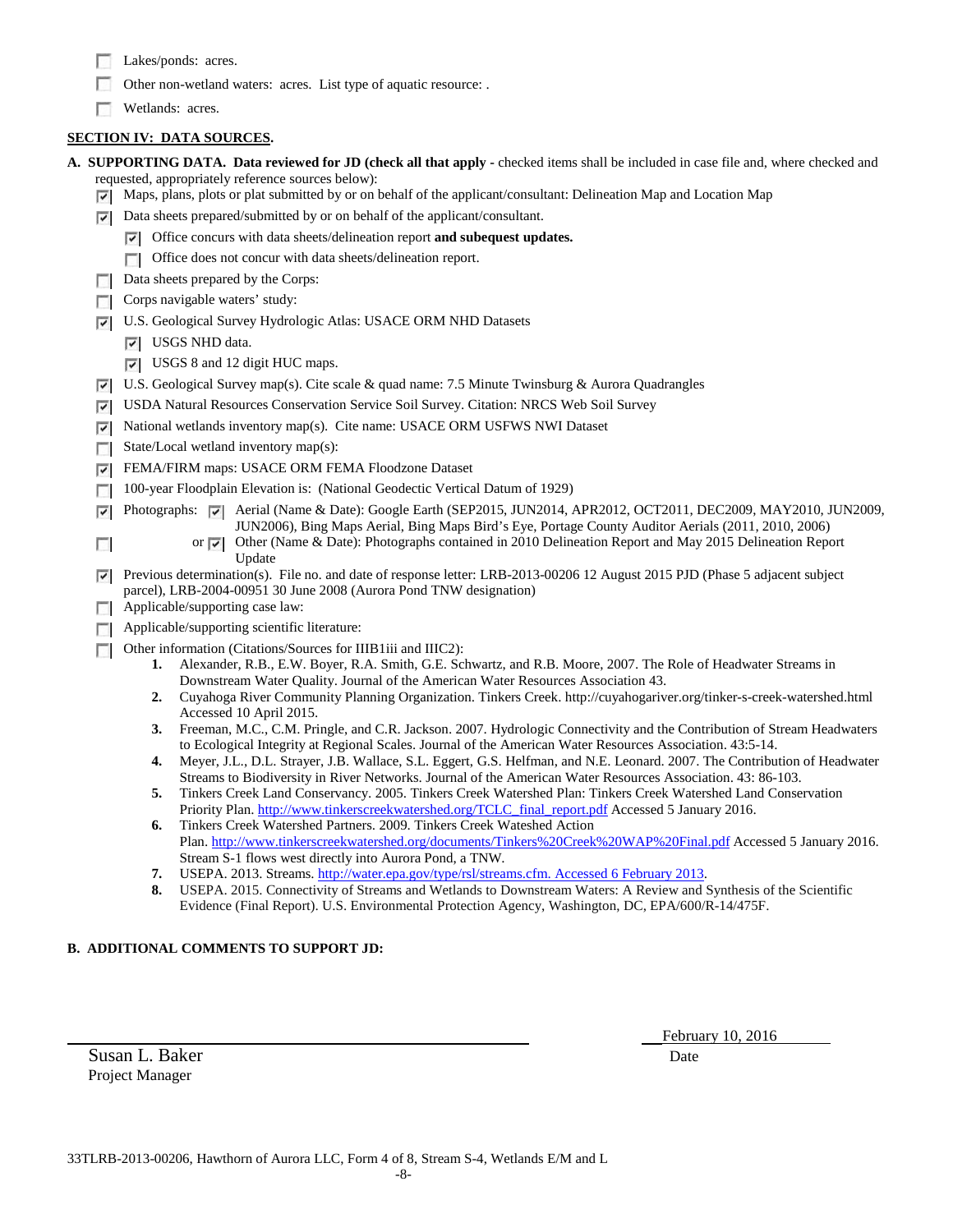- [ ] Lakes/ponds: acres.
- [ ] Other non-wetland waters: acres. List type of aquatic resource: .
- [ ] Wetlands: acres.

**SECTION IV: DATA SOURCES.**

**A. SUPPORTING DATA. Data reviewed for JD (check all that apply -** checked items shall be included in case file and, where checked and requested, appropriately reference sources below):

- [x] Maps, plans, plots or plat submitted by or on behalf of the applicant/consultant: Delineation Map and Location Map
- [x] Data sheets prepared/submitted by or on behalf of the applicant/consultant.
  - [x] Office concurs with data sheets/delineation report **and subequest updates.**
  - [ ] Office does not concur with data sheets/delineation report.
- [ ] Data sheets prepared by the Corps:
- [ ] Corps navigable waters' study:
- [x] U.S. Geological Survey Hydrologic Atlas: USACE ORM NHD Datasets
  - [x] USGS NHD data.
  - [x] USGS 8 and 12 digit HUC maps.
- [x] U.S. Geological Survey map(s). Cite scale & quad name: 7.5 Minute Twinsburg & Aurora Quadrangles
- [x] USDA Natural Resources Conservation Service Soil Survey. Citation: NRCS Web Soil Survey
- [x] National wetlands inventory map(s). Cite name: USACE ORM USFWS NWI Dataset
- [ ] State/Local wetland inventory map(s):
- [x] FEMA/FIRM maps: USACE ORM FEMA Floodzone Dataset
- [ ] 100-year Floodplain Elevation is: (National Geodectic Vertical Datum of 1929)
- [x] Photographs: [x] Aerial (Name & Date): Google Earth (SEP2015, JUN2014, APR2012, OCT2011, DEC2009, MAY2010, JUN2009, JUN2006), Bing Maps Aerial, Bing Maps Bird's Eye, Portage County Auditor Aerials (2011, 2010, 2006)
- [ ] or [x] Other (Name & Date): Photographs contained in 2010 Delineation Report and May 2015 Delineation Report Update
- [x] Previous determination(s). File no. and date of response letter: LRB-2013-00206 12 August 2015 PJD (Phase 5 adjacent subject parcel), LRB-2004-00951 30 June 2008 (Aurora Pond TNW designation)
- [ ] Applicable/supporting case law:
- [ ] Applicable/supporting scientific literature:
- [ ] Other information (Citations/Sources for IIIB1iii and IIIC2):
  1. Alexander, R.B., E.W. Boyer, R.A. Smith, G.E. Schwartz, and R.B. Moore, 2007. The Role of Headwater Streams in Downstream Water Quality. Journal of the American Water Resources Association 43.
  2. Cuyahoga River Community Planning Organization. Tinkers Creek. http://cuyahogariver.org/tinker-s-creek-watershed.html Accessed 10 April 2015.
  3. Freeman, M.C., C.M. Pringle, and C.R. Jackson. 2007. Hydrologic Connectivity and the Contribution of Stream Headwaters to Ecological Integrity at Regional Scales. Journal of the American Water Resources Association. 43:5-14.
  4. Meyer, J.L., D.L. Strayer, J.B. Wallace, S.L. Eggert, G.S. Helfman, and N.E. Leonard. 2007. The Contribution of Headwater Streams to Biodiversity in River Networks. Journal of the American Water Resources Association. 43: 86-103.
  5. Tinkers Creek Land Conservancy. 2005. Tinkers Creek Watershed Plan: Tinkers Creek Watershed Land Conservation Priority Plan. http://www.tinkerscreekwatershed.org/TCLC_final_report.pdf Accessed 5 January 2016.
  6. Tinkers Creek Watershed Partners. 2009. Tinkers Creek Wateshed Action Plan. http://www.tinkerscreekwatershed.org/documents/Tinkers%20Creek%20WAP%20Final.pdf Accessed 5 January 2016. Stream S-1 flows west directly into Aurora Pond, a TNW.
  7. USEPA. 2013. Streams. http://water.epa.gov/type/rsl/streams.cfm. Accessed 6 February 2013.
  8. USEPA. 2015. Connectivity of Streams and Wetlands to Downstream Waters: A Review and Synthesis of the Scientific Evidence (Final Report). U.S. Environmental Protection Agency, Washington, DC, EPA/600/R-14/475F.

**B. ADDITIONAL COMMENTS TO SUPPORT JD:**

Susan L. Baker
Project Manager

February 10, 2016
Date

33TLRB-2013-00206, Hawthorn of Aurora LLC, Form 4 of 8, Stream S-4, Wetlands E/M and L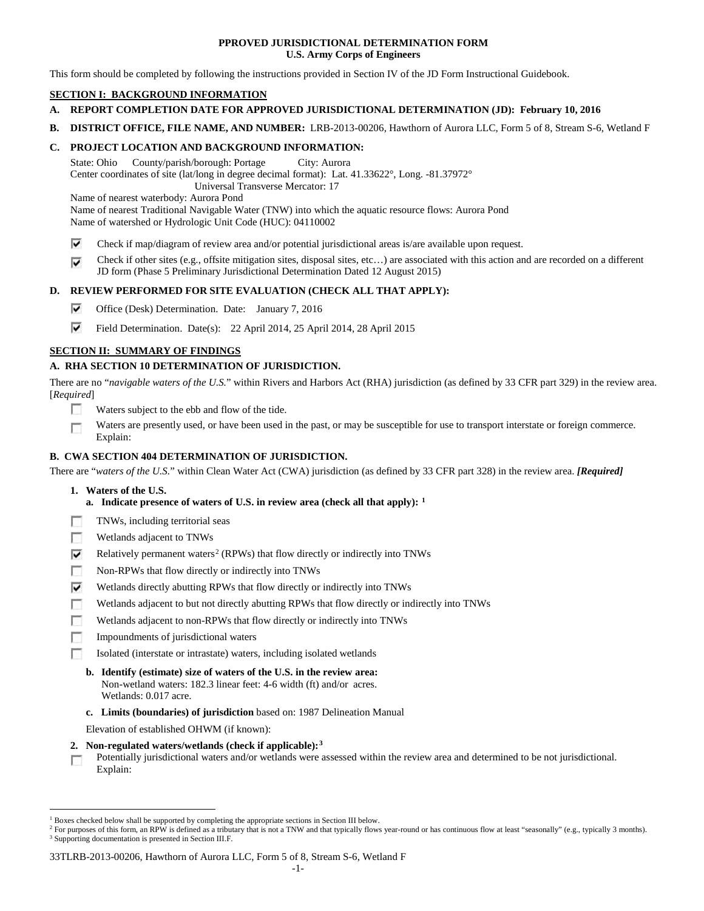**PPROVED JURISDICTIONAL DETERMINATION FORM**
**U.S. Army Corps of Engineers**

This form should be completed by following the instructions provided in Section IV of the JD Form Instructional Guidebook.

## SECTION I: BACKGROUND INFORMATION

**A. REPORT COMPLETION DATE FOR APPROVED JURISDICTIONAL DETERMINATION (JD): February 10, 2016**

**B. DISTRICT OFFICE, FILE NAME, AND NUMBER:** LRB-2013-00206, Hawthorn of Aurora LLC, Form 5 of 8, Stream S-6, Wetland F

**C. PROJECT LOCATION AND BACKGROUND INFORMATION:**

State: Ohio County/parish/borough: Portage City: Aurora
Center coordinates of site (lat/long in degree decimal format): Lat. 41.33622°, Long. -81.37972°
Universal Transverse Mercator: 17
Name of nearest waterbody: Aurora Pond
Name of nearest Traditional Navigable Water (TNW) into which the aquatic resource flows: Aurora Pond
Name of watershed or Hydrologic Unit Code (HUC): 04110002

- ☑ Check if map/diagram of review area and/or potential jurisdictional areas is/are available upon request.
- ☑ Check if other sites (e.g., offsite mitigation sites, disposal sites, etc…) are associated with this action and are recorded on a different JD form (Phase 5 Preliminary Jurisdictional Determination Dated 12 August 2015)

**D. REVIEW PERFORMED FOR SITE EVALUATION (CHECK ALL THAT APPLY):**

- ☑ Office (Desk) Determination. Date: January 7, 2016
- ☑ Field Determination. Date(s): 22 April 2014, 25 April 2014, 28 April 2015

## SECTION II: SUMMARY OF FINDINGS

**A. RHA SECTION 10 DETERMINATION OF JURISDICTION.**

There are no "*navigable waters of the U.S.*" within Rivers and Harbors Act (RHA) jurisdiction (as defined by 33 CFR part 329) in the review area. [*Required*]

- ☐ Waters subject to the ebb and flow of the tide.
- ☐ Waters are presently used, or have been used in the past, or may be susceptible for use to transport interstate or foreign commerce. Explain:

**B. CWA SECTION 404 DETERMINATION OF JURISDICTION.**

There are "*waters of the U.S.*" within Clean Water Act (CWA) jurisdiction (as defined by 33 CFR part 328) in the review area. ***[Required]***

**1. Waters of the U.S.**

**a. Indicate presence of waters of U.S. in review area (check all that apply): [1]**

- ☐ TNWs, including territorial seas
- ☐ Wetlands adjacent to TNWs
- ☑ Relatively permanent waters[2] (RPWs) that flow directly or indirectly into TNWs
- ☐ Non-RPWs that flow directly or indirectly into TNWs
- ☑ Wetlands directly abutting RPWs that flow directly or indirectly into TNWs
- ☐ Wetlands adjacent to but not directly abutting RPWs that flow directly or indirectly into TNWs
- ☐ Wetlands adjacent to non-RPWs that flow directly or indirectly into TNWs
- ☐ Impoundments of jurisdictional waters
- ☐ Isolated (interstate or intrastate) waters, including isolated wetlands

**b. Identify (estimate) size of waters of the U.S. in the review area:**
Non-wetland waters: 182.3 linear feet: 4-6 width (ft) and/or acres.
Wetlands: 0.017 acre.

**c. Limits (boundaries) of jurisdiction** based on: 1987 Delineation Manual

Elevation of established OHWM (if known):

**2. Non-regulated waters/wetlands (check if applicable): [3]**

- ☐ Potentially jurisdictional waters and/or wetlands were assessed within the review area and determined to be not jurisdictional. Explain:

---

[1] Boxes checked below shall be supported by completing the appropriate sections in Section III below.
[2] For purposes of this form, an RPW is defined as a tributary that is not a TNW and that typically flows year-round or has continuous flow at least "seasonally" (e.g., typically 3 months).
[3] Supporting documentation is presented in Section III.F.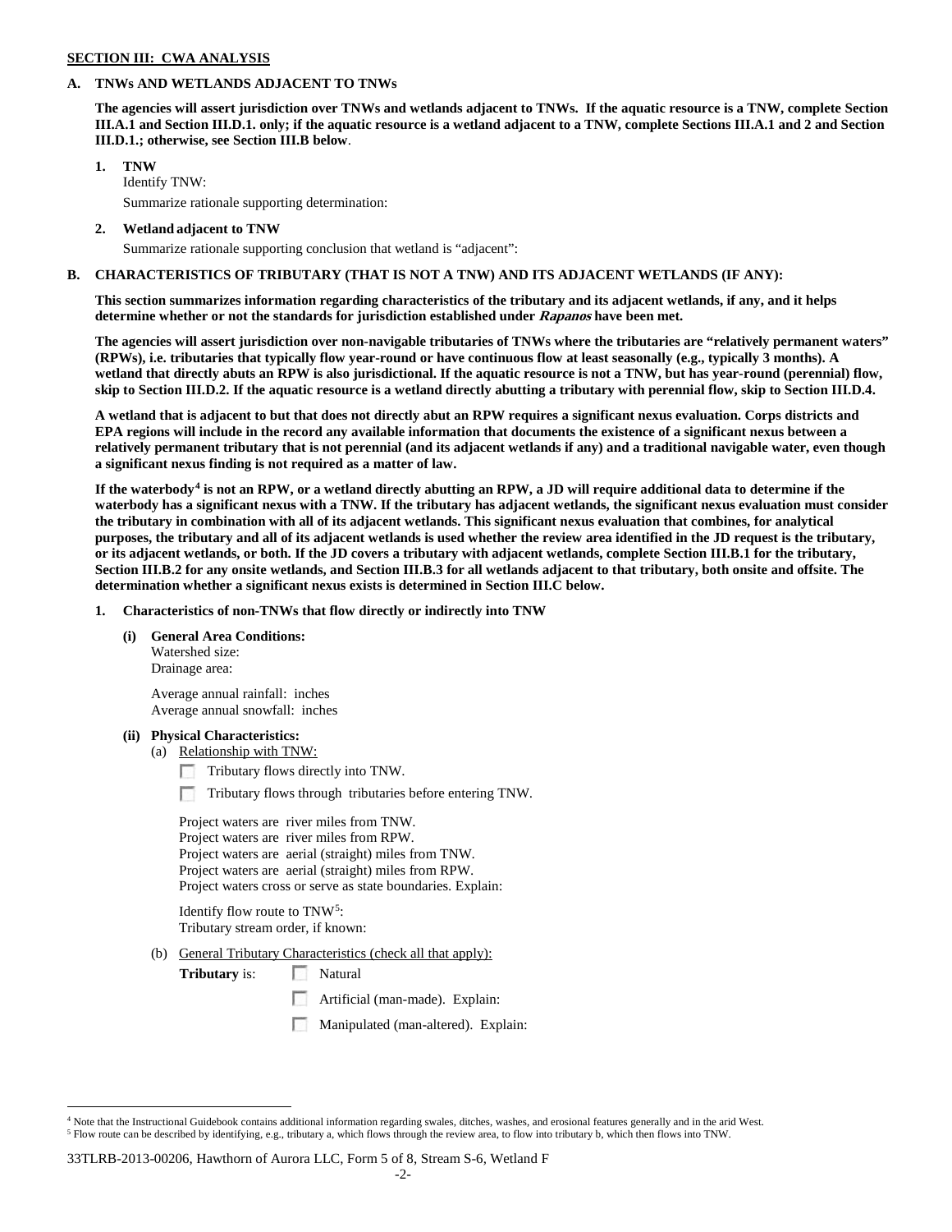**SECTION III: CWA ANALYSIS**

**A. TNWs AND WETLANDS ADJACENT TO TNWs**

**The agencies will assert jurisdiction over TNWs and wetlands adjacent to TNWs. If the aquatic resource is a TNW, complete Section III.A.1 and Section III.D.1. only; if the aquatic resource is a wetland adjacent to a TNW, complete Sections III.A.1 and 2 and Section III.D.1.; otherwise, see Section III.B below**.

**1. TNW**

Identify TNW:

Summarize rationale supporting determination:

**2. Wetland adjacent to TNW**

Summarize rationale supporting conclusion that wetland is "adjacent":

**B. CHARACTERISTICS OF TRIBUTARY (THAT IS NOT A TNW) AND ITS ADJACENT WETLANDS (IF ANY):**

**This section summarizes information regarding characteristics of the tributary and its adjacent wetlands, if any, and it helps determine whether or not the standards for jurisdiction established under *Rapanos* have been met.**

**The agencies will assert jurisdiction over non-navigable tributaries of TNWs where the tributaries are "relatively permanent waters" (RPWs), i.e. tributaries that typically flow year-round or have continuous flow at least seasonally (e.g., typically 3 months). A wetland that directly abuts an RPW is also jurisdictional. If the aquatic resource is not a TNW, but has year-round (perennial) flow, skip to Section III.D.2. If the aquatic resource is a wetland directly abutting a tributary with perennial flow, skip to Section III.D.4.**

**A wetland that is adjacent to but that does not directly abut an RPW requires a significant nexus evaluation. Corps districts and EPA regions will include in the record any available information that documents the existence of a significant nexus between a relatively permanent tributary that is not perennial (and its adjacent wetlands if any) and a traditional navigable water, even though a significant nexus finding is not required as a matter of law.**

**If the waterbody[4] is not an RPW, or a wetland directly abutting an RPW, a JD will require additional data to determine if the waterbody has a significant nexus with a TNW. If the tributary has adjacent wetlands, the significant nexus evaluation must consider the tributary in combination with all of its adjacent wetlands. This significant nexus evaluation that combines, for analytical purposes, the tributary and all of its adjacent wetlands is used whether the review area identified in the JD request is the tributary, or its adjacent wetlands, or both. If the JD covers a tributary with adjacent wetlands, complete Section III.B.1 for the tributary, Section III.B.2 for any onsite wetlands, and Section III.B.3 for all wetlands adjacent to that tributary, both onsite and offsite. The determination whether a significant nexus exists is determined in Section III.C below.**

**1. Characteristics of non-TNWs that flow directly or indirectly into TNW**

**(i) General Area Conditions:**

Watershed size:
Drainage area:

Average annual rainfall: inches
Average annual snowfall: inches

**(ii) Physical Characteristics:**

(a) Relationship with TNW:

☐ Tributary flows directly into TNW.

☐ Tributary flows through tributaries before entering TNW.

Project waters are river miles from TNW.
Project waters are river miles from RPW.
Project waters are aerial (straight) miles from TNW.
Project waters are aerial (straight) miles from RPW.
Project waters cross or serve as state boundaries. Explain:

Identify flow route to TNW[5]:
Tributary stream order, if known:

(b) General Tributary Characteristics (check all that apply):

**Tributary** is: ☐ Natural

☐ Artificial (man-made). Explain:

☐ Manipulated (man-altered). Explain:

[4] Note that the Instructional Guidebook contains additional information regarding swales, ditches, washes, and erosional features generally and in the arid West.
[5] Flow route can be described by identifying, e.g., tributary a, which flows through the review area, to flow into tributary b, which then flows into TNW.

33TLRB-2013-00206, Hawthorn of Aurora LLC, Form 5 of 8, Stream S-6, Wetland F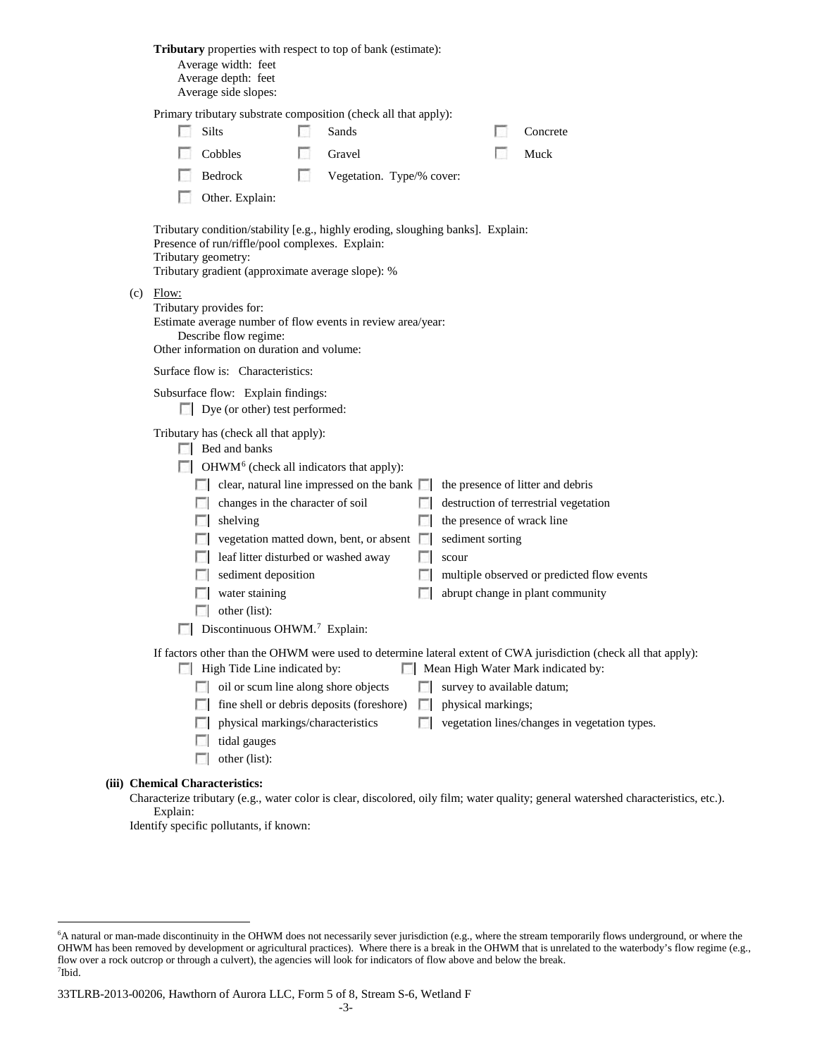**Tributary** properties with respect to top of bank (estimate):
Average width: feet
Average depth: feet
Average side slopes:

Primary tributary substrate composition (check all that apply):

- ☐ Silts
- ☐ Sands
- ☐ Concrete
- ☐ Cobbles
- ☐ Gravel
- ☐ Muck
- ☐ Bedrock
- ☐ Vegetation. Type/% cover:
- ☐ Other. Explain:

Tributary condition/stability [e.g., highly eroding, sloughing banks]. Explain:
Presence of run/riffle/pool complexes. Explain:
Tributary geometry:
Tributary gradient (approximate average slope): %

(c) Flow:
Tributary provides for:
Estimate average number of flow events in review area/year:
Describe flow regime:
Other information on duration and volume:

Surface flow is: Characteristics:

Subsurface flow: Explain findings:
☐ Dye (or other) test performed:

Tributary has (check all that apply):
☐ Bed and banks
☐ OHWM[6] (check all indicators that apply):

- ☐ clear, natural line impressed on the bank
- ☐ the presence of litter and debris
- ☐ changes in the character of soil
- ☐ destruction of terrestrial vegetation
- ☐ shelving
- ☐ the presence of wrack line
- ☐ vegetation matted down, bent, or absent
- ☐ sediment sorting
- ☐ leaf litter disturbed or washed away
- ☐ scour
- ☐ sediment deposition
- ☐ multiple observed or predicted flow events
- ☐ water staining
- ☐ abrupt change in plant community
- ☐ other (list):

☐ Discontinuous OHWM.[7] Explain:

If factors other than the OHWM were used to determine lateral extent of CWA jurisdiction (check all that apply):
☐ High Tide Line indicated by:
☐ Mean High Water Mark indicated by:

- ☐ oil or scum line along shore objects
- ☐ survey to available datum;
- ☐ fine shell or debris deposits (foreshore)
- ☐ physical markings;
- ☐ physical markings/characteristics
- ☐ vegetation lines/changes in vegetation types.
- ☐ tidal gauges
- ☐ other (list):

**(iii) Chemical Characteristics:**
Characterize tributary (e.g., water color is clear, discolored, oily film; water quality; general watershed characteristics, etc.).
Explain:
Identify specific pollutants, if known:

[6]A natural or man-made discontinuity in the OHWM does not necessarily sever jurisdiction (e.g., where the stream temporarily flows underground, or where the OHWM has been removed by development or agricultural practices). Where there is a break in the OHWM that is unrelated to the waterbody's flow regime (e.g., flow over a rock outcrop or through a culvert), the agencies will look for indicators of flow above and below the break.
[7]Ibid.

33TLRB-2013-00206, Hawthorn of Aurora LLC, Form 5 of 8, Stream S-6, Wetland F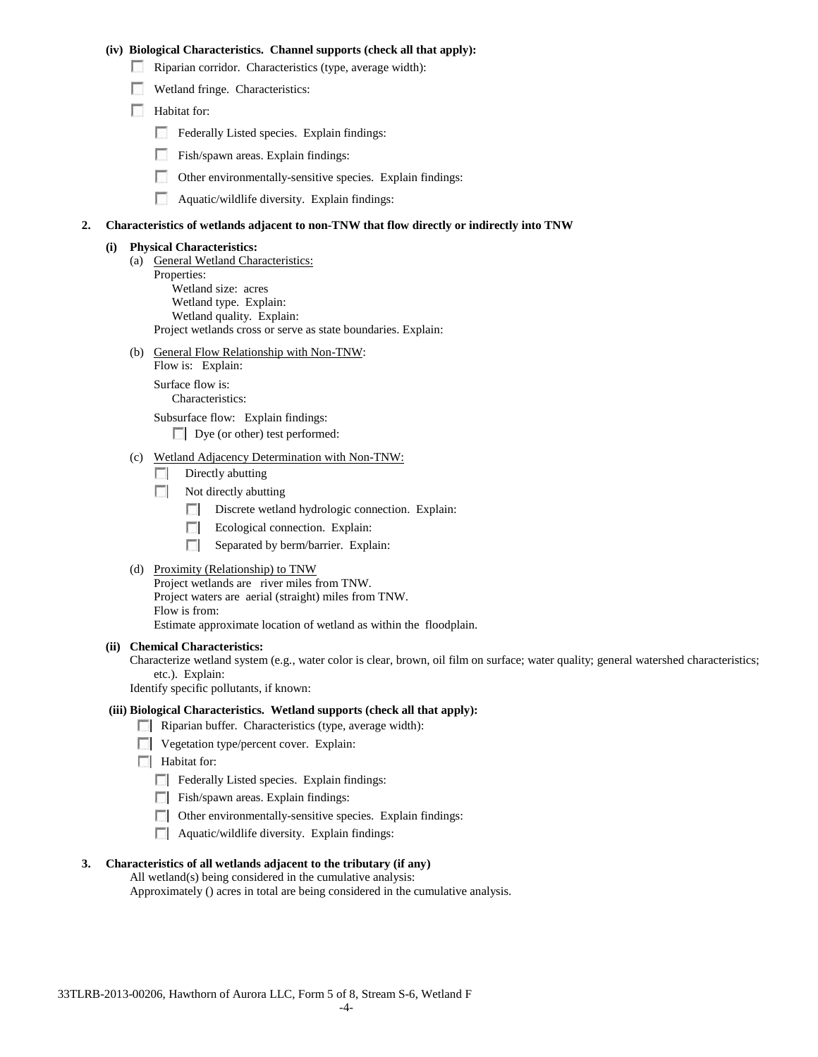**(iv) Biological Characteristics. Channel supports (check all that apply):**

- ☐ Riparian corridor. Characteristics (type, average width):
- ☐ Wetland fringe. Characteristics:
- ☐ Habitat for:
  - ☐ Federally Listed species. Explain findings:
  - ☐ Fish/spawn areas. Explain findings:
  - ☐ Other environmentally-sensitive species. Explain findings:
  - ☐ Aquatic/wildlife diversity. Explain findings:

**2. Characteristics of wetlands adjacent to non-TNW that flow directly or indirectly into TNW**

**(i) Physical Characteristics:**

(a) General Wetland Characteristics:
Properties:
Wetland size: acres
Wetland type. Explain:
Wetland quality. Explain:
Project wetlands cross or serve as state boundaries. Explain:

(b) General Flow Relationship with Non-TNW:
Flow is: Explain:

Surface flow is:
Characteristics:

Subsurface flow: Explain findings:
☐ Dye (or other) test performed:

(c) Wetland Adjacency Determination with Non-TNW:
- ☐ Directly abutting
- ☐ Not directly abutting
  - ☐ Discrete wetland hydrologic connection. Explain:
  - ☐ Ecological connection. Explain:
  - ☐ Separated by berm/barrier. Explain:

(d) Proximity (Relationship) to TNW
Project wetlands are river miles from TNW.
Project waters are aerial (straight) miles from TNW.
Flow is from:
Estimate approximate location of wetland as within the floodplain.

**(ii) Chemical Characteristics:**
Characterize wetland system (e.g., water color is clear, brown, oil film on surface; water quality; general watershed characteristics; etc.). Explain:
Identify specific pollutants, if known:

**(iii) Biological Characteristics. Wetland supports (check all that apply):**

- ☐ Riparian buffer. Characteristics (type, average width):
- ☐ Vegetation type/percent cover. Explain:
- ☐ Habitat for:
  - ☐ Federally Listed species. Explain findings:
  - ☐ Fish/spawn areas. Explain findings:
  - ☐ Other environmentally-sensitive species. Explain findings:
  - ☐ Aquatic/wildlife diversity. Explain findings:

**3. Characteristics of all wetlands adjacent to the tributary (if any)**
All wetland(s) being considered in the cumulative analysis:
Approximately () acres in total are being considered in the cumulative analysis.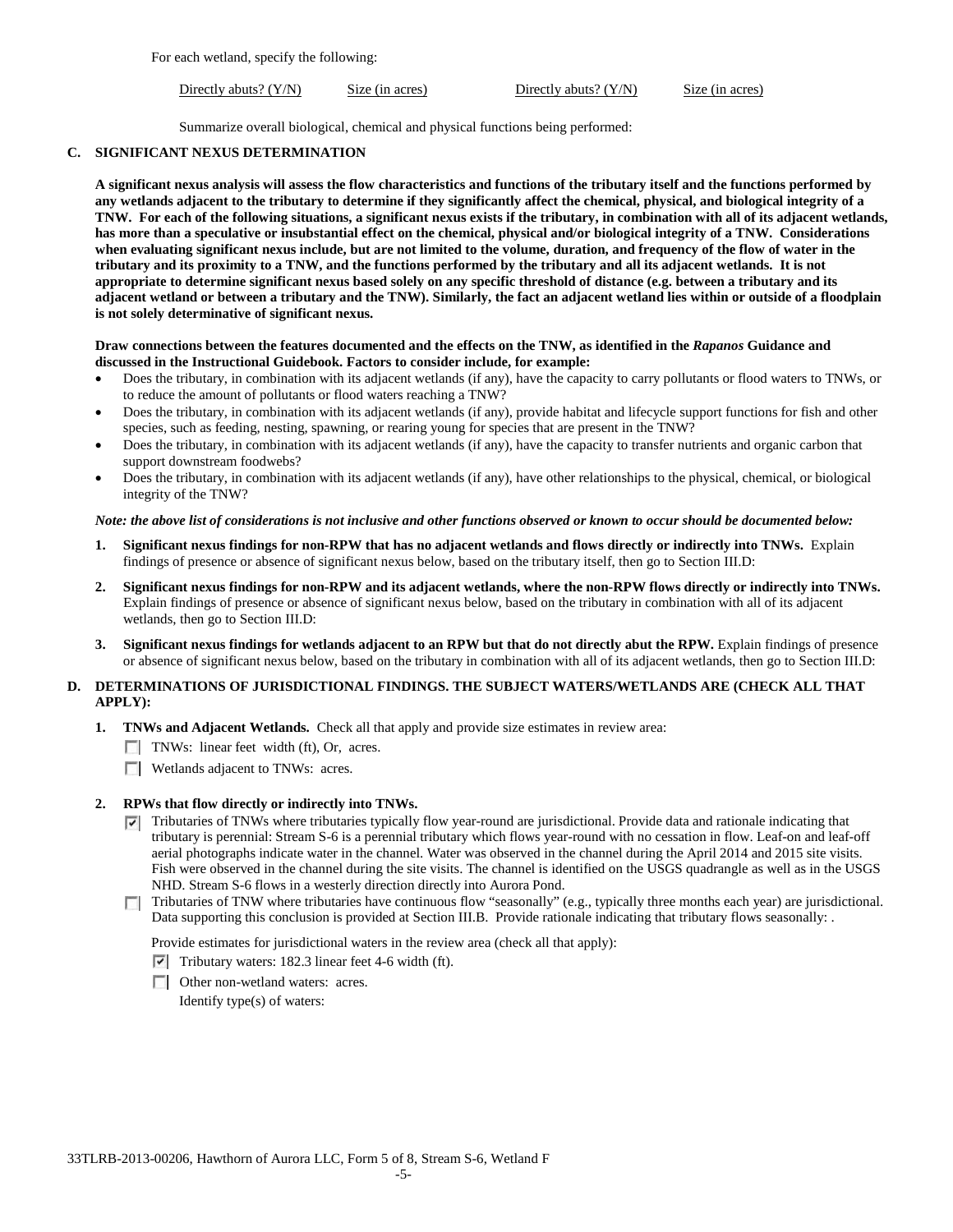For each wetland, specify the following:

Directly abuts? (Y/N)          Size (in acres)          Directly abuts? (Y/N)          Size (in acres)

Summarize overall biological, chemical and physical functions being performed:

**C. SIGNIFICANT NEXUS DETERMINATION**

**A significant nexus analysis will assess the flow characteristics and functions of the tributary itself and the functions performed by any wetlands adjacent to the tributary to determine if they significantly affect the chemical, physical, and biological integrity of a TNW. For each of the following situations, a significant nexus exists if the tributary, in combination with all of its adjacent wetlands, has more than a speculative or insubstantial effect on the chemical, physical and/or biological integrity of a TNW. Considerations when evaluating significant nexus include, but are not limited to the volume, duration, and frequency of the flow of water in the tributary and its proximity to a TNW, and the functions performed by the tributary and all its adjacent wetlands. It is not appropriate to determine significant nexus based solely on any specific threshold of distance (e.g. between a tributary and its adjacent wetland or between a tributary and the TNW). Similarly, the fact an adjacent wetland lies within or outside of a floodplain is not solely determinative of significant nexus.**

**Draw connections between the features documented and the effects on the TNW, as identified in the *Rapanos* Guidance and discussed in the Instructional Guidebook. Factors to consider include, for example:**

- Does the tributary, in combination with its adjacent wetlands (if any), have the capacity to carry pollutants or flood waters to TNWs, or to reduce the amount of pollutants or flood waters reaching a TNW?
- Does the tributary, in combination with its adjacent wetlands (if any), provide habitat and lifecycle support functions for fish and other species, such as feeding, nesting, spawning, or rearing young for species that are present in the TNW?
- Does the tributary, in combination with its adjacent wetlands (if any), have the capacity to transfer nutrients and organic carbon that support downstream foodwebs?
- Does the tributary, in combination with its adjacent wetlands (if any), have other relationships to the physical, chemical, or biological integrity of the TNW?

***Note: the above list of considerations is not inclusive and other functions observed or known to occur should be documented below:***

1. **Significant nexus findings for non-RPW that has no adjacent wetlands and flows directly or indirectly into TNWs.** Explain findings of presence or absence of significant nexus below, based on the tributary itself, then go to Section III.D:

2. **Significant nexus findings for non-RPW and its adjacent wetlands, where the non-RPW flows directly or indirectly into TNWs.** Explain findings of presence or absence of significant nexus below, based on the tributary in combination with all of its adjacent wetlands, then go to Section III.D:

3. **Significant nexus findings for wetlands adjacent to an RPW but that do not directly abut the RPW.** Explain findings of presence or absence of significant nexus below, based on the tributary in combination with all of its adjacent wetlands, then go to Section III.D:

**D. DETERMINATIONS OF JURISDICTIONAL FINDINGS. THE SUBJECT WATERS/WETLANDS ARE (CHECK ALL THAT APPLY):**

1. **TNWs and Adjacent Wetlands.** Check all that apply and provide size estimates in review area:
   - ☐ TNWs: linear feet width (ft), Or, acres.
   - ☐ Wetlands adjacent to TNWs: acres.

2. **RPWs that flow directly or indirectly into TNWs.**
   - ☑ Tributaries of TNWs where tributaries typically flow year-round are jurisdictional. Provide data and rationale indicating that tributary is perennial: Stream S-6 is a perennial tributary which flows year-round with no cessation in flow. Leaf-on and leaf-off aerial photographs indicate water in the channel. Water was observed in the channel during the April 2014 and 2015 site visits. Fish were observed in the channel during the site visits. The channel is identified on the USGS quadrangle as well as in the USGS NHD. Stream S-6 flows in a westerly direction directly into Aurora Pond.
   - ☐ Tributaries of TNW where tributaries have continuous flow "seasonally" (e.g., typically three months each year) are jurisdictional. Data supporting this conclusion is provided at Section III.B. Provide rationale indicating that tributary flows seasonally: .

   Provide estimates for jurisdictional waters in the review area (check all that apply):
   - ☑ Tributary waters: 182.3 linear feet 4-6 width (ft).
   - ☐ Other non-wetland waters: acres.

     Identify type(s) of waters:

33TLRB-2013-00206, Hawthorn of Aurora LLC, Form 5 of 8, Stream S-6, Wetland F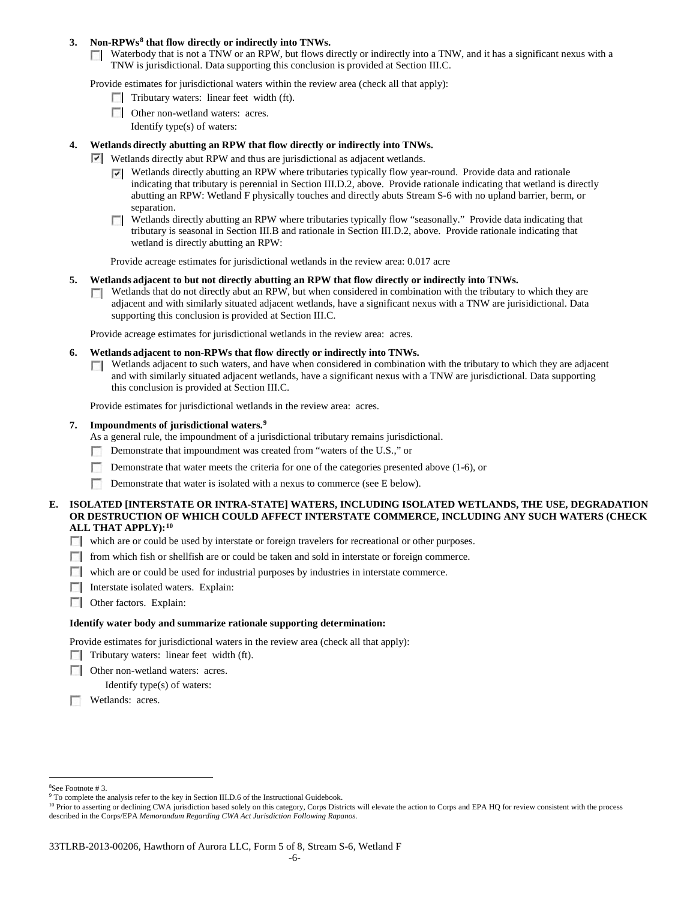**3. Non-RPWs[8] that flow directly or indirectly into TNWs.**

☐ Waterbody that is not a TNW or an RPW, but flows directly or indirectly into a TNW, and it has a significant nexus with a TNW is jurisdictional. Data supporting this conclusion is provided at Section III.C.

Provide estimates for jurisdictional waters within the review area (check all that apply):

☐ Tributary waters: linear feet width (ft).

☐ Other non-wetland waters: acres.

Identify type(s) of waters:

**4. Wetlands directly abutting an RPW that flow directly or indirectly into TNWs.**

☑ Wetlands directly abut RPW and thus are jurisdictional as adjacent wetlands.

☑ Wetlands directly abutting an RPW where tributaries typically flow year-round. Provide data and rationale indicating that tributary is perennial in Section III.D.2, above. Provide rationale indicating that wetland is directly abutting an RPW: Wetland F physically touches and directly abuts Stream S-6 with no upland barrier, berm, or separation.

☐ Wetlands directly abutting an RPW where tributaries typically flow "seasonally." Provide data indicating that tributary is seasonal in Section III.B and rationale in Section III.D.2, above. Provide rationale indicating that wetland is directly abutting an RPW:

Provide acreage estimates for jurisdictional wetlands in the review area: 0.017 acre

**5. Wetlands adjacent to but not directly abutting an RPW that flow directly or indirectly into TNWs.**

☐ Wetlands that do not directly abut an RPW, but when considered in combination with the tributary to which they are adjacent and with similarly situated adjacent wetlands, have a significant nexus with a TNW are jurisidictional. Data supporting this conclusion is provided at Section III.C.

Provide acreage estimates for jurisdictional wetlands in the review area: acres.

**6. Wetlands adjacent to non-RPWs that flow directly or indirectly into TNWs.**

☐ Wetlands adjacent to such waters, and have when considered in combination with the tributary to which they are adjacent and with similarly situated adjacent wetlands, have a significant nexus with a TNW are jurisdictional. Data supporting this conclusion is provided at Section III.C.

Provide estimates for jurisdictional wetlands in the review area: acres.

**7. Impoundments of jurisdictional waters.[9]**

As a general rule, the impoundment of a jurisdictional tributary remains jurisdictional.

☐ Demonstrate that impoundment was created from "waters of the U.S.," or

☐ Demonstrate that water meets the criteria for one of the categories presented above (1-6), or

☐ Demonstrate that water is isolated with a nexus to commerce (see E below).

**E. ISOLATED [INTERSTATE OR INTRA-STATE] WATERS, INCLUDING ISOLATED WETLANDS, THE USE, DEGRADATION OR DESTRUCTION OF WHICH COULD AFFECT INTERSTATE COMMERCE, INCLUDING ANY SUCH WATERS (CHECK ALL THAT APPLY):[10]**

☐ which are or could be used by interstate or foreign travelers for recreational or other purposes.

☐ from which fish or shellfish are or could be taken and sold in interstate or foreign commerce.

☐ which are or could be used for industrial purposes by industries in interstate commerce.

☐ Interstate isolated waters. Explain:

☐ Other factors. Explain:

**Identify water body and summarize rationale supporting determination:**

Provide estimates for jurisdictional waters in the review area (check all that apply):

☐ Tributary waters: linear feet width (ft).

☐ Other non-wetland waters: acres.

Identify type(s) of waters:

☐ Wetlands: acres.

---

[8] See Footnote # 3.

[9] To complete the analysis refer to the key in Section III.D.6 of the Instructional Guidebook.

[10] Prior to asserting or declining CWA jurisdiction based solely on this category, Corps Districts will elevate the action to Corps and EPA HQ for review consistent with the process described in the Corps/EPA *Memorandum Regarding CWA Act Jurisdiction Following Rapanos.*

33TLRB-2013-00206, Hawthorn of Aurora LLC, Form 5 of 8, Stream S-6, Wetland F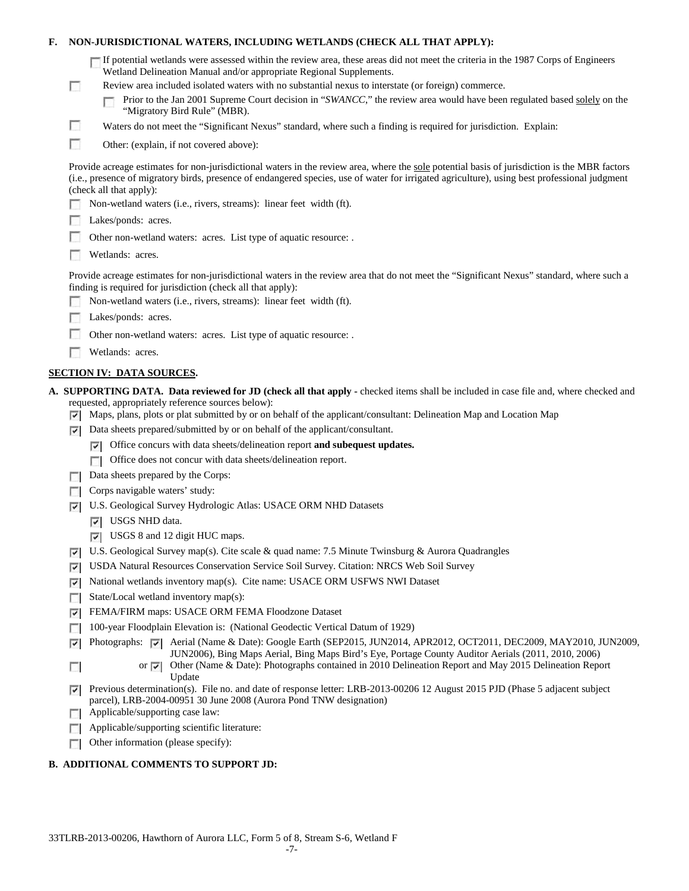**F. NON-JURISDICTIONAL WATERS, INCLUDING WETLANDS (CHECK ALL THAT APPLY):**

- [ ] If potential wetlands were assessed within the review area, these areas did not meet the criteria in the 1987 Corps of Engineers Wetland Delineation Manual and/or appropriate Regional Supplements.
- [ ] Review area included isolated waters with no substantial nexus to interstate (or foreign) commerce.
  - [ ] Prior to the Jan 2001 Supreme Court decision in "*SWANCC*," the review area would have been regulated based solely on the "Migratory Bird Rule" (MBR).
- [ ] Waters do not meet the "Significant Nexus" standard, where such a finding is required for jurisdiction. Explain:
- [ ] Other: (explain, if not covered above):

Provide acreage estimates for non-jurisdictional waters in the review area, where the sole potential basis of jurisdiction is the MBR factors (i.e., presence of migratory birds, presence of endangered species, use of water for irrigated agriculture), using best professional judgment (check all that apply):

- [ ] Non-wetland waters (i.e., rivers, streams): linear feet width (ft).
- [ ] Lakes/ponds: acres.
- [ ] Other non-wetland waters: acres. List type of aquatic resource: .
- [ ] Wetlands: acres.

Provide acreage estimates for non-jurisdictional waters in the review area that do not meet the "Significant Nexus" standard, where such a finding is required for jurisdiction (check all that apply):

- [ ] Non-wetland waters (i.e., rivers, streams): linear feet width (ft).
- [ ] Lakes/ponds: acres.
- [ ] Other non-wetland waters: acres. List type of aquatic resource: .
- [ ] Wetlands: acres.

## SECTION IV: DATA SOURCES.

**A. SUPPORTING DATA. Data reviewed for JD (check all that apply -** checked items shall be included in case file and, where checked and requested, appropriately reference sources below):

- [x] Maps, plans, plots or plat submitted by or on behalf of the applicant/consultant: Delineation Map and Location Map
- [x] Data sheets prepared/submitted by or on behalf of the applicant/consultant.
  - [x] Office concurs with data sheets/delineation report **and subequest updates.**
  - [ ] Office does not concur with data sheets/delineation report.
- [ ] Data sheets prepared by the Corps:
- [ ] Corps navigable waters' study:
- [x] U.S. Geological Survey Hydrologic Atlas: USACE ORM NHD Datasets
  - [x] USGS NHD data.
  - [x] USGS 8 and 12 digit HUC maps.
- [x] U.S. Geological Survey map(s). Cite scale & quad name: 7.5 Minute Twinsburg & Aurora Quadrangles
- [x] USDA Natural Resources Conservation Service Soil Survey. Citation: NRCS Web Soil Survey
- [x] National wetlands inventory map(s). Cite name: USACE ORM USFWS NWI Dataset
- [ ] State/Local wetland inventory map(s):
- [x] FEMA/FIRM maps: USACE ORM FEMA Floodzone Dataset
- [ ] 100-year Floodplain Elevation is: (National Geodectic Vertical Datum of 1929)
- [x] Photographs: [x] Aerial (Name & Date): Google Earth (SEP2015, JUN2014, APR2012, OCT2011, DEC2009, MAY2010, JUN2009, JUN2006), Bing Maps Aerial, Bing Maps Bird's Eye, Portage County Auditor Aerials (2011, 2010, 2006)
- [ ] or [x] Other (Name & Date): Photographs contained in 2010 Delineation Report and May 2015 Delineation Report Update
- [x] Previous determination(s). File no. and date of response letter: LRB-2013-00206 12 August 2015 PJD (Phase 5 adjacent subject parcel), LRB-2004-00951 30 June 2008 (Aurora Pond TNW designation)
- [ ] Applicable/supporting case law:
- [ ] Applicable/supporting scientific literature:
- [ ] Other information (please specify):

**B. ADDITIONAL COMMENTS TO SUPPORT JD:**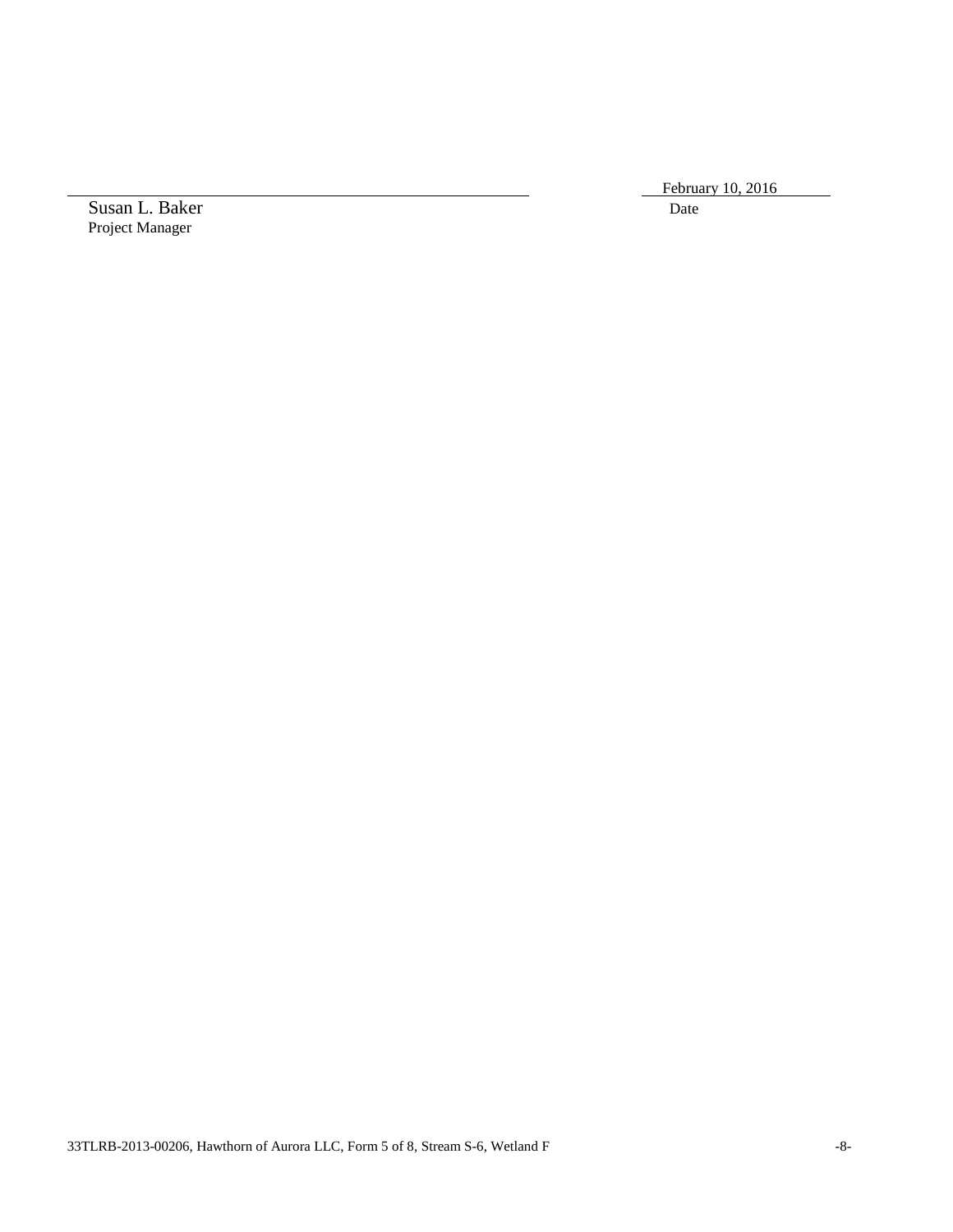February 10, 2016

Susan L. Baker
Project Manager

Date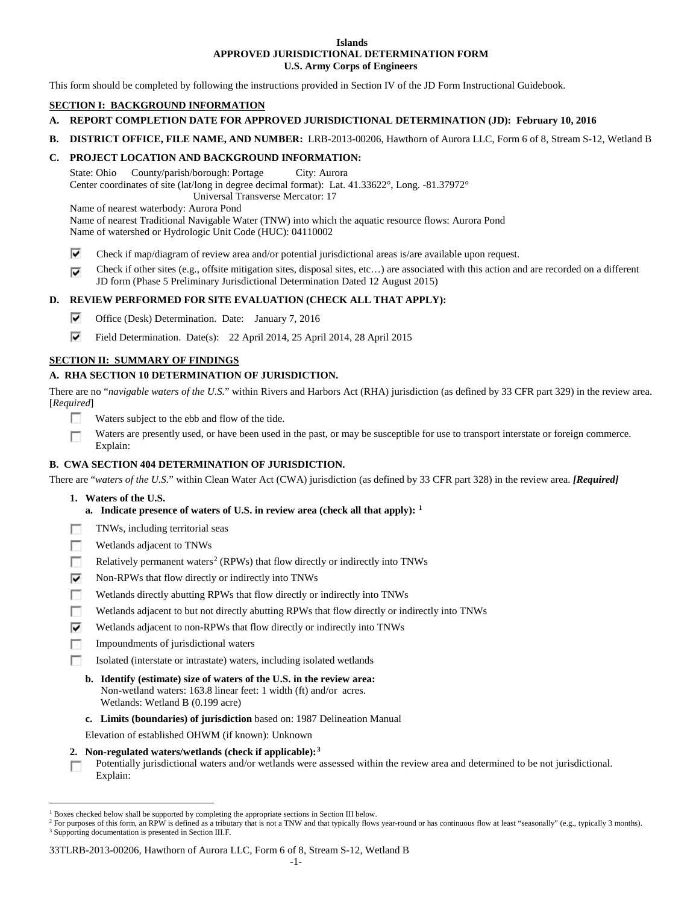**Islands**
**APPROVED JURISDICTIONAL DETERMINATION FORM**
**U.S. Army Corps of Engineers**

This form should be completed by following the instructions provided in Section IV of the JD Form Instructional Guidebook.

## SECTION I: BACKGROUND INFORMATION

**A. REPORT COMPLETION DATE FOR APPROVED JURISDICTIONAL DETERMINATION (JD): February 10, 2016**

**B. DISTRICT OFFICE, FILE NAME, AND NUMBER:** LRB-2013-00206, Hawthorn of Aurora LLC, Form 6 of 8, Stream S-12, Wetland B

**C. PROJECT LOCATION AND BACKGROUND INFORMATION:**

State: Ohio County/parish/borough: Portage City: Aurora
Center coordinates of site (lat/long in degree decimal format): Lat. 41.33622°, Long. -81.37972°
Universal Transverse Mercator: 17
Name of nearest waterbody: Aurora Pond
Name of nearest Traditional Navigable Water (TNW) into which the aquatic resource flows: Aurora Pond
Name of watershed or Hydrologic Unit Code (HUC): 04110002

☑ Check if map/diagram of review area and/or potential jurisdictional areas is/are available upon request.

☑ Check if other sites (e.g., offsite mitigation sites, disposal sites, etc…) are associated with this action and are recorded on a different JD form (Phase 5 Preliminary Jurisdictional Determination Dated 12 August 2015)

**D. REVIEW PERFORMED FOR SITE EVALUATION (CHECK ALL THAT APPLY):**

☑ Office (Desk) Determination. Date: January 7, 2016

☑ Field Determination. Date(s): 22 April 2014, 25 April 2014, 28 April 2015

## SECTION II: SUMMARY OF FINDINGS

**A. RHA SECTION 10 DETERMINATION OF JURISDICTION.**

There are no "*navigable waters of the U.S.*" within Rivers and Harbors Act (RHA) jurisdiction (as defined by 33 CFR part 329) in the review area. [*Required*]

☐ Waters subject to the ebb and flow of the tide.

☐ Waters are presently used, or have been used in the past, or may be susceptible for use to transport interstate or foreign commerce. Explain:

**B. CWA SECTION 404 DETERMINATION OF JURISDICTION.**

There are "*waters of the U.S.*" within Clean Water Act (CWA) jurisdiction (as defined by 33 CFR part 328) in the review area. ***[Required]***

**1. Waters of the U.S.**

**a. Indicate presence of waters of U.S. in review area (check all that apply):** [1]

☐ TNWs, including territorial seas

☐ Wetlands adjacent to TNWs

☐ Relatively permanent waters[2] (RPWs) that flow directly or indirectly into TNWs

☑ Non-RPWs that flow directly or indirectly into TNWs

☐ Wetlands directly abutting RPWs that flow directly or indirectly into TNWs

☐ Wetlands adjacent to but not directly abutting RPWs that flow directly or indirectly into TNWs

☑ Wetlands adjacent to non-RPWs that flow directly or indirectly into TNWs

☐ Impoundments of jurisdictional waters

☐ Isolated (interstate or intrastate) waters, including isolated wetlands

**b. Identify (estimate) size of waters of the U.S. in the review area:**
Non-wetland waters: 163.8 linear feet: 1 width (ft) and/or acres.
Wetlands: Wetland B (0.199 acre)

**c. Limits (boundaries) of jurisdiction** based on: 1987 Delineation Manual

Elevation of established OHWM (if known): Unknown

**2. Non-regulated waters/wetlands (check if applicable):**[3]

☐ Potentially jurisdictional waters and/or wetlands were assessed within the review area and determined to be not jurisdictional. Explain:

---

[1] Boxes checked below shall be supported by completing the appropriate sections in Section III below.
[2] For purposes of this form, an RPW is defined as a tributary that is not a TNW and that typically flows year-round or has continuous flow at least "seasonally" (e.g., typically 3 months).
[3] Supporting documentation is presented in Section III.F.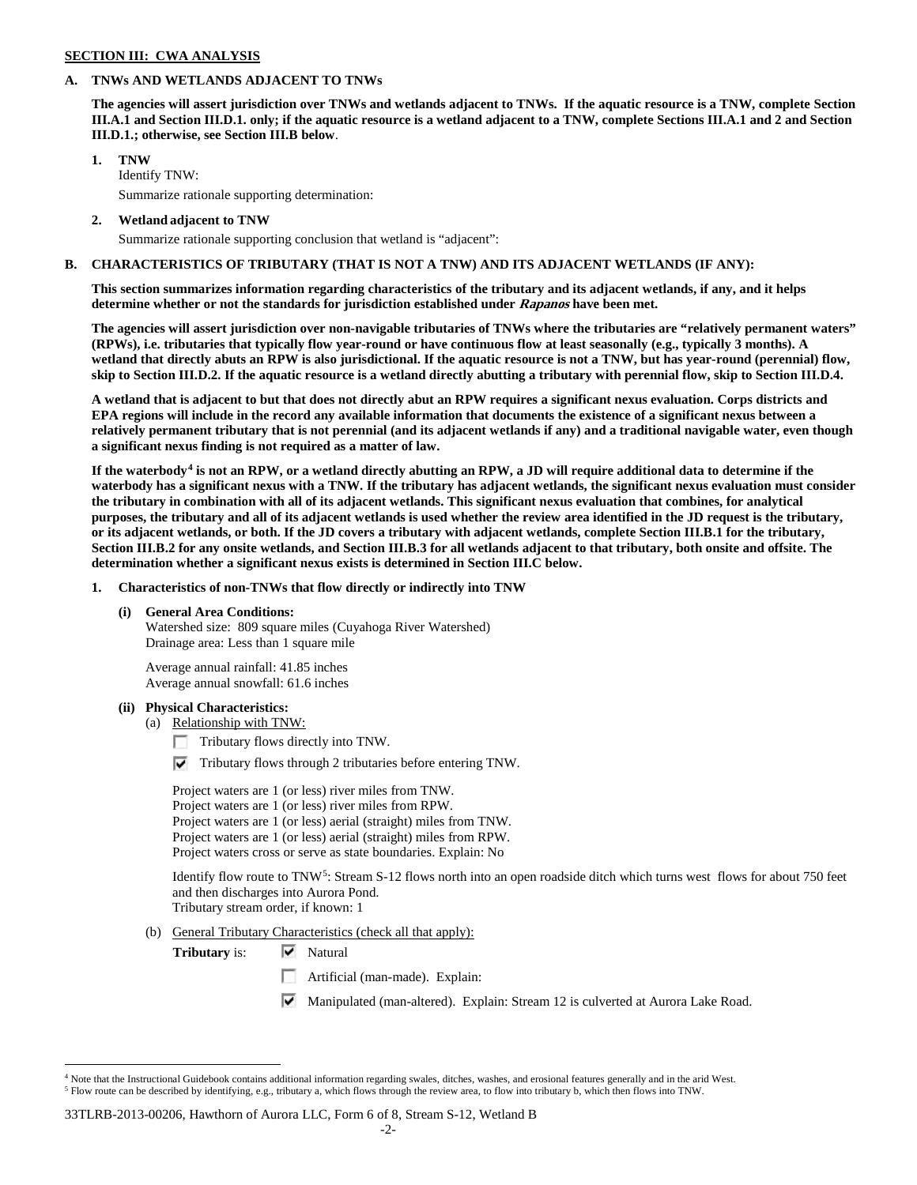**SECTION III: CWA ANALYSIS**

**A. TNWs AND WETLANDS ADJACENT TO TNWs**

**The agencies will assert jurisdiction over TNWs and wetlands adjacent to TNWs. If the aquatic resource is a TNW, complete Section III.A.1 and Section III.D.1. only; if the aquatic resource is a wetland adjacent to a TNW, complete Sections III.A.1 and 2 and Section III.D.1.; otherwise, see Section III.B below**.

**1. TNW**

Identify TNW:

Summarize rationale supporting determination:

**2. Wetland adjacent to TNW**

Summarize rationale supporting conclusion that wetland is "adjacent":

**B. CHARACTERISTICS OF TRIBUTARY (THAT IS NOT A TNW) AND ITS ADJACENT WETLANDS (IF ANY):**

**This section summarizes information regarding characteristics of the tributary and its adjacent wetlands, if any, and it helps determine whether or not the standards for jurisdiction established under *Rapanos* have been met.**

**The agencies will assert jurisdiction over non-navigable tributaries of TNWs where the tributaries are "relatively permanent waters" (RPWs), i.e. tributaries that typically flow year-round or have continuous flow at least seasonally (e.g., typically 3 months). A wetland that directly abuts an RPW is also jurisdictional. If the aquatic resource is not a TNW, but has year-round (perennial) flow, skip to Section III.D.2. If the aquatic resource is a wetland directly abutting a tributary with perennial flow, skip to Section III.D.4.**

**A wetland that is adjacent to but that does not directly abut an RPW requires a significant nexus evaluation. Corps districts and EPA regions will include in the record any available information that documents the existence of a significant nexus between a relatively permanent tributary that is not perennial (and its adjacent wetlands if any) and a traditional navigable water, even though a significant nexus finding is not required as a matter of law.**

**If the waterbody[4] is not an RPW, or a wetland directly abutting an RPW, a JD will require additional data to determine if the waterbody has a significant nexus with a TNW. If the tributary has adjacent wetlands, the significant nexus evaluation must consider the tributary in combination with all of its adjacent wetlands. This significant nexus evaluation that combines, for analytical purposes, the tributary and all of its adjacent wetlands is used whether the review area identified in the JD request is the tributary, or its adjacent wetlands, or both. If the JD covers a tributary with adjacent wetlands, complete Section III.B.1 for the tributary, Section III.B.2 for any onsite wetlands, and Section III.B.3 for all wetlands adjacent to that tributary, both onsite and offsite. The determination whether a significant nexus exists is determined in Section III.C below.**

**1. Characteristics of non-TNWs that flow directly or indirectly into TNW**

**(i) General Area Conditions:**

Watershed size: 809 square miles (Cuyahoga River Watershed)
Drainage area: Less than 1 square mile

Average annual rainfall: 41.85 inches
Average annual snowfall: 61.6 inches

**(ii) Physical Characteristics:**

(a) Relationship with TNW:

- ☐ Tributary flows directly into TNW.
- ☑ Tributary flows through 2 tributaries before entering TNW.

Project waters are 1 (or less) river miles from TNW.
Project waters are 1 (or less) river miles from RPW.
Project waters are 1 (or less) aerial (straight) miles from TNW.
Project waters are 1 (or less) aerial (straight) miles from RPW.
Project waters cross or serve as state boundaries. Explain: No

Identify flow route to TNW[5]: Stream S-12 flows north into an open roadside ditch which turns west flows for about 750 feet and then discharges into Aurora Pond.
Tributary stream order, if known: 1

(b) General Tributary Characteristics (check all that apply):

**Tributary** is:
- ☑ Natural
- ☐ Artificial (man-made). Explain:
- ☑ Manipulated (man-altered). Explain: Stream 12 is culverted at Aurora Lake Road.

---

[4] Note that the Instructional Guidebook contains additional information regarding swales, ditches, washes, and erosional features generally and in the arid West.

[5] Flow route can be described by identifying, e.g., tributary a, which flows through the review area, to flow into tributary b, which then flows into TNW.

33TLRB-2013-00206, Hawthorn of Aurora LLC, Form 6 of 8, Stream S-12, Wetland B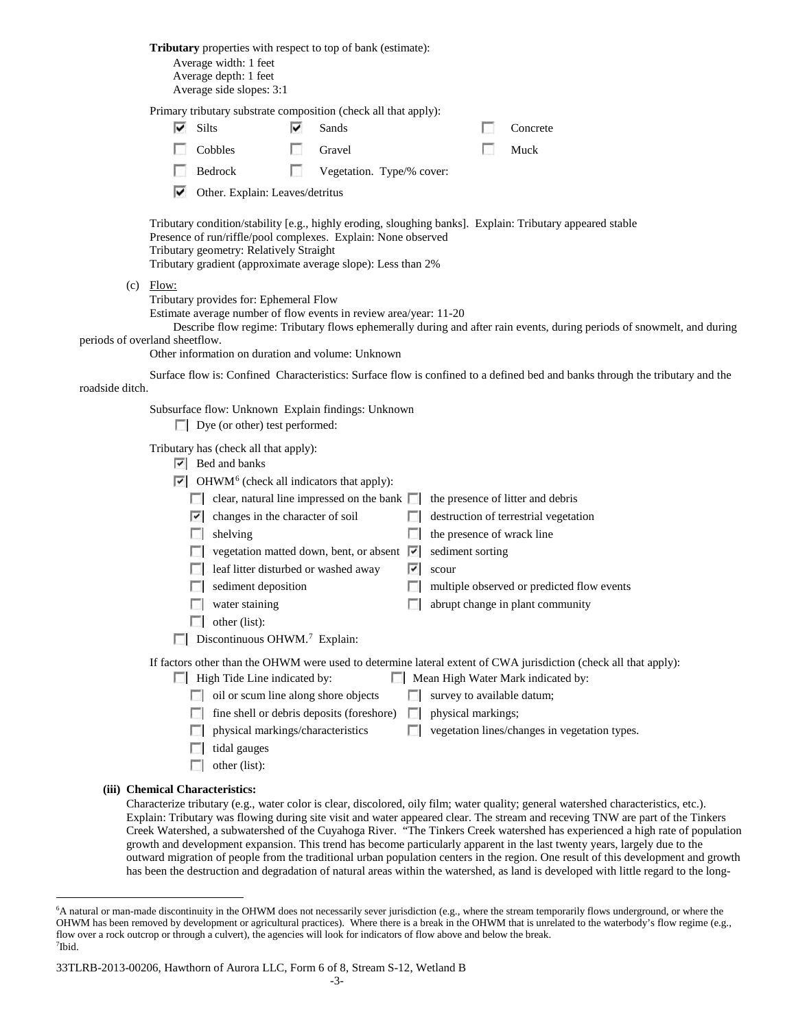**Tributary** properties with respect to top of bank (estimate):

Average width: 1 feet
Average depth: 1 feet
Average side slopes: 3:1

Primary tributary substrate composition (check all that apply):

- [x] Silts
- [x] Sands
- [ ] Concrete
- [ ] Cobbles
- [ ] Gravel
- [ ] Muck
- [ ] Bedrock
- [ ] Vegetation. Type/% cover:
- [x] Other. Explain: Leaves/detritus

Tributary condition/stability [e.g., highly eroding, sloughing banks]. Explain: Tributary appeared stable
Presence of run/riffle/pool complexes. Explain: None observed
Tributary geometry: Relatively Straight
Tributary gradient (approximate average slope): Less than 2%

(c) Flow:

Tributary provides for: Ephemeral Flow
Estimate average number of flow events in review area/year: 11-20
Describe flow regime: Tributary flows ephemerally during and after rain events, during periods of snowmelt, and during periods of overland sheetflow.
Other information on duration and volume: Unknown

Surface flow is: Confined Characteristics: Surface flow is confined to a defined bed and banks through the tributary and the roadside ditch.

Subsurface flow: Unknown Explain findings: Unknown

- [ ] Dye (or other) test performed:

Tributary has (check all that apply):

- [x] Bed and banks
- [x] OHWM[6] (check all indicators that apply):
  - [ ] clear, natural line impressed on the bank
  - [ ] the presence of litter and debris
  - [x] changes in the character of soil
  - [ ] destruction of terrestrial vegetation
  - [ ] shelving
  - [ ] the presence of wrack line
  - [ ] vegetation matted down, bent, or absent
  - [x] sediment sorting
  - [ ] leaf litter disturbed or washed away
  - [x] scour
  - [ ] sediment deposition
  - [ ] multiple observed or predicted flow events
  - [ ] water staining
  - [ ] abrupt change in plant community
  - [ ] other (list):
- [ ] Discontinuous OHWM.[7] Explain:

If factors other than the OHWM were used to determine lateral extent of CWA jurisdiction (check all that apply):

- [ ] High Tide Line indicated by:
  - [ ] oil or scum line along shore objects
  - [ ] fine shell or debris deposits (foreshore)
  - [ ] physical markings/characteristics
  - [ ] tidal gauges
  - [ ] other (list):
- [ ] Mean High Water Mark indicated by:
  - [ ] survey to available datum;
  - [ ] physical markings;
  - [ ] vegetation lines/changes in vegetation types.

**(iii) Chemical Characteristics:**

Characterize tributary (e.g., water color is clear, discolored, oily film; water quality; general watershed characteristics, etc.). Explain: Tributary was flowing during site visit and water appeared clear. The stream and receving TNW are part of the Tinkers Creek Watershed, a subwatershed of the Cuyahoga River. "The Tinkers Creek watershed has experienced a high rate of population growth and development expansion. This trend has become particularly apparent in the last twenty years, largely due to the outward migration of people from the traditional urban population centers in the region. One result of this development and growth has been the destruction and degradation of natural areas within the watershed, as land is developed with little regard to the long-

---

[6] A natural or man-made discontinuity in the OHWM does not necessarily sever jurisdiction (e.g., where the stream temporarily flows underground, or where the OHWM has been removed by development or agricultural practices). Where there is a break in the OHWM that is unrelated to the waterbody's flow regime (e.g., flow over a rock outcrop or through a culvert), the agencies will look for indicators of flow above and below the break.
[7] Ibid.

33TLRB-2013-00206, Hawthorn of Aurora LLC, Form 6 of 8, Stream S-12, Wetland B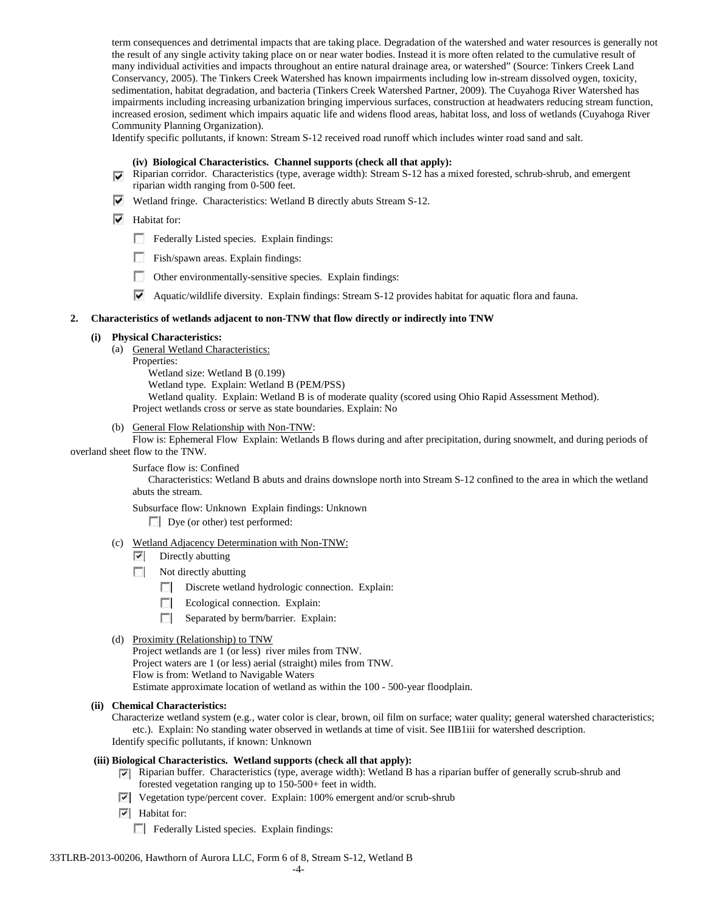term consequences and detrimental impacts that are taking place. Degradation of the watershed and water resources is generally not the result of any single activity taking place on or near water bodies. Instead it is more often related to the cumulative result of many individual activities and impacts throughout an entire natural drainage area, or watershed" (Source: Tinkers Creek Land Conservancy, 2005). The Tinkers Creek Watershed has known impairments including low in-stream dissolved oxygen, toxicity, sedimentation, habitat degradation, and bacteria (Tinkers Creek Watershed Partner, 2009). The Cuyahoga River Watershed has impairments including increasing urbanization bringing impervious surfaces, construction at headwaters reducing stream function, increased erosion, sediment which impairs aquatic life and widens flood areas, habitat loss, and loss of wetlands (Cuyahoga River Community Planning Organization).

Identify specific pollutants, if known: Stream S-12 received road runoff which includes winter road sand and salt.

**(iv) Biological Characteristics. Channel supports (check all that apply):**

- [x] Riparian corridor. Characteristics (type, average width): Stream S-12 has a mixed forested, schrub-shrub, and emergent riparian width ranging from 0-500 feet.
- [x] Wetland fringe. Characteristics: Wetland B directly abuts Stream S-12.
- [x] Habitat for:
  - [ ] Federally Listed species. Explain findings:
  - [ ] Fish/spawn areas. Explain findings:
  - [ ] Other environmentally-sensitive species. Explain findings:
  - [x] Aquatic/wildlife diversity. Explain findings: Stream S-12 provides habitat for aquatic flora and fauna.

**2. Characteristics of wetlands adjacent to non-TNW that flow directly or indirectly into TNW**

**(i) Physical Characteristics:**

(a) General Wetland Characteristics:

Properties:

Wetland size: Wetland B (0.199)

Wetland type. Explain: Wetland B (PEM/PSS)

Wetland quality. Explain: Wetland B is of moderate quality (scored using Ohio Rapid Assessment Method).

Project wetlands cross or serve as state boundaries. Explain: No

(b) General Flow Relationship with Non-TNW:

Flow is: Ephemeral Flow Explain: Wetlands B flows during and after precipitation, during snowmelt, and during periods of overland sheet flow to the TNW.

Surface flow is: Confined

Characteristics: Wetland B abuts and drains downslope north into Stream S-12 confined to the area in which the wetland abuts the stream.

Subsurface flow: Unknown Explain findings: Unknown

- [ ] Dye (or other) test performed:

(c) Wetland Adjacency Determination with Non-TNW:

- [x] Directly abutting
- [ ] Not directly abutting
  - [ ] Discrete wetland hydrologic connection. Explain:
  - [ ] Ecological connection. Explain:
  - [ ] Separated by berm/barrier. Explain:

(d) Proximity (Relationship) to TNW

Project wetlands are 1 (or less) river miles from TNW.

Project waters are 1 (or less) aerial (straight) miles from TNW.

Flow is from: Wetland to Navigable Waters

Estimate approximate location of wetland as within the 100 - 500-year floodplain.

**(ii) Chemical Characteristics:**

Characterize wetland system (e.g., water color is clear, brown, oil film on surface; water quality; general watershed characteristics; etc.). Explain: No standing water observed in wetlands at time of visit. See IIB1iii for watershed description.

Identify specific pollutants, if known: Unknown

**(iii) Biological Characteristics. Wetland supports (check all that apply):**

- [x] Riparian buffer. Characteristics (type, average width): Wetland B has a riparian buffer of generally scrub-shrub and forested vegetation ranging up to 150-500+ feet in width.
- [x] Vegetation type/percent cover. Explain: 100% emergent and/or scrub-shrub
- [x] Habitat for:
  - [ ] Federally Listed species. Explain findings:

33TLRB-2013-00206, Hawthorn of Aurora LLC, Form 6 of 8, Stream S-12, Wetland B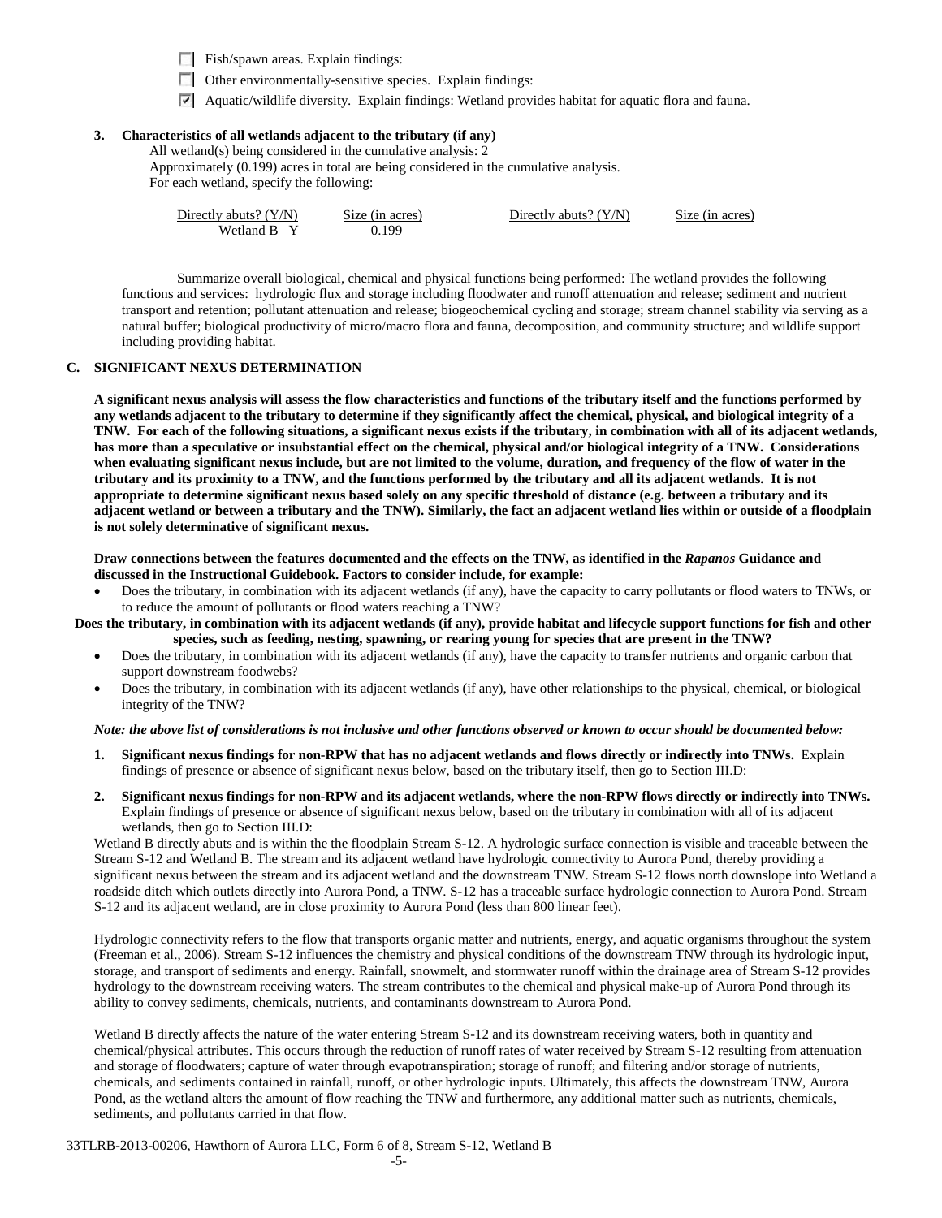- ☐ Fish/spawn areas. Explain findings:
- ☐ Other environmentally-sensitive species. Explain findings:
- ☑ Aquatic/wildlife diversity. Explain findings: Wetland provides habitat for aquatic flora and fauna.

**3. Characteristics of all wetlands adjacent to the tributary (if any)**

All wetland(s) being considered in the cumulative analysis: 2
Approximately (0.199) acres in total are being considered in the cumulative analysis.
For each wetland, specify the following:

| Directly abuts? (Y/N) | Size (in acres) | Directly abuts? (Y/N) | Size (in acres) |
|---|---|---|---|
| Wetland B Y | 0.199 | | |

Summarize overall biological, chemical and physical functions being performed: The wetland provides the following functions and services: hydrologic flux and storage including floodwater and runoff attenuation and release; sediment and nutrient transport and retention; pollutant attenuation and release; biogeochemical cycling and storage; stream channel stability via serving as a natural buffer; biological productivity of micro/macro flora and fauna, decomposition, and community structure; and wildlife support including providing habitat.

### C. SIGNIFICANT NEXUS DETERMINATION

**A significant nexus analysis will assess the flow characteristics and functions of the tributary itself and the functions performed by any wetlands adjacent to the tributary to determine if they significantly affect the chemical, physical, and biological integrity of a TNW. For each of the following situations, a significant nexus exists if the tributary, in combination with all of its adjacent wetlands, has more than a speculative or insubstantial effect on the chemical, physical and/or biological integrity of a TNW. Considerations when evaluating significant nexus include, but are not limited to the volume, duration, and frequency of the flow of water in the tributary and its proximity to a TNW, and the functions performed by the tributary and all its adjacent wetlands. It is not appropriate to determine significant nexus based solely on any specific threshold of distance (e.g. between a tributary and its adjacent wetland or between a tributary and the TNW). Similarly, the fact an adjacent wetland lies within or outside of a floodplain is not solely determinative of significant nexus.**

**Draw connections between the features documented and the effects on the TNW, as identified in the *Rapanos* Guidance and discussed in the Instructional Guidebook. Factors to consider include, for example:**

- Does the tributary, in combination with its adjacent wetlands (if any), have the capacity to carry pollutants or flood waters to TNWs, or to reduce the amount of pollutants or flood waters reaching a TNW?

**Does the tributary, in combination with its adjacent wetlands (if any), provide habitat and lifecycle support functions for fish and other species, such as feeding, nesting, spawning, or rearing young for species that are present in the TNW?**

- Does the tributary, in combination with its adjacent wetlands (if any), have the capacity to transfer nutrients and organic carbon that support downstream foodwebs?
- Does the tributary, in combination with its adjacent wetlands (if any), have other relationships to the physical, chemical, or biological integrity of the TNW?

***Note: the above list of considerations is not inclusive and other functions observed or known to occur should be documented below:***

1. **Significant nexus findings for non-RPW that has no adjacent wetlands and flows directly or indirectly into TNWs.** Explain findings of presence or absence of significant nexus below, based on the tributary itself, then go to Section III.D:

2. **Significant nexus findings for non-RPW and its adjacent wetlands, where the non-RPW flows directly or indirectly into TNWs.** Explain findings of presence or absence of significant nexus below, based on the tributary in combination with all of its adjacent wetlands, then go to Section III.D:

Wetland B directly abuts and is within the the floodplain Stream S-12. A hydrologic surface connection is visible and traceable between the Stream S-12 and Wetland B. The stream and its adjacent wetland have hydrologic connectivity to Aurora Pond, thereby providing a significant nexus between the stream and its adjacent wetland and the downstream TNW. Stream S-12 flows north downslope into Wetland a roadside ditch which outlets directly into Aurora Pond, a TNW. S-12 has a traceable surface hydrologic connection to Aurora Pond. Stream S-12 and its adjacent wetland, are in close proximity to Aurora Pond (less than 800 linear feet).

Hydrologic connectivity refers to the flow that transports organic matter and nutrients, energy, and aquatic organisms throughout the system (Freeman et al., 2006). Stream S-12 influences the chemistry and physical conditions of the downstream TNW through its hydrologic input, storage, and transport of sediments and energy. Rainfall, snowmelt, and stormwater runoff within the drainage area of Stream S-12 provides hydrology to the downstream receiving waters. The stream contributes to the chemical and physical make-up of Aurora Pond through its ability to convey sediments, chemicals, nutrients, and contaminants downstream to Aurora Pond.

Wetland B directly affects the nature of the water entering Stream S-12 and its downstream receiving waters, both in quantity and chemical/physical attributes. This occurs through the reduction of runoff rates of water received by Stream S-12 resulting from attenuation and storage of floodwaters; capture of water through evapotranspiration; storage of runoff; and filtering and/or storage of nutrients, chemicals, and sediments contained in rainfall, runoff, or other hydrologic inputs. Ultimately, this affects the downstream TNW, Aurora Pond, as the wetland alters the amount of flow reaching the TNW and furthermore, any additional matter such as nutrients, chemicals, sediments, and pollutants carried in that flow.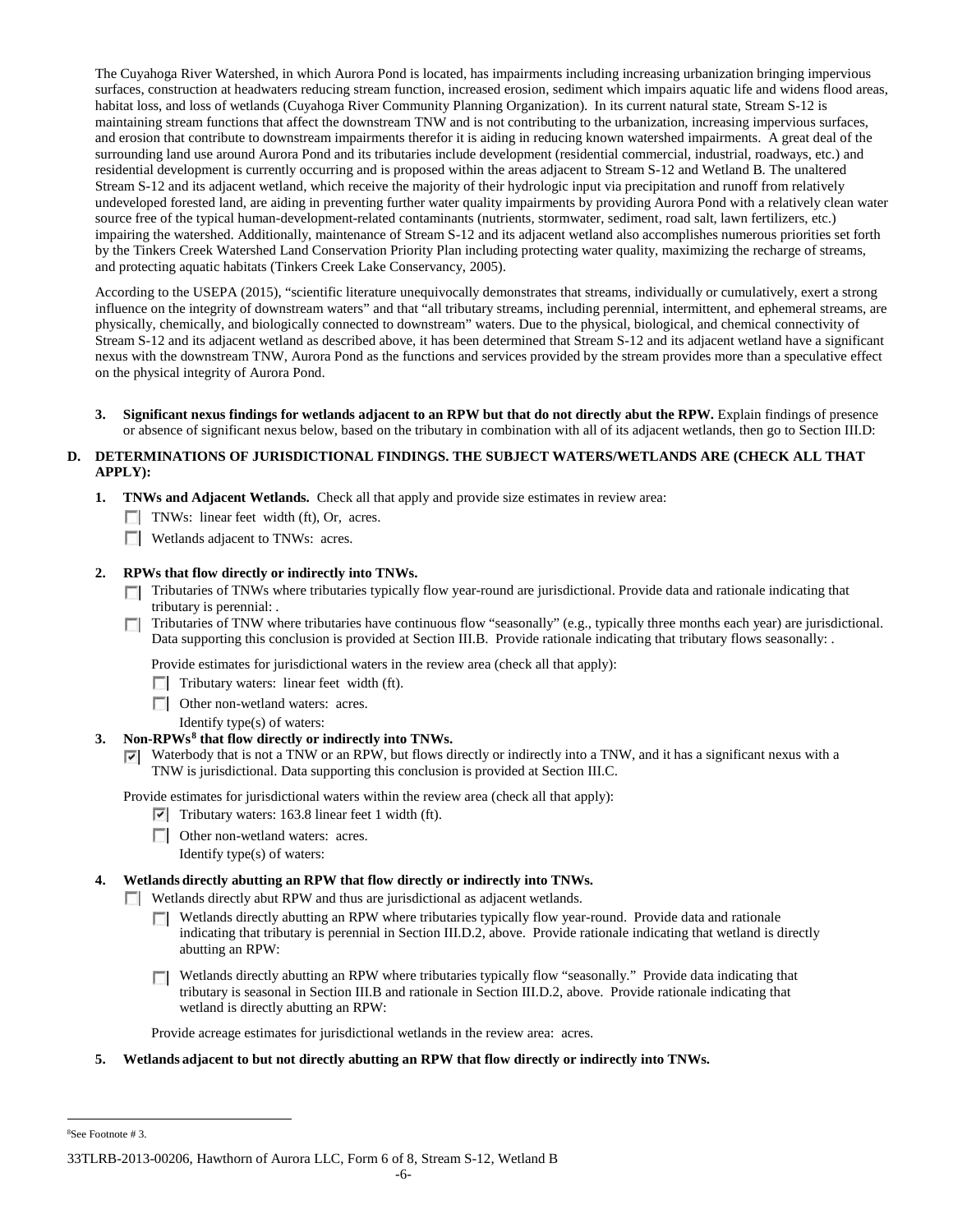The Cuyahoga River Watershed, in which Aurora Pond is located, has impairments including increasing urbanization bringing impervious surfaces, construction at headwaters reducing stream function, increased erosion, sediment which impairs aquatic life and widens flood areas, habitat loss, and loss of wetlands (Cuyahoga River Community Planning Organization). In its current natural state, Stream S-12 is maintaining stream functions that affect the downstream TNW and is not contributing to the urbanization, increasing impervious surfaces, and erosion that contribute to downstream impairments therefor it is aiding in reducing known watershed impairments. A great deal of the surrounding land use around Aurora Pond and its tributaries include development (residential commercial, industrial, roadways, etc.) and residential development is currently occurring and is proposed within the areas adjacent to Stream S-12 and Wetland B. The unaltered Stream S-12 and its adjacent wetland, which receive the majority of their hydrologic input via precipitation and runoff from relatively undeveloped forested land, are aiding in preventing further water quality impairments by providing Aurora Pond with a relatively clean water source free of the typical human-development-related contaminants (nutrients, stormwater, sediment, road salt, lawn fertilizers, etc.) impairing the watershed. Additionally, maintenance of Stream S-12 and its adjacent wetland also accomplishes numerous priorities set forth by the Tinkers Creek Watershed Land Conservation Priority Plan including protecting water quality, maximizing the recharge of streams, and protecting aquatic habitats (Tinkers Creek Lake Conservancy, 2005).

According to the USEPA (2015), "scientific literature unequivocally demonstrates that streams, individually or cumulatively, exert a strong influence on the integrity of downstream waters" and that "all tributary streams, including perennial, intermittent, and ephemeral streams, are physically, chemically, and biologically connected to downstream" waters. Due to the physical, biological, and chemical connectivity of Stream S-12 and its adjacent wetland as described above, it has been determined that Stream S-12 and its adjacent wetland have a significant nexus with the downstream TNW, Aurora Pond as the functions and services provided by the stream provides more than a speculative effect on the physical integrity of Aurora Pond.

3. **Significant nexus findings for wetlands adjacent to an RPW but that do not directly abut the RPW.** Explain findings of presence or absence of significant nexus below, based on the tributary in combination with all of its adjacent wetlands, then go to Section III.D:

## D. DETERMINATIONS OF JURISDICTIONAL FINDINGS. THE SUBJECT WATERS/WETLANDS ARE (CHECK ALL THAT APPLY):

1. **TNWs and Adjacent Wetlands.** Check all that apply and provide size estimates in review area:
   - ☐ TNWs: linear feet width (ft), Or, acres.
   - ☐ Wetlands adjacent to TNWs: acres.

2. **RPWs that flow directly or indirectly into TNWs.**
   - ☐ Tributaries of TNWs where tributaries typically flow year-round are jurisdictional. Provide data and rationale indicating that tributary is perennial: .
   - ☐ Tributaries of TNW where tributaries have continuous flow "seasonally" (e.g., typically three months each year) are jurisdictional. Data supporting this conclusion is provided at Section III.B. Provide rationale indicating that tributary flows seasonally: .

   Provide estimates for jurisdictional waters in the review area (check all that apply):
   - ☐ Tributary waters: linear feet width (ft).
   - ☐ Other non-wetland waters: acres.
     Identify type(s) of waters:

3. **Non-RPWs[8] that flow directly or indirectly into TNWs.**
   - ☑ Waterbody that is not a TNW or an RPW, but flows directly or indirectly into a TNW, and it has a significant nexus with a TNW is jurisdictional. Data supporting this conclusion is provided at Section III.C.

   Provide estimates for jurisdictional waters within the review area (check all that apply):
   - ☑ Tributary waters: 163.8 linear feet 1 width (ft).
   - ☐ Other non-wetland waters: acres.
     Identify type(s) of waters:

4. **Wetlands directly abutting an RPW that flow directly or indirectly into TNWs.**
   - ☐ Wetlands directly abut RPW and thus are jurisdictional as adjacent wetlands.
     - ☐ Wetlands directly abutting an RPW where tributaries typically flow year-round. Provide data and rationale indicating that tributary is perennial in Section III.D.2, above. Provide rationale indicating that wetland is directly abutting an RPW:
     - ☐ Wetlands directly abutting an RPW where tributaries typically flow "seasonally." Provide data indicating that tributary is seasonal in Section III.B and rationale in Section III.D.2, above. Provide rationale indicating that wetland is directly abutting an RPW:

   Provide acreage estimates for jurisdictional wetlands in the review area: acres.

5. **Wetlands adjacent to but not directly abutting an RPW that flow directly or indirectly into TNWs.**

---

[8]See Footnote # 3.

33TLRB-2013-00206, Hawthorn of Aurora LLC, Form 6 of 8, Stream S-12, Wetland B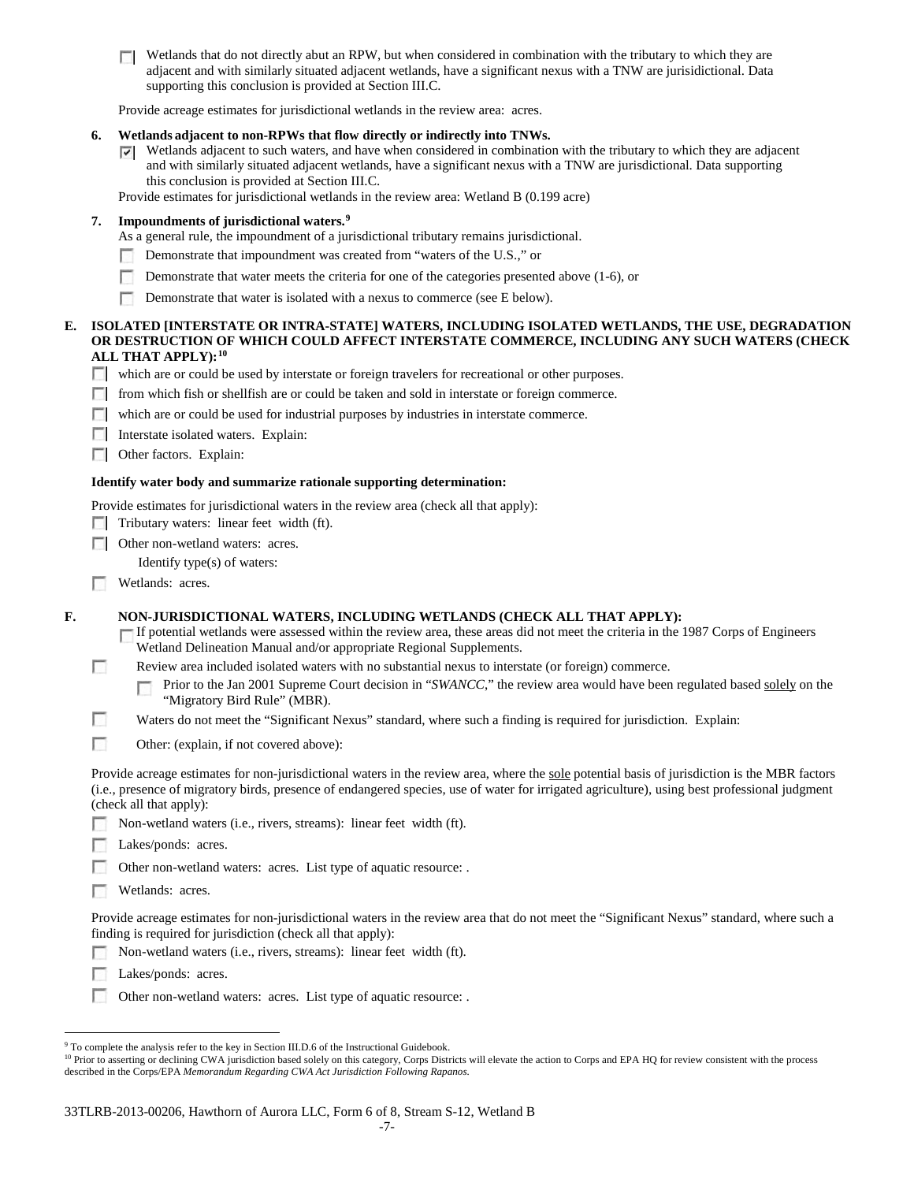- [ ] Wetlands that do not directly abut an RPW, but when considered in combination with the tributary to which they are adjacent and with similarly situated adjacent wetlands, have a significant nexus with a TNW are jurisdictional. Data supporting this conclusion is provided at Section III.C.

Provide acreage estimates for jurisdictional wetlands in the review area: acres.

**6. Wetlands adjacent to non-RPWs that flow directly or indirectly into TNWs.**

- [x] Wetlands adjacent to such waters, and have when considered in combination with the tributary to which they are adjacent and with similarly situated adjacent wetlands, have a significant nexus with a TNW are jurisdictional. Data supporting this conclusion is provided at Section III.C.

Provide estimates for jurisdictional wetlands in the review area: Wetland B (0.199 acre)

**7. Impoundments of jurisdictional waters.[9]**

As a general rule, the impoundment of a jurisdictional tributary remains jurisdictional.

- [ ] Demonstrate that impoundment was created from "waters of the U.S.," or
- [ ] Demonstrate that water meets the criteria for one of the categories presented above (1-6), or
- [ ] Demonstrate that water is isolated with a nexus to commerce (see E below).

**E. ISOLATED [INTERSTATE OR INTRA-STATE] WATERS, INCLUDING ISOLATED WETLANDS, THE USE, DEGRADATION OR DESTRUCTION OF WHICH COULD AFFECT INTERSTATE COMMERCE, INCLUDING ANY SUCH WATERS (CHECK ALL THAT APPLY):[10]**

- [ ] which are or could be used by interstate or foreign travelers for recreational or other purposes.
- [ ] from which fish or shellfish are or could be taken and sold in interstate or foreign commerce.
- [ ] which are or could be used for industrial purposes by industries in interstate commerce.
- [ ] Interstate isolated waters. Explain:
- [ ] Other factors. Explain:

**Identify water body and summarize rationale supporting determination:**

Provide estimates for jurisdictional waters in the review area (check all that apply):

- [ ] Tributary waters: linear feet width (ft).
- [ ] Other non-wetland waters: acres.
  Identify type(s) of waters:
- [ ] Wetlands: acres.

**F. NON-JURISDICTIONAL WATERS, INCLUDING WETLANDS (CHECK ALL THAT APPLY):**

- [ ] If potential wetlands were assessed within the review area, these areas did not meet the criteria in the 1987 Corps of Engineers Wetland Delineation Manual and/or appropriate Regional Supplements.
- [ ] Review area included isolated waters with no substantial nexus to interstate (or foreign) commerce.
  - [ ] Prior to the Jan 2001 Supreme Court decision in "*SWANCC*," the review area would have been regulated based solely on the "Migratory Bird Rule" (MBR).
- [ ] Waters do not meet the "Significant Nexus" standard, where such a finding is required for jurisdiction. Explain:
- [ ] Other: (explain, if not covered above):

Provide acreage estimates for non-jurisdictional waters in the review area, where the sole potential basis of jurisdiction is the MBR factors (i.e., presence of migratory birds, presence of endangered species, use of water for irrigated agriculture), using best professional judgment (check all that apply):

- [ ] Non-wetland waters (i.e., rivers, streams): linear feet width (ft).
- [ ] Lakes/ponds: acres.
- [ ] Other non-wetland waters: acres. List type of aquatic resource: .
- [ ] Wetlands: acres.

Provide acreage estimates for non-jurisdictional waters in the review area that do not meet the "Significant Nexus" standard, where such a finding is required for jurisdiction (check all that apply):

- [ ] Non-wetland waters (i.e., rivers, streams): linear feet width (ft).
- [ ] Lakes/ponds: acres.
- [ ] Other non-wetland waters: acres. List type of aquatic resource: .

---

[9] To complete the analysis refer to the key in Section III.D.6 of the Instructional Guidebook.

[10] Prior to asserting or declining CWA jurisdiction based solely on this category, Corps Districts will elevate the action to Corps and EPA HQ for review consistent with the process described in the Corps/EPA *Memorandum Regarding CWA Act Jurisdiction Following Rapanos.*

33TLRB-2013-00206, Hawthorn of Aurora LLC, Form 6 of 8, Stream S-12, Wetland B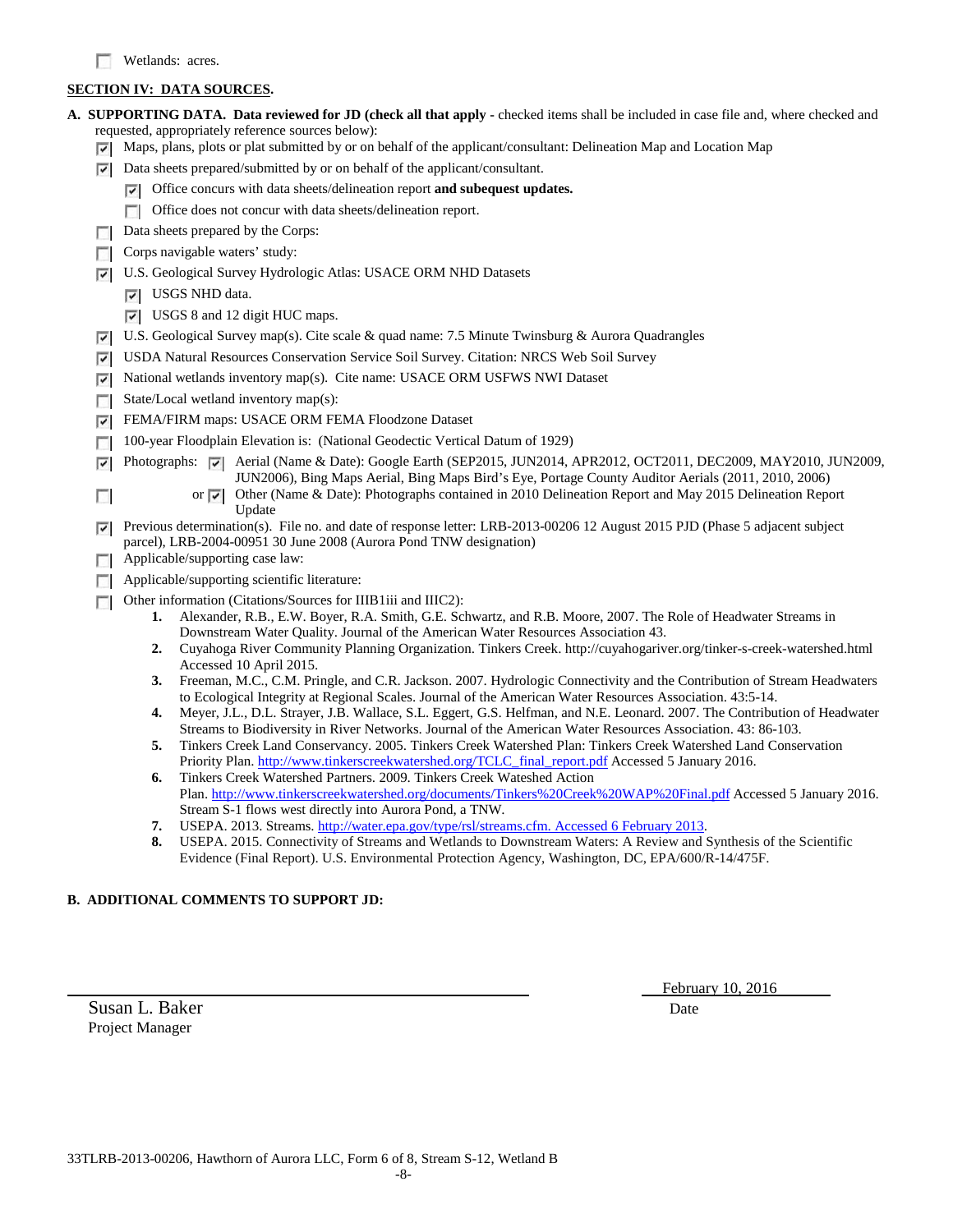☐ Wetlands: acres.

**SECTION IV: DATA SOURCES.**

**A. SUPPORTING DATA. Data reviewed for JD (check all that apply -** checked items shall be included in case file and, where checked and requested, appropriately reference sources below):

- ☑ Maps, plans, plots or plat submitted by or on behalf of the applicant/consultant: Delineation Map and Location Map
- ☑ Data sheets prepared/submitted by or on behalf of the applicant/consultant.
  - ☑ Office concurs with data sheets/delineation report **and subequest updates.**
  - ☐ Office does not concur with data sheets/delineation report.
- ☐ Data sheets prepared by the Corps:
- ☐ Corps navigable waters' study:
- ☑ U.S. Geological Survey Hydrologic Atlas: USACE ORM NHD Datasets
  - ☑ USGS NHD data.
  - ☑ USGS 8 and 12 digit HUC maps.
- ☑ U.S. Geological Survey map(s). Cite scale & quad name: 7.5 Minute Twinsburg & Aurora Quadrangles
- ☑ USDA Natural Resources Conservation Service Soil Survey. Citation: NRCS Web Soil Survey
- ☑ National wetlands inventory map(s). Cite name: USACE ORM USFWS NWI Dataset
- ☐ State/Local wetland inventory map(s):
- ☑ FEMA/FIRM maps: USACE ORM FEMA Floodzone Dataset
- ☐ 100-year Floodplain Elevation is: (National Geodectic Vertical Datum of 1929)
- ☑ Photographs: ☑ Aerial (Name & Date): Google Earth (SEP2015, JUN2014, APR2012, OCT2011, DEC2009, MAY2010, JUN2009, JUN2006), Bing Maps Aerial, Bing Maps Bird's Eye, Portage County Auditor Aerials (2011, 2010, 2006)
- ☐ or ☑ Other (Name & Date): Photographs contained in 2010 Delineation Report and May 2015 Delineation Report Update
- ☑ Previous determination(s). File no. and date of response letter: LRB-2013-00206 12 August 2015 PJD (Phase 5 adjacent subject parcel), LRB-2004-00951 30 June 2008 (Aurora Pond TNW designation)
- ☐ Applicable/supporting case law:
- ☐ Applicable/supporting scientific literature:
- ☐ Other information (Citations/Sources for IIIB1iii and IIIC2):
  1. Alexander, R.B., E.W. Boyer, R.A. Smith, G.E. Schwartz, and R.B. Moore, 2007. The Role of Headwater Streams in Downstream Water Quality. Journal of the American Water Resources Association 43.
  2. Cuyahoga River Community Planning Organization. Tinkers Creek. http://cuyahogariver.org/tinker-s-creek-watershed.html Accessed 10 April 2015.
  3. Freeman, M.C., C.M. Pringle, and C.R. Jackson. 2007. Hydrologic Connectivity and the Contribution of Stream Headwaters to Ecological Integrity at Regional Scales. Journal of the American Water Resources Association. 43:5-14.
  4. Meyer, J.L., D.L. Strayer, J.B. Wallace, S.L. Eggert, G.S. Helfman, and N.E. Leonard. 2007. The Contribution of Headwater Streams to Biodiversity in River Networks. Journal of the American Water Resources Association. 43: 86-103.
  5. Tinkers Creek Land Conservancy. 2005. Tinkers Creek Watershed Plan: Tinkers Creek Watershed Land Conservation Priority Plan. http://www.tinkerscreekwatershed.org/TCLC_final_report.pdf Accessed 5 January 2016.
  6. Tinkers Creek Watershed Partners. 2009. Tinkers Creek Wateshed Action Plan. http://www.tinkerscreekwatershed.org/documents/Tinkers%20Creek%20WAP%20Final.pdf Accessed 5 January 2016. Stream S-1 flows west directly into Aurora Pond, a TNW.
  7. USEPA. 2013. Streams. http://water.epa.gov/type/rsl/streams.cfm. Accessed 6 February 2013.
  8. USEPA. 2015. Connectivity of Streams and Wetlands to Downstream Waters: A Review and Synthesis of the Scientific Evidence (Final Report). U.S. Environmental Protection Agency, Washington, DC, EPA/600/R-14/475F.

**B. ADDITIONAL COMMENTS TO SUPPORT JD:**

Susan L. Baker
Project Manager

February 10, 2016
Date

33TLRB-2013-00206, Hawthorn of Aurora LLC, Form 6 of 8, Stream S-12, Wetland B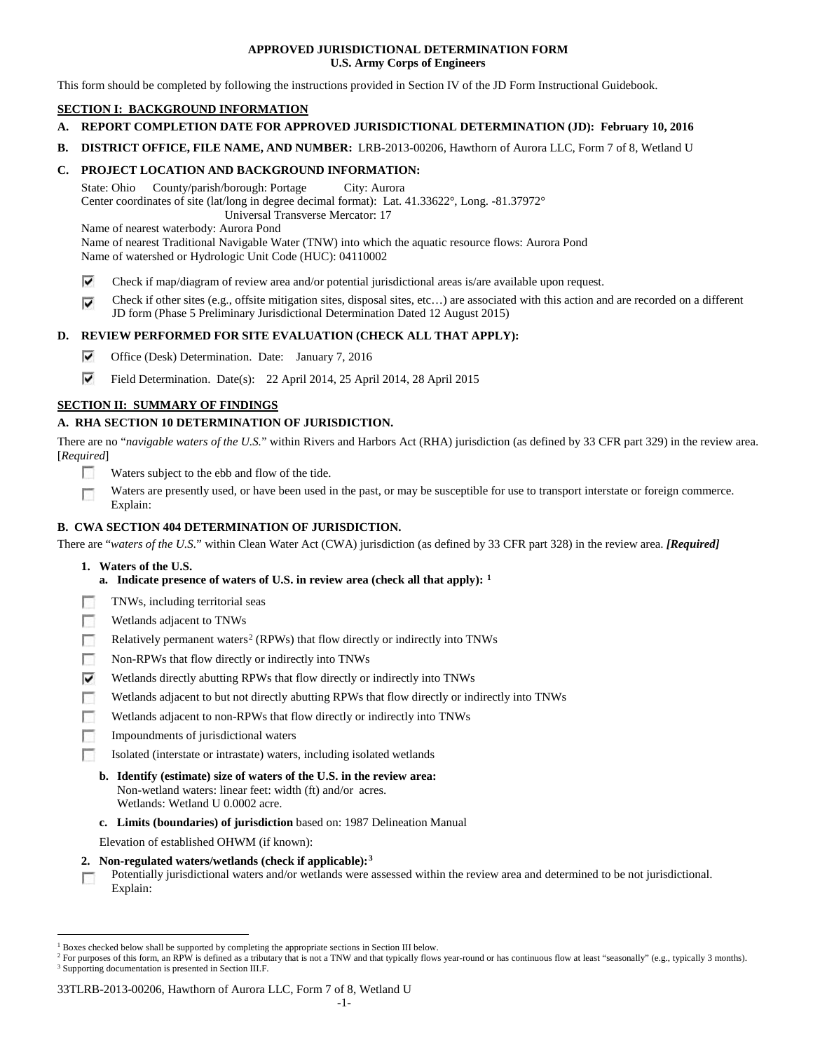**APPROVED JURISDICTIONAL DETERMINATION FORM**
**U.S. Army Corps of Engineers**

This form should be completed by following the instructions provided in Section IV of the JD Form Instructional Guidebook.

## SECTION I: BACKGROUND INFORMATION

**A. REPORT COMPLETION DATE FOR APPROVED JURISDICTIONAL DETERMINATION (JD): February 10, 2016**

**B. DISTRICT OFFICE, FILE NAME, AND NUMBER:** LRB-2013-00206, Hawthorn of Aurora LLC, Form 7 of 8, Wetland U

**C. PROJECT LOCATION AND BACKGROUND INFORMATION:**

State: Ohio County/parish/borough: Portage City: Aurora
Center coordinates of site (lat/long in degree decimal format): Lat. 41.33622°, Long. -81.37972°
Universal Transverse Mercator: 17
Name of nearest waterbody: Aurora Pond
Name of nearest Traditional Navigable Water (TNW) into which the aquatic resource flows: Aurora Pond
Name of watershed or Hydrologic Unit Code (HUC): 04110002

- ☑ Check if map/diagram of review area and/or potential jurisdictional areas is/are available upon request.
- ☑ Check if other sites (e.g., offsite mitigation sites, disposal sites, etc…) are associated with this action and are recorded on a different JD form (Phase 5 Preliminary Jurisdictional Determination Dated 12 August 2015)

**D. REVIEW PERFORMED FOR SITE EVALUATION (CHECK ALL THAT APPLY):**

- ☑ Office (Desk) Determination. Date: January 7, 2016
- ☑ Field Determination. Date(s): 22 April 2014, 25 April 2014, 28 April 2015

## SECTION II: SUMMARY OF FINDINGS

**A. RHA SECTION 10 DETERMINATION OF JURISDICTION.**

There are no "*navigable waters of the U.S.*" within Rivers and Harbors Act (RHA) jurisdiction (as defined by 33 CFR part 329) in the review area. [*Required*]

- ☐ Waters subject to the ebb and flow of the tide.
- ☐ Waters are presently used, or have been used in the past, or may be susceptible for use to transport interstate or foreign commerce. Explain:

**B. CWA SECTION 404 DETERMINATION OF JURISDICTION.**

There are "*waters of the U.S.*" within Clean Water Act (CWA) jurisdiction (as defined by 33 CFR part 328) in the review area. ***[Required]***

**1. Waters of the U.S.**

**a. Indicate presence of waters of U.S. in review area (check all that apply): [1]**

- ☐ TNWs, including territorial seas
- ☐ Wetlands adjacent to TNWs
- ☐ Relatively permanent waters[2] (RPWs) that flow directly or indirectly into TNWs
- ☐ Non-RPWs that flow directly or indirectly into TNWs
- ☑ Wetlands directly abutting RPWs that flow directly or indirectly into TNWs
- ☐ Wetlands adjacent to but not directly abutting RPWs that flow directly or indirectly into TNWs
- ☐ Wetlands adjacent to non-RPWs that flow directly or indirectly into TNWs
- ☐ Impoundments of jurisdictional waters
- ☐ Isolated (interstate or intrastate) waters, including isolated wetlands

**b. Identify (estimate) size of waters of the U.S. in the review area:**
Non-wetland waters: linear feet: width (ft) and/or acres.
Wetlands: Wetland U 0.0002 acre.

**c. Limits (boundaries) of jurisdiction** based on: 1987 Delineation Manual

Elevation of established OHWM (if known):

**2. Non-regulated waters/wetlands (check if applicable): [3]**

- ☐ Potentially jurisdictional waters and/or wetlands were assessed within the review area and determined to be not jurisdictional. Explain:

---

[1] Boxes checked below shall be supported by completing the appropriate sections in Section III below.
[2] For purposes of this form, an RPW is defined as a tributary that is not a TNW and that typically flows year-round or has continuous flow at least "seasonally" (e.g., typically 3 months).
[3] Supporting documentation is presented in Section III.F.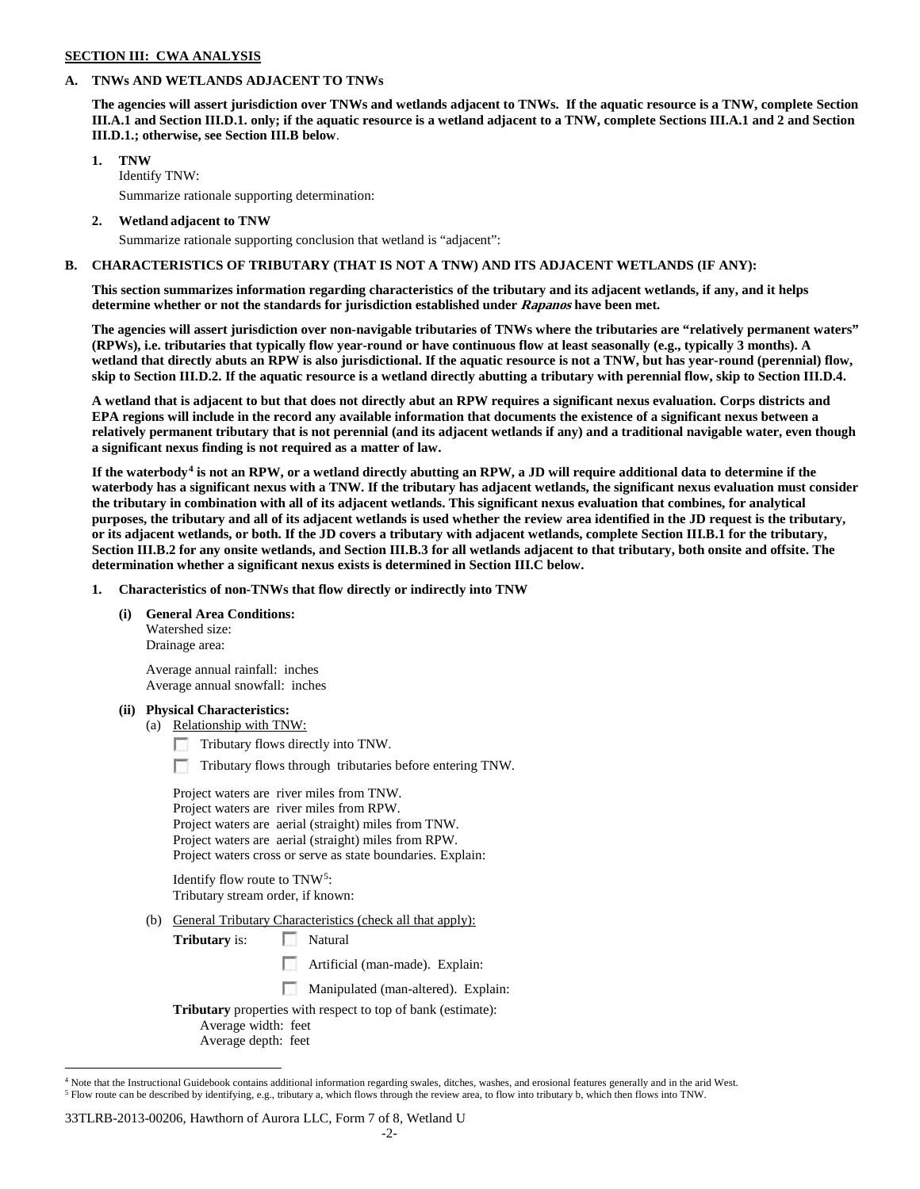**SECTION III: CWA ANALYSIS**

**A. TNWs AND WETLANDS ADJACENT TO TNWs**

**The agencies will assert jurisdiction over TNWs and wetlands adjacent to TNWs. If the aquatic resource is a TNW, complete Section III.A.1 and Section III.D.1. only; if the aquatic resource is a wetland adjacent to a TNW, complete Sections III.A.1 and 2 and Section III.D.1.; otherwise, see Section III.B below**.

**1. TNW**

Identify TNW:

Summarize rationale supporting determination:

**2. Wetland adjacent to TNW**

Summarize rationale supporting conclusion that wetland is "adjacent":

**B. CHARACTERISTICS OF TRIBUTARY (THAT IS NOT A TNW) AND ITS ADJACENT WETLANDS (IF ANY):**

**This section summarizes information regarding characteristics of the tributary and its adjacent wetlands, if any, and it helps determine whether or not the standards for jurisdiction established under *Rapanos* have been met.**

**The agencies will assert jurisdiction over non-navigable tributaries of TNWs where the tributaries are "relatively permanent waters" (RPWs), i.e. tributaries that typically flow year-round or have continuous flow at least seasonally (e.g., typically 3 months). A wetland that directly abuts an RPW is also jurisdictional. If the aquatic resource is not a TNW, but has year-round (perennial) flow, skip to Section III.D.2. If the aquatic resource is a wetland directly abutting a tributary with perennial flow, skip to Section III.D.4.**

**A wetland that is adjacent to but that does not directly abut an RPW requires a significant nexus evaluation. Corps districts and EPA regions will include in the record any available information that documents the existence of a significant nexus between a relatively permanent tributary that is not perennial (and its adjacent wetlands if any) and a traditional navigable water, even though a significant nexus finding is not required as a matter of law.**

**If the waterbody[4] is not an RPW, or a wetland directly abutting an RPW, a JD will require additional data to determine if the waterbody has a significant nexus with a TNW. If the tributary has adjacent wetlands, the significant nexus evaluation must consider the tributary in combination with all of its adjacent wetlands. This significant nexus evaluation that combines, for analytical purposes, the tributary and all of its adjacent wetlands is used whether the review area identified in the JD request is the tributary, or its adjacent wetlands, or both. If the JD covers a tributary with adjacent wetlands, complete Section III.B.1 for the tributary, Section III.B.2 for any onsite wetlands, and Section III.B.3 for all wetlands adjacent to that tributary, both onsite and offsite. The determination whether a significant nexus exists is determined in Section III.C below.**

**1. Characteristics of non-TNWs that flow directly or indirectly into TNW**

**(i) General Area Conditions:**

Watershed size:
Drainage area:

Average annual rainfall: inches
Average annual snowfall: inches

**(ii) Physical Characteristics:**

(a) Relationship with TNW:

☐ Tributary flows directly into TNW.

☐ Tributary flows through tributaries before entering TNW.

Project waters are river miles from TNW.
Project waters are river miles from RPW.
Project waters are aerial (straight) miles from TNW.
Project waters are aerial (straight) miles from RPW.
Project waters cross or serve as state boundaries. Explain:

Identify flow route to TNW[5]:
Tributary stream order, if known:

(b) General Tributary Characteristics (check all that apply):

**Tributary** is: ☐ Natural

☐ Artificial (man-made). Explain:

☐ Manipulated (man-altered). Explain:

**Tributary** properties with respect to top of bank (estimate):
Average width: feet
Average depth: feet

[4] Note that the Instructional Guidebook contains additional information regarding swales, ditches, washes, and erosional features generally and in the arid West.
[5] Flow route can be described by identifying, e.g., tributary a, which flows through the review area, to flow into tributary b, which then flows into TNW.

33TLRB-2013-00206, Hawthorn of Aurora LLC, Form 7 of 8, Wetland U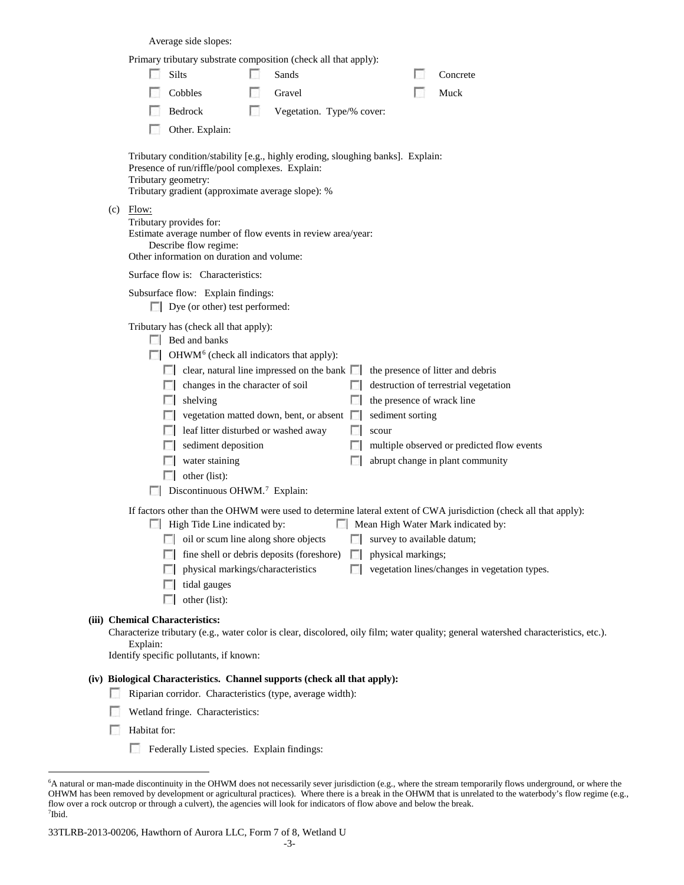Average side slopes:

Primary tributary substrate composition (check all that apply):

- ☐ Silts
- ☐ Sands
- ☐ Concrete
- ☐ Cobbles
- ☐ Gravel
- ☐ Muck
- ☐ Bedrock
- ☐ Vegetation. Type/% cover:
- ☐ Other. Explain:

Tributary condition/stability [e.g., highly eroding, sloughing banks]. Explain:
Presence of run/riffle/pool complexes. Explain:
Tributary geometry:
Tributary gradient (approximate average slope): %

(c) Flow:

Tributary provides for:
Estimate average number of flow events in review area/year:
Describe flow regime:
Other information on duration and volume:

Surface flow is: Characteristics:

Subsurface flow: Explain findings:

- ☐ Dye (or other) test performed:

Tributary has (check all that apply):

- ☐ Bed and banks
- ☐ OHWM[6] (check all indicators that apply):
  - ☐ clear, natural line impressed on the bank
  - ☐ the presence of litter and debris
  - ☐ changes in the character of soil
  - ☐ destruction of terrestrial vegetation
  - ☐ shelving
  - ☐ the presence of wrack line
  - ☐ vegetation matted down, bent, or absent
  - ☐ sediment sorting
  - ☐ leaf litter disturbed or washed away
  - ☐ scour
  - ☐ sediment deposition
  - ☐ multiple observed or predicted flow events
  - ☐ water staining
  - ☐ abrupt change in plant community
  - ☐ other (list):
- ☐ Discontinuous OHWM.[7] Explain:

If factors other than the OHWM were used to determine lateral extent of CWA jurisdiction (check all that apply):

- ☐ High Tide Line indicated by:
  - ☐ oil or scum line along shore objects
  - ☐ fine shell or debris deposits (foreshore)
  - ☐ physical markings/characteristics
  - ☐ tidal gauges
  - ☐ other (list):
- ☐ Mean High Water Mark indicated by:
  - ☐ survey to available datum;
  - ☐ physical markings;
  - ☐ vegetation lines/changes in vegetation types.

**(iii) Chemical Characteristics:**

Characterize tributary (e.g., water color is clear, discolored, oily film; water quality; general watershed characteristics, etc.). Explain:
Identify specific pollutants, if known:

**(iv) Biological Characteristics. Channel supports (check all that apply):**

- ☐ Riparian corridor. Characteristics (type, average width):
- ☐ Wetland fringe. Characteristics:
- ☐ Habitat for:
  - ☐ Federally Listed species. Explain findings:

---

[6] A natural or man-made discontinuity in the OHWM does not necessarily sever jurisdiction (e.g., where the stream temporarily flows underground, or where the OHWM has been removed by development or agricultural practices). Where there is a break in the OHWM that is unrelated to the waterbody's flow regime (e.g., flow over a rock outcrop or through a culvert), the agencies will look for indicators of flow above and below the break.
[7] Ibid.

33TLRB-2013-00206, Hawthorn of Aurora LLC, Form 7 of 8, Wetland U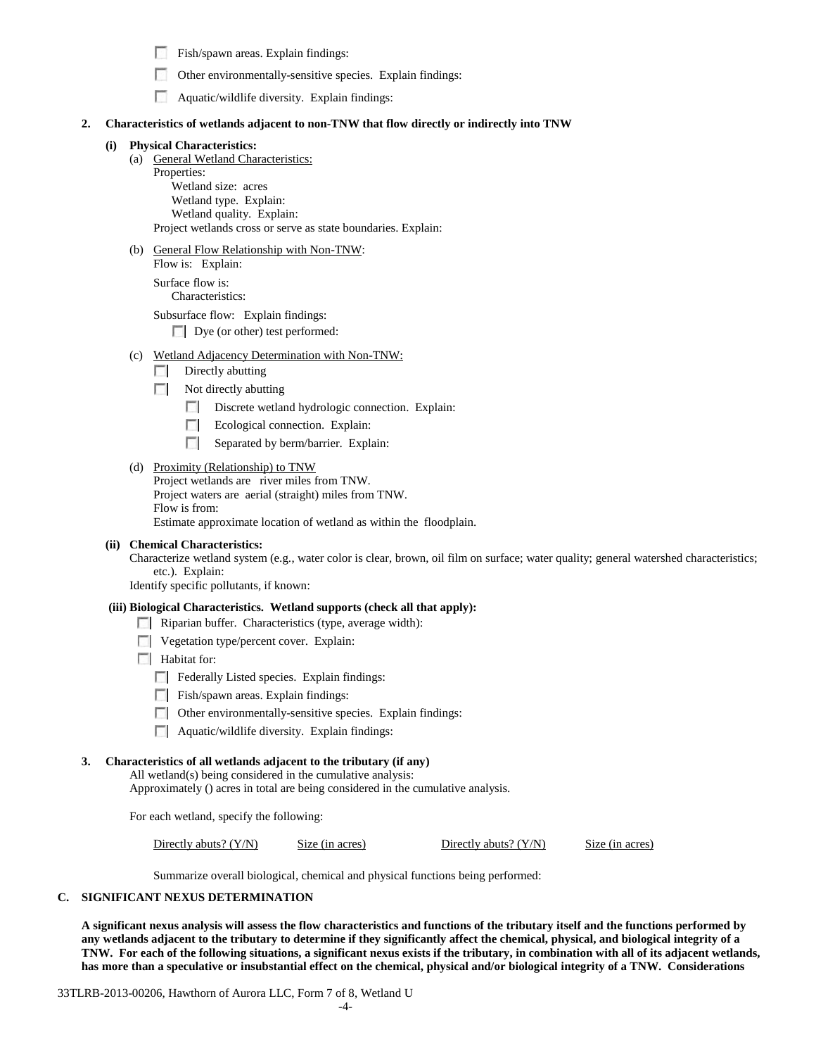- ☐ Fish/spawn areas. Explain findings:
- ☐ Other environmentally-sensitive species. Explain findings:
- ☐ Aquatic/wildlife diversity. Explain findings:

**2. Characteristics of wetlands adjacent to non-TNW that flow directly or indirectly into TNW**

**(i) Physical Characteristics:**

(a) General Wetland Characteristics:
Properties:
Wetland size: acres
Wetland type. Explain:
Wetland quality. Explain:
Project wetlands cross or serve as state boundaries. Explain:

(b) General Flow Relationship with Non-TNW:
Flow is: Explain:

Surface flow is:
Characteristics:

Subsurface flow: Explain findings:
- ☐ Dye (or other) test performed:

(c) Wetland Adjacency Determination with Non-TNW:
- ☐ Directly abutting
- ☐ Not directly abutting
  - ☐ Discrete wetland hydrologic connection. Explain:
  - ☐ Ecological connection. Explain:
  - ☐ Separated by berm/barrier. Explain:

(d) Proximity (Relationship) to TNW
Project wetlands are river miles from TNW.
Project waters are aerial (straight) miles from TNW.
Flow is from:
Estimate approximate location of wetland as within the floodplain.

**(ii) Chemical Characteristics:**
Characterize wetland system (e.g., water color is clear, brown, oil film on surface; water quality; general watershed characteristics; etc.). Explain:
Identify specific pollutants, if known:

**(iii) Biological Characteristics. Wetland supports (check all that apply):**
- ☐ Riparian buffer. Characteristics (type, average width):
- ☐ Vegetation type/percent cover. Explain:
- ☐ Habitat for:
  - ☐ Federally Listed species. Explain findings:
  - ☐ Fish/spawn areas. Explain findings:
  - ☐ Other environmentally-sensitive species. Explain findings:
  - ☐ Aquatic/wildlife diversity. Explain findings:

**3. Characteristics of all wetlands adjacent to the tributary (if any)**
All wetland(s) being considered in the cumulative analysis:
Approximately () acres in total are being considered in the cumulative analysis.

For each wetland, specify the following:

| Directly abuts? (Y/N) | Size (in acres) | Directly abuts? (Y/N) | Size (in acres) |
|---|---|---|---|

Summarize overall biological, chemical and physical functions being performed:

**C. SIGNIFICANT NEXUS DETERMINATION**

**A significant nexus analysis will assess the flow characteristics and functions of the tributary itself and the functions performed by any wetlands adjacent to the tributary to determine if they significantly affect the chemical, physical, and biological integrity of a TNW. For each of the following situations, a significant nexus exists if the tributary, in combination with all of its adjacent wetlands, has more than a speculative or insubstantial effect on the chemical, physical and/or biological integrity of a TNW. Considerations**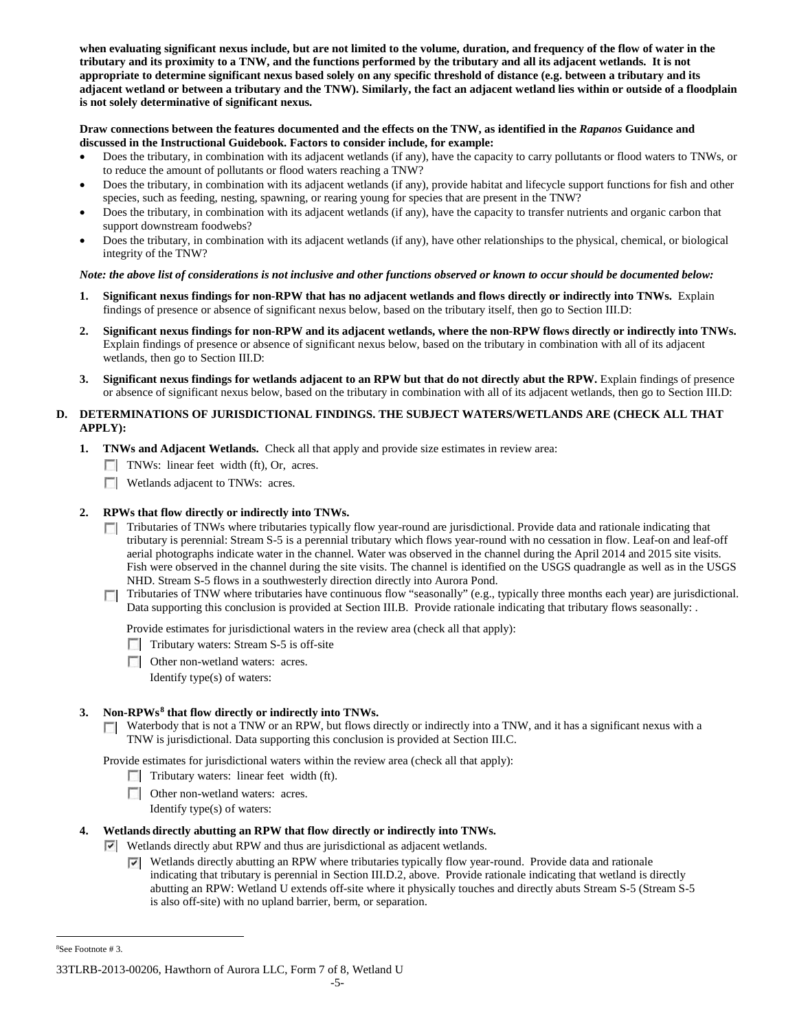**when evaluating significant nexus include, but are not limited to the volume, duration, and frequency of the flow of water in the tributary and its proximity to a TNW, and the functions performed by the tributary and all its adjacent wetlands. It is not appropriate to determine significant nexus based solely on any specific threshold of distance (e.g. between a tributary and its adjacent wetland or between a tributary and the TNW). Similarly, the fact an adjacent wetland lies within or outside of a floodplain is not solely determinative of significant nexus.**

**Draw connections between the features documented and the effects on the TNW, as identified in the *Rapanos* Guidance and discussed in the Instructional Guidebook. Factors to consider include, for example:**

- Does the tributary, in combination with its adjacent wetlands (if any), have the capacity to carry pollutants or flood waters to TNWs, or to reduce the amount of pollutants or flood waters reaching a TNW?
- Does the tributary, in combination with its adjacent wetlands (if any), provide habitat and lifecycle support functions for fish and other species, such as feeding, nesting, spawning, or rearing young for species that are present in the TNW?
- Does the tributary, in combination with its adjacent wetlands (if any), have the capacity to transfer nutrients and organic carbon that support downstream foodwebs?
- Does the tributary, in combination with its adjacent wetlands (if any), have other relationships to the physical, chemical, or biological integrity of the TNW?

***Note: the above list of considerations is not inclusive and other functions observed or known to occur should be documented below:***

1. **Significant nexus findings for non-RPW that has no adjacent wetlands and flows directly or indirectly into TNWs.** Explain findings of presence or absence of significant nexus below, based on the tributary itself, then go to Section III.D:

2. **Significant nexus findings for non-RPW and its adjacent wetlands, where the non-RPW flows directly or indirectly into TNWs.** Explain findings of presence or absence of significant nexus below, based on the tributary in combination with all of its adjacent wetlands, then go to Section III.D:

3. **Significant nexus findings for wetlands adjacent to an RPW but that do not directly abut the RPW.** Explain findings of presence or absence of significant nexus below, based on the tributary in combination with all of its adjacent wetlands, then go to Section III.D:

**D. DETERMINATIONS OF JURISDICTIONAL FINDINGS. THE SUBJECT WATERS/WETLANDS ARE (CHECK ALL THAT APPLY):**

1. **TNWs and Adjacent Wetlands.** Check all that apply and provide size estimates in review area:
   - ☐ TNWs: linear feet width (ft), Or, acres.
   - ☐ Wetlands adjacent to TNWs: acres.

2. **RPWs that flow directly or indirectly into TNWs.**
   - ☐ Tributaries of TNWs where tributaries typically flow year-round are jurisdictional. Provide data and rationale indicating that tributary is perennial: Stream S-5 is a perennial tributary which flows year-round with no cessation in flow. Leaf-on and leaf-off aerial photographs indicate water in the channel. Water was observed in the channel during the April 2014 and 2015 site visits. Fish were observed in the channel during the site visits. The channel is identified on the USGS quadrangle as well as in the USGS NHD. Stream S-5 flows in a southwesterly direction directly into Aurora Pond.
   - ☐ Tributaries of TNW where tributaries have continuous flow "seasonally" (e.g., typically three months each year) are jurisdictional. Data supporting this conclusion is provided at Section III.B. Provide rationale indicating that tributary flows seasonally: .

   Provide estimates for jurisdictional waters in the review area (check all that apply):
   - ☐ Tributary waters: Stream S-5 is off-site
   - ☐ Other non-wetland waters: acres.
     Identify type(s) of waters:

3. **Non-RPWs[8] that flow directly or indirectly into TNWs.**
   - ☐ Waterbody that is not a TNW or an RPW, but flows directly or indirectly into a TNW, and it has a significant nexus with a TNW is jurisdictional. Data supporting this conclusion is provided at Section III.C.

   Provide estimates for jurisdictional waters within the review area (check all that apply):
   - ☐ Tributary waters: linear feet width (ft).
   - ☐ Other non-wetland waters: acres.
     Identify type(s) of waters:

4. **Wetlands directly abutting an RPW that flow directly or indirectly into TNWs.**
   - ☑ Wetlands directly abut RPW and thus are jurisdictional as adjacent wetlands.
     - ☑ Wetlands directly abutting an RPW where tributaries typically flow year-round. Provide data and rationale indicating that tributary is perennial in Section III.D.2, above. Provide rationale indicating that wetland is directly abutting an RPW: Wetland U extends off-site where it physically touches and directly abuts Stream S-5 (Stream S-5 is also off-site) with no upland barrier, berm, or separation.

---

[8]See Footnote # 3.

33TLRB-2013-00206, Hawthorn of Aurora LLC, Form 7 of 8, Wetland U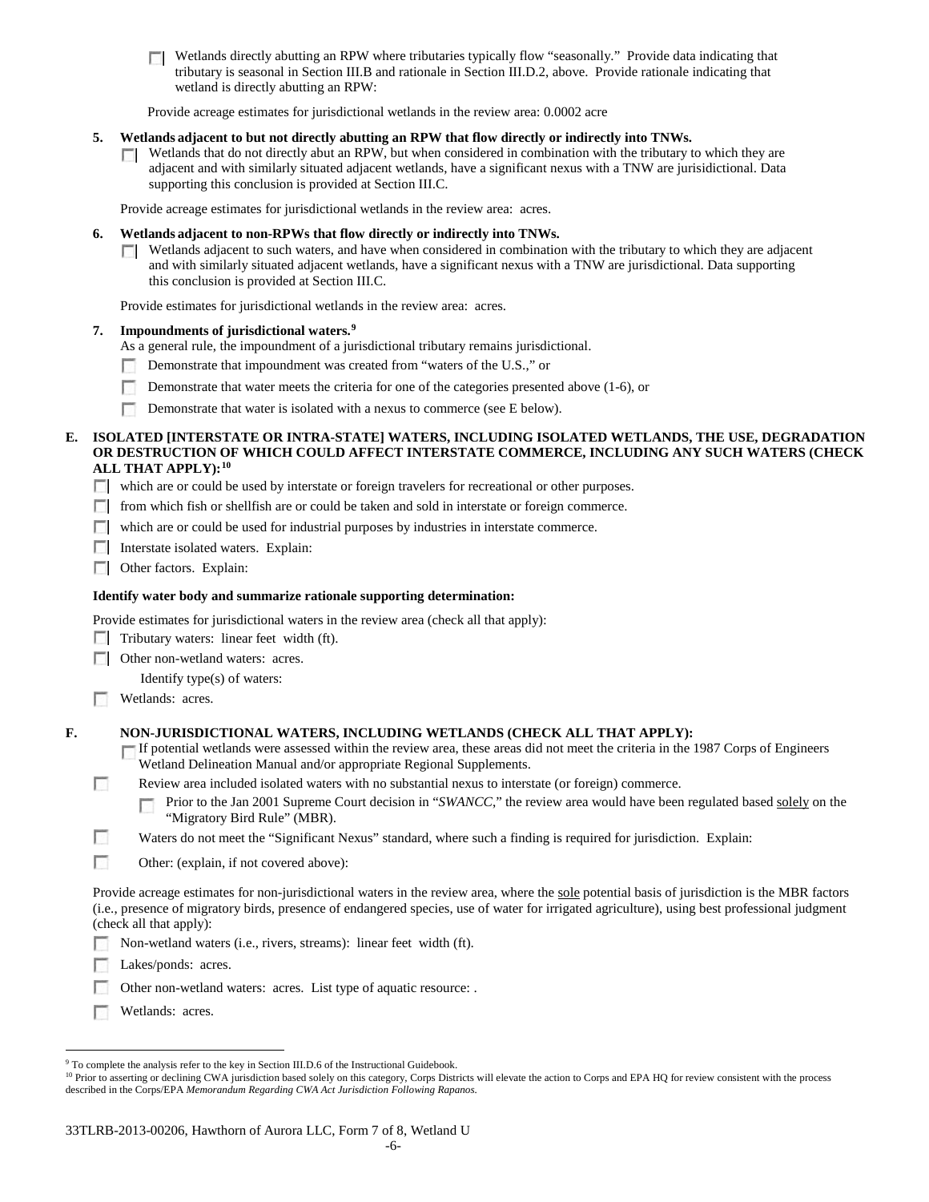- ☐ Wetlands directly abutting an RPW where tributaries typically flow "seasonally." Provide data indicating that tributary is seasonal in Section III.B and rationale in Section III.D.2, above. Provide rationale indicating that wetland is directly abutting an RPW:

Provide acreage estimates for jurisdictional wetlands in the review area: 0.0002 acre

**5. Wetlands adjacent to but not directly abutting an RPW that flow directly or indirectly into TNWs.**

- ☐ Wetlands that do not directly abut an RPW, but when considered in combination with the tributary to which they are adjacent and with similarly situated adjacent wetlands, have a significant nexus with a TNW are jurisdictional. Data supporting this conclusion is provided at Section III.C.

Provide acreage estimates for jurisdictional wetlands in the review area: acres.

**6. Wetlands adjacent to non-RPWs that flow directly or indirectly into TNWs.**

- ☐ Wetlands adjacent to such waters, and have when considered in combination with the tributary to which they are adjacent and with similarly situated adjacent wetlands, have a significant nexus with a TNW are jurisdictional. Data supporting this conclusion is provided at Section III.C.

Provide estimates for jurisdictional wetlands in the review area: acres.

**7. Impoundments of jurisdictional waters.**[9]

As a general rule, the impoundment of a jurisdictional tributary remains jurisdictional.

- ☐ Demonstrate that impoundment was created from "waters of the U.S.," or
- ☐ Demonstrate that water meets the criteria for one of the categories presented above (1-6), or
- ☐ Demonstrate that water is isolated with a nexus to commerce (see E below).

**E. ISOLATED [INTERSTATE OR INTRA-STATE] WATERS, INCLUDING ISOLATED WETLANDS, THE USE, DEGRADATION OR DESTRUCTION OF WHICH COULD AFFECT INTERSTATE COMMERCE, INCLUDING ANY SUCH WATERS (CHECK ALL THAT APPLY):**[10]

- ☐ which are or could be used by interstate or foreign travelers for recreational or other purposes.
- ☐ from which fish or shellfish are or could be taken and sold in interstate or foreign commerce.
- ☐ which are or could be used for industrial purposes by industries in interstate commerce.
- ☐ Interstate isolated waters. Explain:
- ☐ Other factors. Explain:

**Identify water body and summarize rationale supporting determination:**

Provide estimates for jurisdictional waters in the review area (check all that apply):

- ☐ Tributary waters: linear feet width (ft).
- ☐ Other non-wetland waters: acres.

  Identify type(s) of waters:

- ☐ Wetlands: acres.

**F. NON-JURISDICTIONAL WATERS, INCLUDING WETLANDS (CHECK ALL THAT APPLY):**

- ☐ If potential wetlands were assessed within the review area, these areas did not meet the criteria in the 1987 Corps of Engineers Wetland Delineation Manual and/or appropriate Regional Supplements.
- ☐ Review area included isolated waters with no substantial nexus to interstate (or foreign) commerce.
  - ☐ Prior to the Jan 2001 Supreme Court decision in "*SWANCC*," the review area would have been regulated based solely on the "Migratory Bird Rule" (MBR).
- ☐ Waters do not meet the "Significant Nexus" standard, where such a finding is required for jurisdiction. Explain:
- ☐ Other: (explain, if not covered above):

Provide acreage estimates for non-jurisdictional waters in the review area, where the sole potential basis of jurisdiction is the MBR factors (i.e., presence of migratory birds, presence of endangered species, use of water for irrigated agriculture), using best professional judgment (check all that apply):

- ☐ Non-wetland waters (i.e., rivers, streams): linear feet width (ft).
- ☐ Lakes/ponds: acres.
- ☐ Other non-wetland waters: acres. List type of aquatic resource: .
- ☐ Wetlands: acres.

---

[9] To complete the analysis refer to the key in Section III.D.6 of the Instructional Guidebook.

[10] Prior to asserting or declining CWA jurisdiction based solely on this category, Corps Districts will elevate the action to Corps and EPA HQ for review consistent with the process described in the Corps/EPA *Memorandum Regarding CWA Act Jurisdiction Following Rapanos.*

33TLRB-2013-00206, Hawthorn of Aurora LLC, Form 7 of 8, Wetland U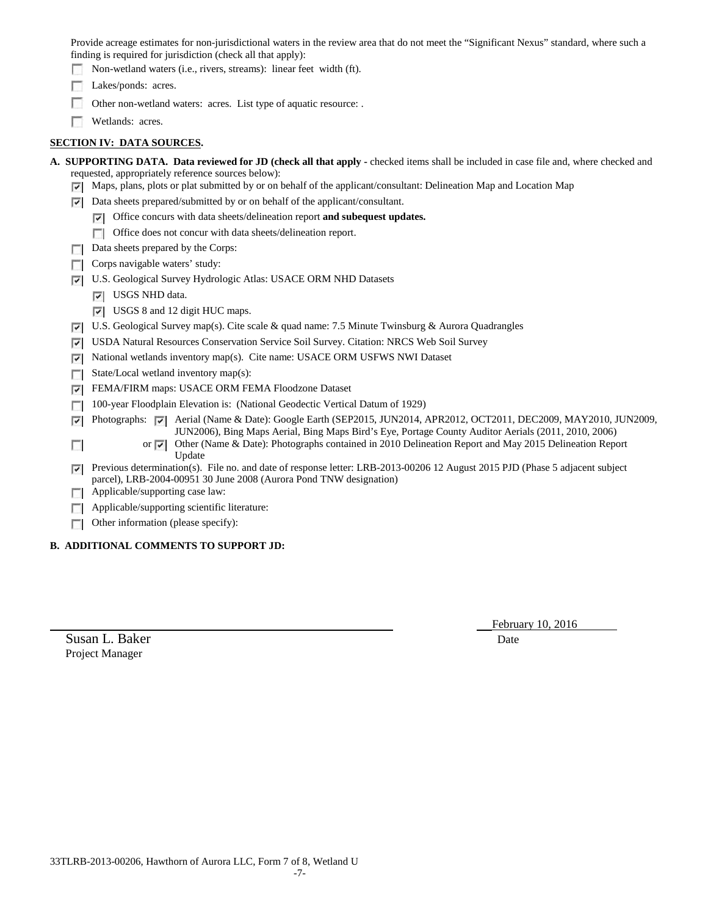Provide acreage estimates for non-jurisdictional waters in the review area that do not meet the "Significant Nexus" standard, where such a finding is required for jurisdiction (check all that apply):

- ☐ Non-wetland waters (i.e., rivers, streams): linear feet width (ft).
- ☐ Lakes/ponds: acres.
- ☐ Other non-wetland waters: acres. List type of aquatic resource: .
- ☐ Wetlands: acres.

## SECTION IV: DATA SOURCES.

**A. SUPPORTING DATA. Data reviewed for JD (check all that apply -** checked items shall be included in case file and, where checked and requested, appropriately reference sources below):

- ☑ Maps, plans, plots or plat submitted by or on behalf of the applicant/consultant: Delineation Map and Location Map
- ☑ Data sheets prepared/submitted by or on behalf of the applicant/consultant.
  - ☑ Office concurs with data sheets/delineation report **and subequest updates.**
  - ☐ Office does not concur with data sheets/delineation report.
- ☐ Data sheets prepared by the Corps:
- ☐ Corps navigable waters' study:
- ☑ U.S. Geological Survey Hydrologic Atlas: USACE ORM NHD Datasets
  - ☑ USGS NHD data.
  - ☑ USGS 8 and 12 digit HUC maps.
- ☑ U.S. Geological Survey map(s). Cite scale & quad name: 7.5 Minute Twinsburg & Aurora Quadrangles
- ☑ USDA Natural Resources Conservation Service Soil Survey. Citation: NRCS Web Soil Survey
- ☑ National wetlands inventory map(s). Cite name: USACE ORM USFWS NWI Dataset
- ☐ State/Local wetland inventory map(s):
- ☑ FEMA/FIRM maps: USACE ORM FEMA Floodzone Dataset
- ☐ 100-year Floodplain Elevation is: (National Geodectic Vertical Datum of 1929)
- ☑ Photographs: ☑ Aerial (Name & Date): Google Earth (SEP2015, JUN2014, APR2012, OCT2011, DEC2009, MAY2010, JUN2009, JUN2006), Bing Maps Aerial, Bing Maps Bird's Eye, Portage County Auditor Aerials (2011, 2010, 2006)
- ☐ or ☑ Other (Name & Date): Photographs contained in 2010 Delineation Report and May 2015 Delineation Report Update
- ☑ Previous determination(s). File no. and date of response letter: LRB-2013-00206 12 August 2015 PJD (Phase 5 adjacent subject parcel), LRB-2004-00951 30 June 2008 (Aurora Pond TNW designation)
- ☐ Applicable/supporting case law:
- ☐ Applicable/supporting scientific literature:
- ☐ Other information (please specify):

**B. ADDITIONAL COMMENTS TO SUPPORT JD:**

Susan L. Baker  
Project Manager

February 10, 2016  
Date

33TLRB-2013-00206, Hawthorn of Aurora LLC, Form 7 of 8, Wetland U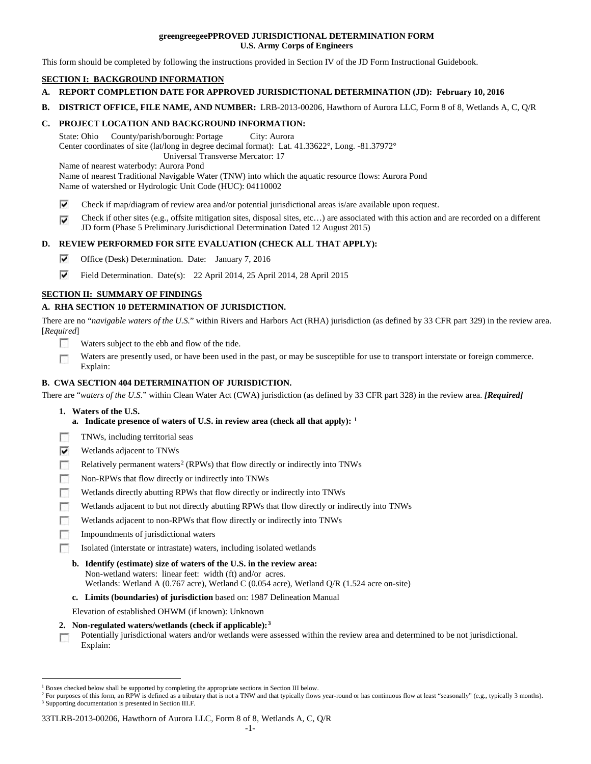**greengreegeePPROVED JURISDICTIONAL DETERMINATION FORM**
**U.S. Army Corps of Engineers**

This form should be completed by following the instructions provided in Section IV of the JD Form Instructional Guidebook.

## SECTION I: BACKGROUND INFORMATION

**A. REPORT COMPLETION DATE FOR APPROVED JURISDICTIONAL DETERMINATION (JD): February 10, 2016**

**B. DISTRICT OFFICE, FILE NAME, AND NUMBER:** LRB-2013-00206, Hawthorn of Aurora LLC, Form 8 of 8, Wetlands A, C, Q/R

**C. PROJECT LOCATION AND BACKGROUND INFORMATION:**

State: Ohio County/parish/borough: Portage City: Aurora
Center coordinates of site (lat/long in degree decimal format): Lat. 41.33622°, Long. -81.37972°
Universal Transverse Mercator: 17
Name of nearest waterbody: Aurora Pond
Name of nearest Traditional Navigable Water (TNW) into which the aquatic resource flows: Aurora Pond
Name of watershed or Hydrologic Unit Code (HUC): 04110002

- ☑ Check if map/diagram of review area and/or potential jurisdictional areas is/are available upon request.
- ☑ Check if other sites (e.g., offsite mitigation sites, disposal sites, etc…) are associated with this action and are recorded on a different JD form (Phase 5 Preliminary Jurisdictional Determination Dated 12 August 2015)

**D. REVIEW PERFORMED FOR SITE EVALUATION (CHECK ALL THAT APPLY):**

- ☑ Office (Desk) Determination. Date: January 7, 2016
- ☑ Field Determination. Date(s): 22 April 2014, 25 April 2014, 28 April 2015

## SECTION II: SUMMARY OF FINDINGS

**A. RHA SECTION 10 DETERMINATION OF JURISDICTION.**

There are no "*navigable waters of the U.S.*" within Rivers and Harbors Act (RHA) jurisdiction (as defined by 33 CFR part 329) in the review area. [*Required*]

- ☐ Waters subject to the ebb and flow of the tide.
- ☐ Waters are presently used, or have been used in the past, or may be susceptible for use to transport interstate or foreign commerce. Explain:

**B. CWA SECTION 404 DETERMINATION OF JURISDICTION.**

There are "*waters of the U.S.*" within Clean Water Act (CWA) jurisdiction (as defined by 33 CFR part 328) in the review area. ***[Required]***

**1. Waters of the U.S.**

**a. Indicate presence of waters of U.S. in review area (check all that apply):** [1]

- ☐ TNWs, including territorial seas
- ☑ Wetlands adjacent to TNWs
- ☐ Relatively permanent waters[2] (RPWs) that flow directly or indirectly into TNWs
- ☐ Non-RPWs that flow directly or indirectly into TNWs
- ☐ Wetlands directly abutting RPWs that flow directly or indirectly into TNWs
- ☐ Wetlands adjacent to but not directly abutting RPWs that flow directly or indirectly into TNWs
- ☐ Wetlands adjacent to non-RPWs that flow directly or indirectly into TNWs
- ☐ Impoundments of jurisdictional waters
- ☐ Isolated (interstate or intrastate) waters, including isolated wetlands

**b. Identify (estimate) size of waters of the U.S. in the review area:**
Non-wetland waters: linear feet: width (ft) and/or acres.
Wetlands: Wetland A (0.767 acre), Wetland C (0.054 acre), Wetland Q/R (1.524 acre on-site)

**c. Limits (boundaries) of jurisdiction** based on: 1987 Delineation Manual

Elevation of established OHWM (if known): Unknown

**2. Non-regulated waters/wetlands (check if applicable):**[3]

- ☐ Potentially jurisdictional waters and/or wetlands were assessed within the review area and determined to be not jurisdictional. Explain:

---

[1] Boxes checked below shall be supported by completing the appropriate sections in Section III below.
[2] For purposes of this form, an RPW is defined as a tributary that is not a TNW and that typically flows year-round or has continuous flow at least "seasonally" (e.g., typically 3 months).
[3] Supporting documentation is presented in Section III.F.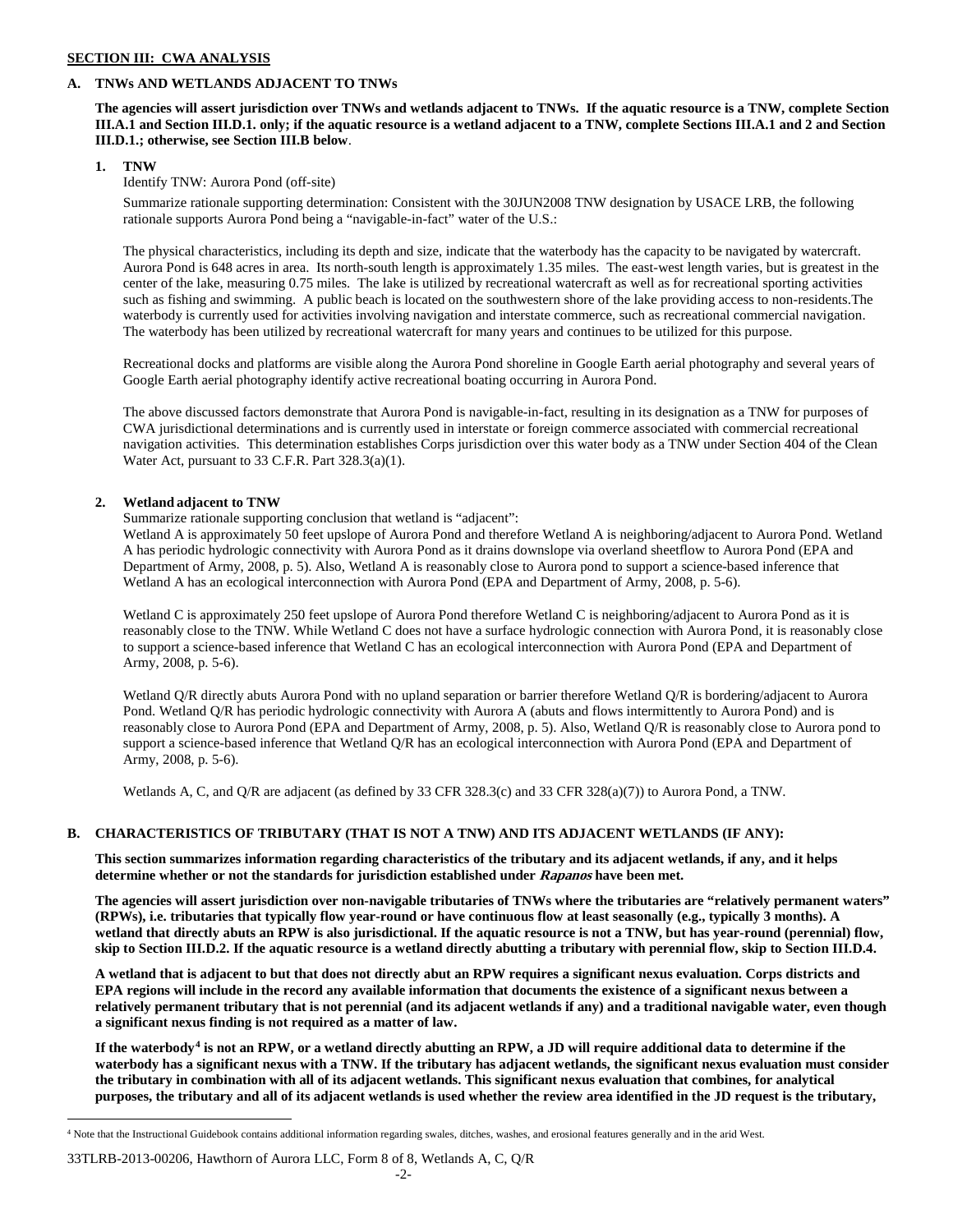**SECTION III: CWA ANALYSIS**

**A. TNWs AND WETLANDS ADJACENT TO TNWs**

**The agencies will assert jurisdiction over TNWs and wetlands adjacent to TNWs. If the aquatic resource is a TNW, complete Section III.A.1 and Section III.D.1. only; if the aquatic resource is a wetland adjacent to a TNW, complete Sections III.A.1 and 2 and Section III.D.1.; otherwise, see Section III.B below.**

**1. TNW**

Identify TNW: Aurora Pond (off-site)

Summarize rationale supporting determination: Consistent with the 30JUN2008 TNW designation by USACE LRB, the following rationale supports Aurora Pond being a "navigable-in-fact" water of the U.S.:

The physical characteristics, including its depth and size, indicate that the waterbody has the capacity to be navigated by watercraft. Aurora Pond is 648 acres in area. Its north-south length is approximately 1.35 miles. The east-west length varies, but is greatest in the center of the lake, measuring 0.75 miles. The lake is utilized by recreational watercraft as well as for recreational sporting activities such as fishing and swimming. A public beach is located on the southwestern shore of the lake providing access to non-residents.The waterbody is currently used for activities involving navigation and interstate commerce, such as recreational commercial navigation. The waterbody has been utilized by recreational watercraft for many years and continues to be utilized for this purpose.

Recreational docks and platforms are visible along the Aurora Pond shoreline in Google Earth aerial photography and several years of Google Earth aerial photography identify active recreational boating occurring in Aurora Pond.

The above discussed factors demonstrate that Aurora Pond is navigable-in-fact, resulting in its designation as a TNW for purposes of CWA jurisdictional determinations and is currently used in interstate or foreign commerce associated with commercial recreational navigation activities. This determination establishes Corps jurisdiction over this water body as a TNW under Section 404 of the Clean Water Act, pursuant to 33 C.F.R. Part 328.3(a)(1).

**2. Wetland adjacent to TNW**

Summarize rationale supporting conclusion that wetland is "adjacent":

Wetland A is approximately 50 feet upslope of Aurora Pond and therefore Wetland A is neighboring/adjacent to Aurora Pond. Wetland A has periodic hydrologic connectivity with Aurora Pond as it drains downslope via overland sheetflow to Aurora Pond (EPA and Department of Army, 2008, p. 5). Also, Wetland A is reasonably close to Aurora pond to support a science-based inference that Wetland A has an ecological interconnection with Aurora Pond (EPA and Department of Army, 2008, p. 5-6).

Wetland C is approximately 250 feet upslope of Aurora Pond therefore Wetland C is neighboring/adjacent to Aurora Pond as it is reasonably close to the TNW. While Wetland C does not have a surface hydrologic connection with Aurora Pond, it is reasonably close to support a science-based inference that Wetland C has an ecological interconnection with Aurora Pond (EPA and Department of Army, 2008, p. 5-6).

Wetland Q/R directly abuts Aurora Pond with no upland separation or barrier therefore Wetland Q/R is bordering/adjacent to Aurora Pond. Wetland Q/R has periodic hydrologic connectivity with Aurora A (abuts and flows intermittently to Aurora Pond) and is reasonably close to Aurora Pond (EPA and Department of Army, 2008, p. 5). Also, Wetland Q/R is reasonably close to Aurora pond to support a science-based inference that Wetland Q/R has an ecological interconnection with Aurora Pond (EPA and Department of Army, 2008, p. 5-6).

Wetlands A, C, and Q/R are adjacent (as defined by 33 CFR 328.3(c) and 33 CFR 328(a)(7)) to Aurora Pond, a TNW.

**B. CHARACTERISTICS OF TRIBUTARY (THAT IS NOT A TNW) AND ITS ADJACENT WETLANDS (IF ANY):**

**This section summarizes information regarding characteristics of the tributary and its adjacent wetlands, if any, and it helps determine whether or not the standards for jurisdiction established under *Rapanos* have been met.**

**The agencies will assert jurisdiction over non-navigable tributaries of TNWs where the tributaries are "relatively permanent waters" (RPWs), i.e. tributaries that typically flow year-round or have continuous flow at least seasonally (e.g., typically 3 months). A wetland that directly abuts an RPW is also jurisdictional. If the aquatic resource is not a TNW, but has year-round (perennial) flow, skip to Section III.D.2. If the aquatic resource is a wetland directly abutting a tributary with perennial flow, skip to Section III.D.4.**

**A wetland that is adjacent to but that does not directly abut an RPW requires a significant nexus evaluation. Corps districts and EPA regions will include in the record any available information that documents the existence of a significant nexus between a relatively permanent tributary that is not perennial (and its adjacent wetlands if any) and a traditional navigable water, even though a significant nexus finding is not required as a matter of law.**

**If the waterbody[4] is not an RPW, or a wetland directly abutting an RPW, a JD will require additional data to determine if the waterbody has a significant nexus with a TNW. If the tributary has adjacent wetlands, the significant nexus evaluation must consider the tributary in combination with all of its adjacent wetlands. This significant nexus evaluation that combines, for analytical purposes, the tributary and all of its adjacent wetlands is used whether the review area identified in the JD request is the tributary,**

[4] Note that the Instructional Guidebook contains additional information regarding swales, ditches, washes, and erosional features generally and in the arid West.

33TLRB-2013-00206, Hawthorn of Aurora LLC, Form 8 of 8, Wetlands A, C, Q/R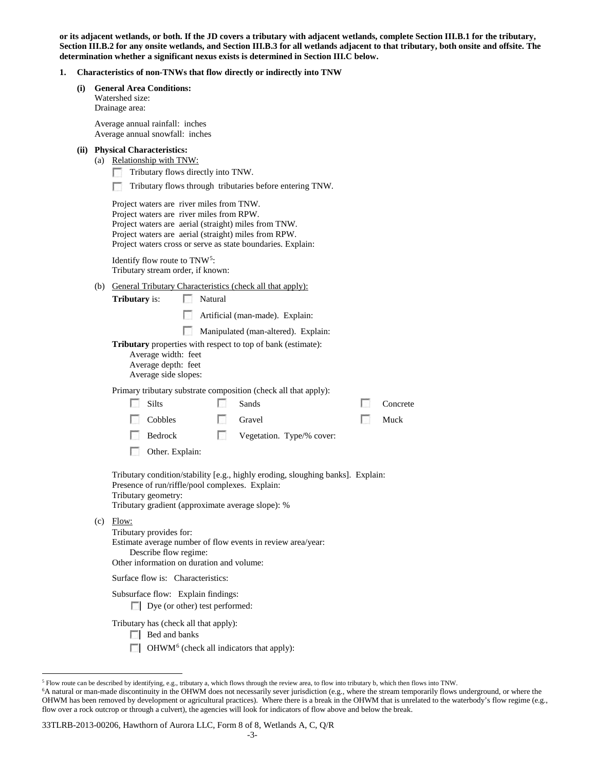**or its adjacent wetlands, or both. If the JD covers a tributary with adjacent wetlands, complete Section III.B.1 for the tributary, Section III.B.2 for any onsite wetlands, and Section III.B.3 for all wetlands adjacent to that tributary, both onsite and offsite. The determination whether a significant nexus exists is determined in Section III.C below.**

**1. Characteristics of non-TNWs that flow directly or indirectly into TNW**

**(i) General Area Conditions:**

Watershed size:
Drainage area:

Average annual rainfall: inches
Average annual snowfall: inches

**(ii) Physical Characteristics:**

(a) Relationship with TNW:

☐ Tributary flows directly into TNW.

☐ Tributary flows through tributaries before entering TNW.

Project waters are river miles from TNW.
Project waters are river miles from RPW.
Project waters are aerial (straight) miles from TNW.
Project waters are aerial (straight) miles from RPW.
Project waters cross or serve as state boundaries. Explain:

Identify flow route to TNW[5]:
Tributary stream order, if known:

(b) General Tributary Characteristics (check all that apply):

**Tributary** is: ☐ Natural

☐ Artificial (man-made). Explain:

☐ Manipulated (man-altered). Explain:

**Tributary** properties with respect to top of bank (estimate):
Average width: feet
Average depth: feet
Average side slopes:

Primary tributary substrate composition (check all that apply):

| | | |
|---|---|---|
| ☐ Silts | ☐ Sands | ☐ Concrete |
| ☐ Cobbles | ☐ Gravel | ☐ Muck |
| ☐ Bedrock | ☐ Vegetation. Type/% cover: | |
| ☐ Other. Explain: | | |

Tributary condition/stability [e.g., highly eroding, sloughing banks]. Explain:
Presence of run/riffle/pool complexes. Explain:
Tributary geometry:
Tributary gradient (approximate average slope): %

(c) Flow:

Tributary provides for:
Estimate average number of flow events in review area/year:
Describe flow regime:
Other information on duration and volume:

Surface flow is: Characteristics:

Subsurface flow: Explain findings:
☐ Dye (or other) test performed:

Tributary has (check all that apply):
☐ Bed and banks
☐ OHWM[6] (check all indicators that apply):

---

[5] Flow route can be described by identifying, e.g., tributary a, which flows through the review area, to flow into tributary b, which then flows into TNW.

[6] A natural or man-made discontinuity in the OHWM does not necessarily sever jurisdiction (e.g., where the stream temporarily flows underground, or where the OHWM has been removed by development or agricultural practices). Where there is a break in the OHWM that is unrelated to the waterbody's flow regime (e.g., flow over a rock outcrop or through a culvert), the agencies will look for indicators of flow above and below the break.

33TLRB-2013-00206, Hawthorn of Aurora LLC, Form 8 of 8, Wetlands A, C, Q/R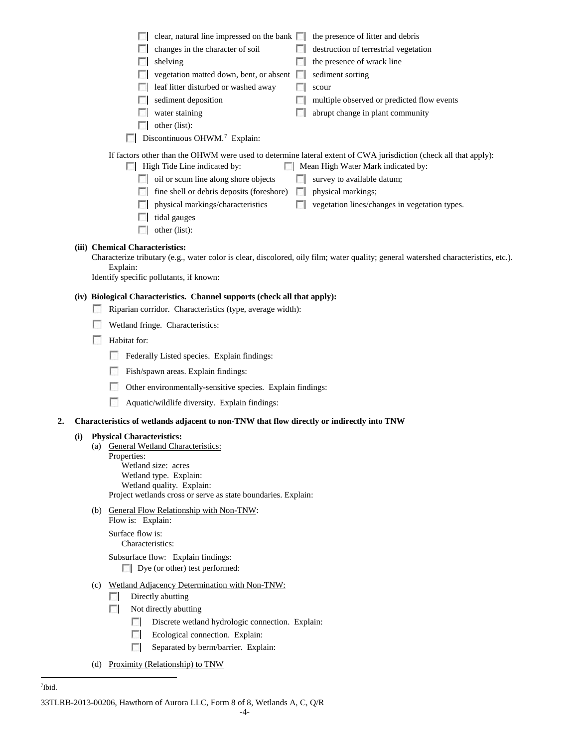- ☐ clear, natural line impressed on the bank
- ☐ changes in the character of soil
- ☐ shelving
- ☐ vegetation matted down, bent, or absent
- ☐ leaf litter disturbed or washed away
- ☐ sediment deposition
- ☐ water staining
- ☐ other (list):
- ☐ the presence of litter and debris
- ☐ destruction of terrestrial vegetation
- ☐ the presence of wrack line
- ☐ sediment sorting
- ☐ scour
- ☐ multiple observed or predicted flow events
- ☐ abrupt change in plant community

☐ Discontinuous OHWM.[7] Explain:

If factors other than the OHWM were used to determine lateral extent of CWA jurisdiction (check all that apply):

☐ High Tide Line indicated by:

- ☐ oil or scum line along shore objects
- ☐ fine shell or debris deposits (foreshore)
- ☐ physical markings/characteristics
- ☐ tidal gauges
- ☐ other (list):

☐ Mean High Water Mark indicated by:

- ☐ survey to available datum;
- ☐ physical markings;
- ☐ vegetation lines/changes in vegetation types.

**(iii) Chemical Characteristics:**

Characterize tributary (e.g., water color is clear, discolored, oily film; water quality; general watershed characteristics, etc.). Explain:

Identify specific pollutants, if known:

**(iv) Biological Characteristics. Channel supports (check all that apply):**

- ☐ Riparian corridor. Characteristics (type, average width):
- ☐ Wetland fringe. Characteristics:
- ☐ Habitat for:
  - ☐ Federally Listed species. Explain findings:
  - ☐ Fish/spawn areas. Explain findings:
  - ☐ Other environmentally-sensitive species. Explain findings:
  - ☐ Aquatic/wildlife diversity. Explain findings:

**2. Characteristics of wetlands adjacent to non-TNW that flow directly or indirectly into TNW**

**(i) Physical Characteristics:**

(a) General Wetland Characteristics:

Properties:

Wetland size: acres

Wetland type. Explain:

Wetland quality. Explain:

Project wetlands cross or serve as state boundaries. Explain:

(b) General Flow Relationship with Non-TNW:

Flow is: Explain:

Surface flow is:

Characteristics:

Subsurface flow: Explain findings:

☐ Dye (or other) test performed:

(c) Wetland Adjacency Determination with Non-TNW:

- ☐ Directly abutting
- ☐ Not directly abutting
  - ☐ Discrete wetland hydrologic connection. Explain:
  - ☐ Ecological connection. Explain:
  - ☐ Separated by berm/barrier. Explain:

(d) Proximity (Relationship) to TNW

[7] Ibid.

33TLRB-2013-00206, Hawthorn of Aurora LLC, Form 8 of 8, Wetlands A, C, Q/R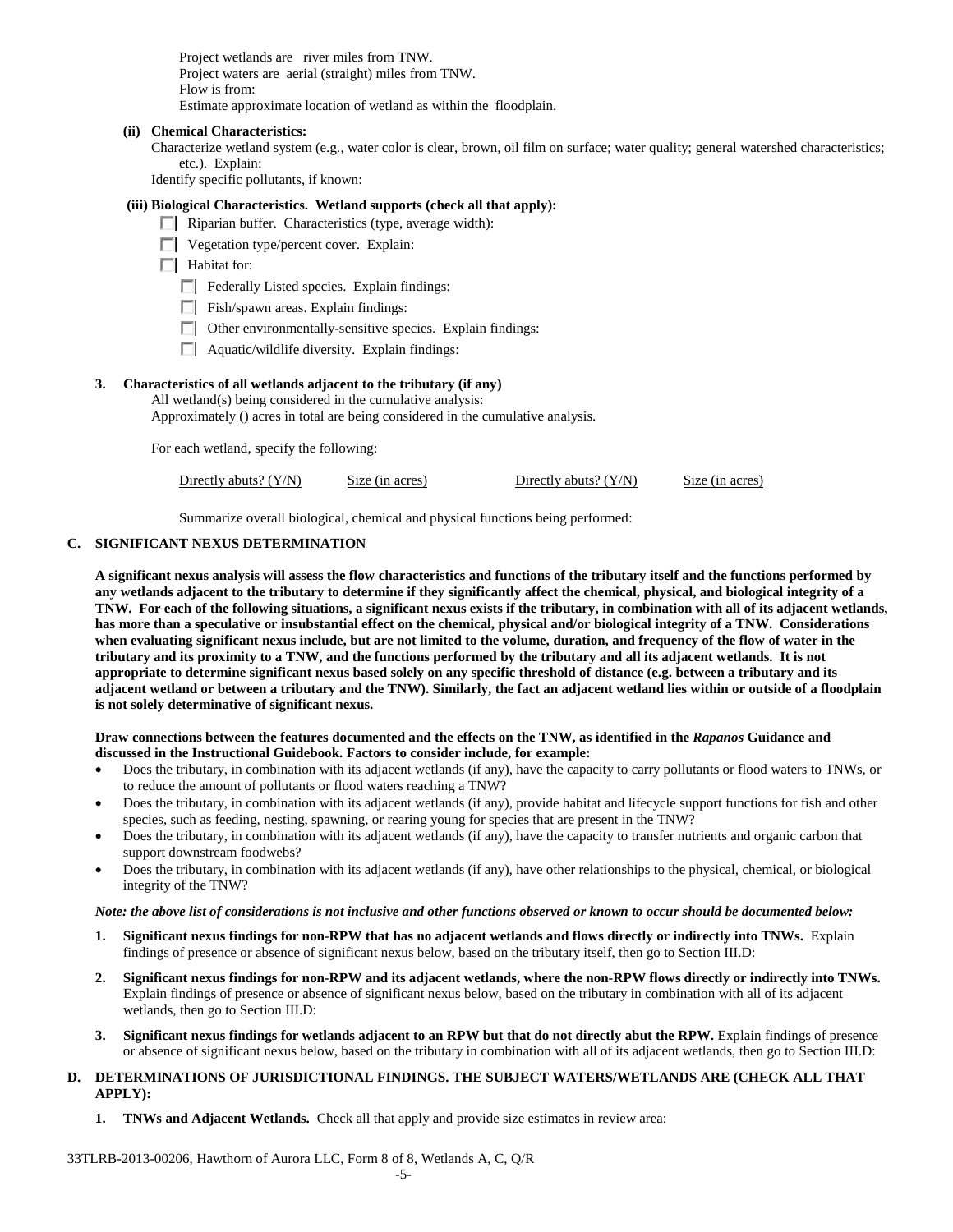Project wetlands are  river miles from TNW.
Project waters are  aerial (straight) miles from TNW.
Flow is from:
Estimate approximate location of wetland as within the  floodplain.

**(ii) Chemical Characteristics:**

Characterize wetland system (e.g., water color is clear, brown, oil film on surface; water quality; general watershed characteristics; etc.). Explain:

Identify specific pollutants, if known:

**(iii) Biological Characteristics. Wetland supports (check all that apply):**

- ☐ Riparian buffer. Characteristics (type, average width):
- ☐ Vegetation type/percent cover. Explain:
- ☐ Habitat for:
  - ☐ Federally Listed species. Explain findings:
  - ☐ Fish/spawn areas. Explain findings:
  - ☐ Other environmentally-sensitive species. Explain findings:
  - ☐ Aquatic/wildlife diversity. Explain findings:

**3. Characteristics of all wetlands adjacent to the tributary (if any)**

All wetland(s) being considered in the cumulative analysis:
Approximately () acres in total are being considered in the cumulative analysis.

For each wetland, specify the following:

| Directly abuts? (Y/N) | Size (in acres) | Directly abuts? (Y/N) | Size (in acres) |
|---|---|---|---|

Summarize overall biological, chemical and physical functions being performed:

## C. SIGNIFICANT NEXUS DETERMINATION

**A significant nexus analysis will assess the flow characteristics and functions of the tributary itself and the functions performed by any wetlands adjacent to the tributary to determine if they significantly affect the chemical, physical, and biological integrity of a TNW. For each of the following situations, a significant nexus exists if the tributary, in combination with all of its adjacent wetlands, has more than a speculative or insubstantial effect on the chemical, physical and/or biological integrity of a TNW. Considerations when evaluating significant nexus include, but are not limited to the volume, duration, and frequency of the flow of water in the tributary and its proximity to a TNW, and the functions performed by the tributary and all its adjacent wetlands. It is not appropriate to determine significant nexus based solely on any specific threshold of distance (e.g. between a tributary and its adjacent wetland or between a tributary and the TNW). Similarly, the fact an adjacent wetland lies within or outside of a floodplain is not solely determinative of significant nexus.**

**Draw connections between the features documented and the effects on the TNW, as identified in the *Rapanos* Guidance and discussed in the Instructional Guidebook. Factors to consider include, for example:**

- Does the tributary, in combination with its adjacent wetlands (if any), have the capacity to carry pollutants or flood waters to TNWs, or to reduce the amount of pollutants or flood waters reaching a TNW?
- Does the tributary, in combination with its adjacent wetlands (if any), provide habitat and lifecycle support functions for fish and other species, such as feeding, nesting, spawning, or rearing young for species that are present in the TNW?
- Does the tributary, in combination with its adjacent wetlands (if any), have the capacity to transfer nutrients and organic carbon that support downstream foodwebs?
- Does the tributary, in combination with its adjacent wetlands (if any), have other relationships to the physical, chemical, or biological integrity of the TNW?

***Note: the above list of considerations is not inclusive and other functions observed or known to occur should be documented below:***

1. **Significant nexus findings for non-RPW that has no adjacent wetlands and flows directly or indirectly into TNWs.** Explain findings of presence or absence of significant nexus below, based on the tributary itself, then go to Section III.D:

2. **Significant nexus findings for non-RPW and its adjacent wetlands, where the non-RPW flows directly or indirectly into TNWs.** Explain findings of presence or absence of significant nexus below, based on the tributary in combination with all of its adjacent wetlands, then go to Section III.D:

3. **Significant nexus findings for wetlands adjacent to an RPW but that do not directly abut the RPW.** Explain findings of presence or absence of significant nexus below, based on the tributary in combination with all of its adjacent wetlands, then go to Section III.D:

## D. DETERMINATIONS OF JURISDICTIONAL FINDINGS. THE SUBJECT WATERS/WETLANDS ARE (CHECK ALL THAT APPLY):

1. **TNWs and Adjacent Wetlands.** Check all that apply and provide size estimates in review area:

33TLRB-2013-00206, Hawthorn of Aurora LLC, Form 8 of 8, Wetlands A, C, Q/R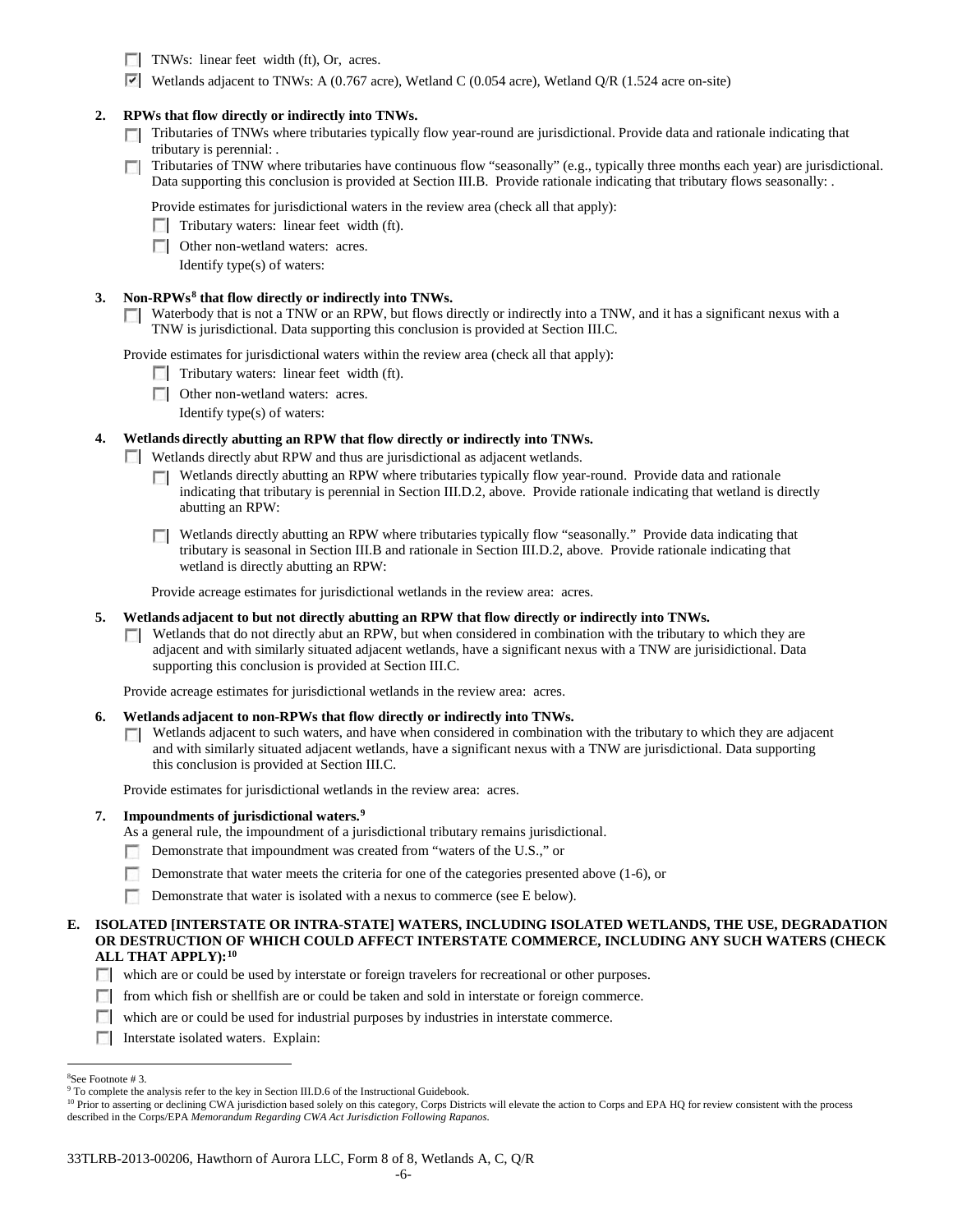- [ ] TNWs: linear feet width (ft), Or, acres.
- [x] Wetlands adjacent to TNWs: A (0.767 acre), Wetland C (0.054 acre), Wetland Q/R (1.524 acre on-site)

**2. RPWs that flow directly or indirectly into TNWs.**

- [ ] Tributaries of TNWs where tributaries typically flow year-round are jurisdictional. Provide data and rationale indicating that tributary is perennial: .
- [ ] Tributaries of TNW where tributaries have continuous flow "seasonally" (e.g., typically three months each year) are jurisdictional. Data supporting this conclusion is provided at Section III.B. Provide rationale indicating that tributary flows seasonally: .

Provide estimates for jurisdictional waters in the review area (check all that apply):

- [ ] Tributary waters: linear feet width (ft).
- [ ] Other non-wetland waters: acres.
  Identify type(s) of waters:

**3. Non-RPWs[8] that flow directly or indirectly into TNWs.**

- [ ] Waterbody that is not a TNW or an RPW, but flows directly or indirectly into a TNW, and it has a significant nexus with a TNW is jurisdictional. Data supporting this conclusion is provided at Section III.C.

Provide estimates for jurisdictional waters within the review area (check all that apply):

- [ ] Tributary waters: linear feet width (ft).
- [ ] Other non-wetland waters: acres.
  Identify type(s) of waters:

**4. Wetlands directly abutting an RPW that flow directly or indirectly into TNWs.**

- [ ] Wetlands directly abut RPW and thus are jurisdictional as adjacent wetlands.
  - [ ] Wetlands directly abutting an RPW where tributaries typically flow year-round. Provide data and rationale indicating that tributary is perennial in Section III.D.2, above. Provide rationale indicating that wetland is directly abutting an RPW:
  - [ ] Wetlands directly abutting an RPW where tributaries typically flow "seasonally." Provide data indicating that tributary is seasonal in Section III.B and rationale in Section III.D.2, above. Provide rationale indicating that wetland is directly abutting an RPW:

Provide acreage estimates for jurisdictional wetlands in the review area: acres.

**5. Wetlands adjacent to but not directly abutting an RPW that flow directly or indirectly into TNWs.**

- [ ] Wetlands that do not directly abut an RPW, but when considered in combination with the tributary to which they are adjacent and with similarly situated adjacent wetlands, have a significant nexus with a TNW are jurisidictional. Data supporting this conclusion is provided at Section III.C.

Provide acreage estimates for jurisdictional wetlands in the review area: acres.

**6. Wetlands adjacent to non-RPWs that flow directly or indirectly into TNWs.**

- [ ] Wetlands adjacent to such waters, and have when considered in combination with the tributary to which they are adjacent and with similarly situated adjacent wetlands, have a significant nexus with a TNW are jurisdictional. Data supporting this conclusion is provided at Section III.C.

Provide estimates for jurisdictional wetlands in the review area: acres.

**7. Impoundments of jurisdictional waters.[9]**

As a general rule, the impoundment of a jurisdictional tributary remains jurisdictional.

- [ ] Demonstrate that impoundment was created from "waters of the U.S.," or
- [ ] Demonstrate that water meets the criteria for one of the categories presented above (1-6), or
- [ ] Demonstrate that water is isolated with a nexus to commerce (see E below).

**E. ISOLATED [INTERSTATE OR INTRA-STATE] WATERS, INCLUDING ISOLATED WETLANDS, THE USE, DEGRADATION OR DESTRUCTION OF WHICH COULD AFFECT INTERSTATE COMMERCE, INCLUDING ANY SUCH WATERS (CHECK ALL THAT APPLY):[10]**

- [ ] which are or could be used by interstate or foreign travelers for recreational or other purposes.
- [ ] from which fish or shellfish are or could be taken and sold in interstate or foreign commerce.
- [ ] which are or could be used for industrial purposes by industries in interstate commerce.
- [ ] Interstate isolated waters. Explain:

---

[8] See Footnote # 3.
[9] To complete the analysis refer to the key in Section III.D.6 of the Instructional Guidebook.
[10] Prior to asserting or declining CWA jurisdiction based solely on this category, Corps Districts will elevate the action to Corps and EPA HQ for review consistent with the process described in the Corps/EPA *Memorandum Regarding CWA Act Jurisdiction Following Rapanos.*

33TLRB-2013-00206, Hawthorn of Aurora LLC, Form 8 of 8, Wetlands A, C, Q/R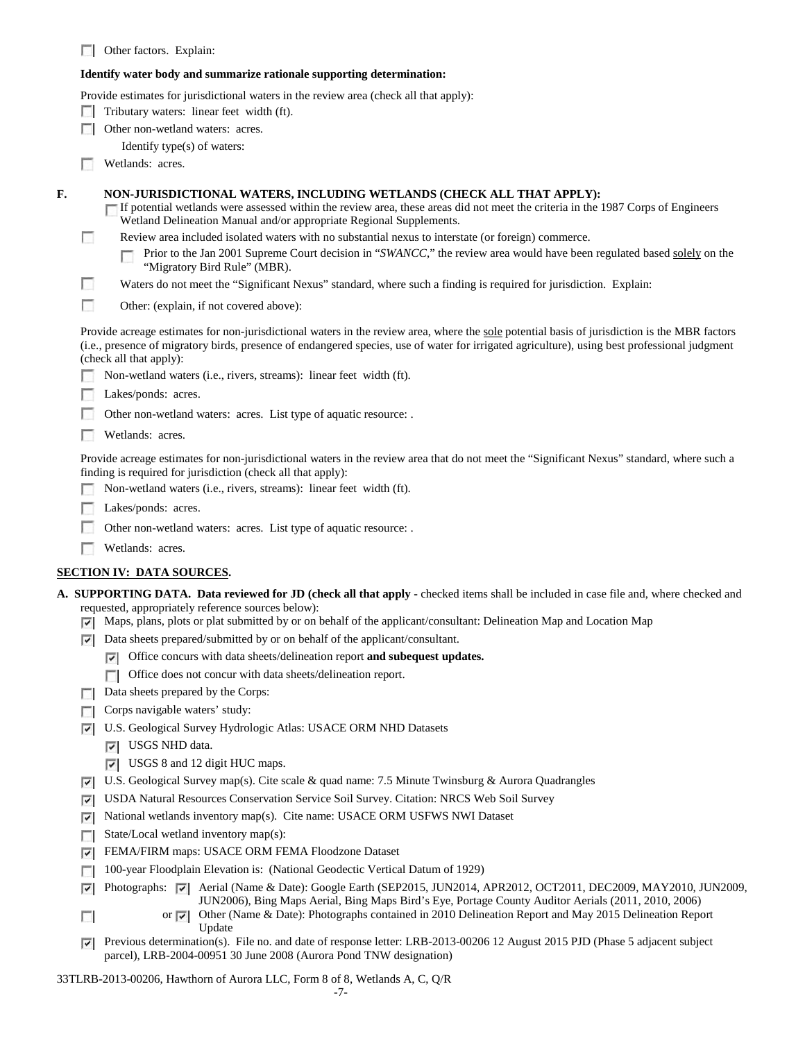☐ Other factors. Explain:

**Identify water body and summarize rationale supporting determination:**

Provide estimates for jurisdictional waters in the review area (check all that apply):

☐ Tributary waters: linear feet width (ft).

☐ Other non-wetland waters: acres.

Identify type(s) of waters:

☐ Wetlands: acres.

**F. NON-JURISDICTIONAL WATERS, INCLUDING WETLANDS (CHECK ALL THAT APPLY):**

☐ If potential wetlands were assessed within the review area, these areas did not meet the criteria in the 1987 Corps of Engineers Wetland Delineation Manual and/or appropriate Regional Supplements.

☐ Review area included isolated waters with no substantial nexus to interstate (or foreign) commerce.

☐ Prior to the Jan 2001 Supreme Court decision in "*SWANCC*," the review area would have been regulated based solely on the "Migratory Bird Rule" (MBR).

☐ Waters do not meet the "Significant Nexus" standard, where such a finding is required for jurisdiction. Explain:

☐ Other: (explain, if not covered above):

Provide acreage estimates for non-jurisdictional waters in the review area, where the sole potential basis of jurisdiction is the MBR factors (i.e., presence of migratory birds, presence of endangered species, use of water for irrigated agriculture), using best professional judgment (check all that apply):

☐ Non-wetland waters (i.e., rivers, streams): linear feet width (ft).

☐ Lakes/ponds: acres.

☐ Other non-wetland waters: acres. List type of aquatic resource: .

☐ Wetlands: acres.

Provide acreage estimates for non-jurisdictional waters in the review area that do not meet the "Significant Nexus" standard, where such a finding is required for jurisdiction (check all that apply):

☐ Non-wetland waters (i.e., rivers, streams): linear feet width (ft).

☐ Lakes/ponds: acres.

☐ Other non-wetland waters: acres. List type of aquatic resource: .

☐ Wetlands: acres.

## SECTION IV: DATA SOURCES.

**A. SUPPORTING DATA. Data reviewed for JD (check all that apply -** checked items shall be included in case file and, where checked and requested, appropriately reference sources below):

☑ Maps, plans, plots or plat submitted by or on behalf of the applicant/consultant: Delineation Map and Location Map

☑ Data sheets prepared/submitted by or on behalf of the applicant/consultant.

☑ Office concurs with data sheets/delineation report **and subsequest updates.**

☐ Office does not concur with data sheets/delineation report.

☐ Data sheets prepared by the Corps:

☐ Corps navigable waters' study:

☑ U.S. Geological Survey Hydrologic Atlas: USACE ORM NHD Datasets

☑ USGS NHD data.

☑ USGS 8 and 12 digit HUC maps.

☑ U.S. Geological Survey map(s). Cite scale & quad name: 7.5 Minute Twinsburg & Aurora Quadrangles

☑ USDA Natural Resources Conservation Service Soil Survey. Citation: NRCS Web Soil Survey

☑ National wetlands inventory map(s). Cite name: USACE ORM USFWS NWI Dataset

☐ State/Local wetland inventory map(s):

☑ FEMA/FIRM maps: USACE ORM FEMA Floodzone Dataset

☐ 100-year Floodplain Elevation is: (National Geodectic Vertical Datum of 1929)

☑ Photographs: ☑ Aerial (Name & Date): Google Earth (SEP2015, JUN2014, APR2012, OCT2011, DEC2009, MAY2010, JUN2009, JUN2006), Bing Maps Aerial, Bing Maps Bird's Eye, Portage County Auditor Aerials (2011, 2010, 2006)

☐ or ☑ Other (Name & Date): Photographs contained in 2010 Delineation Report and May 2015 Delineation Report Update

☑ Previous determination(s). File no. and date of response letter: LRB-2013-00206 12 August 2015 PJD (Phase 5 adjacent subject parcel), LRB-2004-00951 30 June 2008 (Aurora Pond TNW designation)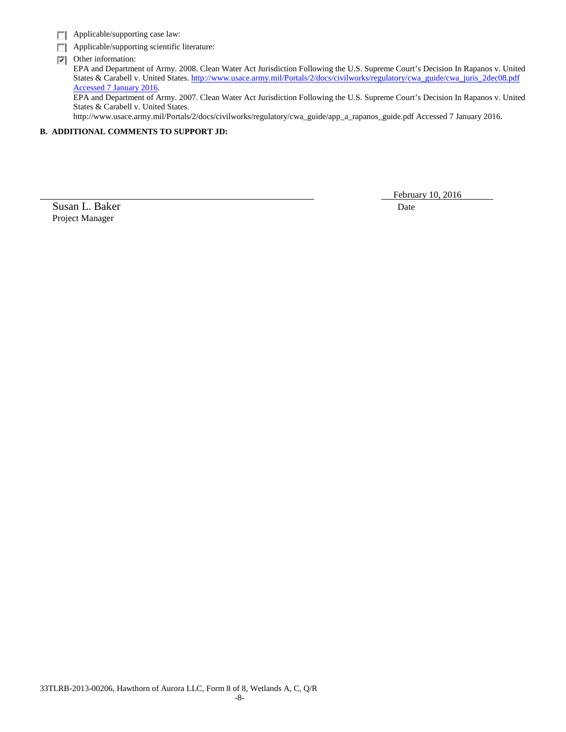- [ ] Applicable/supporting case law:
- [ ] Applicable/supporting scientific literature:
- [x] Other information:
  EPA and Department of Army. 2008. Clean Water Act Jurisdiction Following the U.S. Supreme Court's Decision In Rapanos v. United States & Carabell v. United States. http://www.usace.army.mil/Portals/2/docs/civilworks/regulatory/cwa_guide/cwa_juris_2dec08.pdf Accessed 7 January 2016.
  EPA and Department of Army. 2007. Clean Water Act Jurisdiction Following the U.S. Supreme Court's Decision In Rapanos v. United States & Carabell v. United States.
  http://www.usace.army.mil/Portals/2/docs/civilworks/regulatory/cwa_guide/app_a_rapanos_guide.pdf Accessed 7 January 2016.

**B. ADDITIONAL COMMENTS TO SUPPORT JD:**

Susan L. Baker
Project Manager

February 10, 2016
Date

33TLRB-2013-00206, Hawthorn of Aurora LLC, Form 8 of 8, Wetlands A, C, Q/R